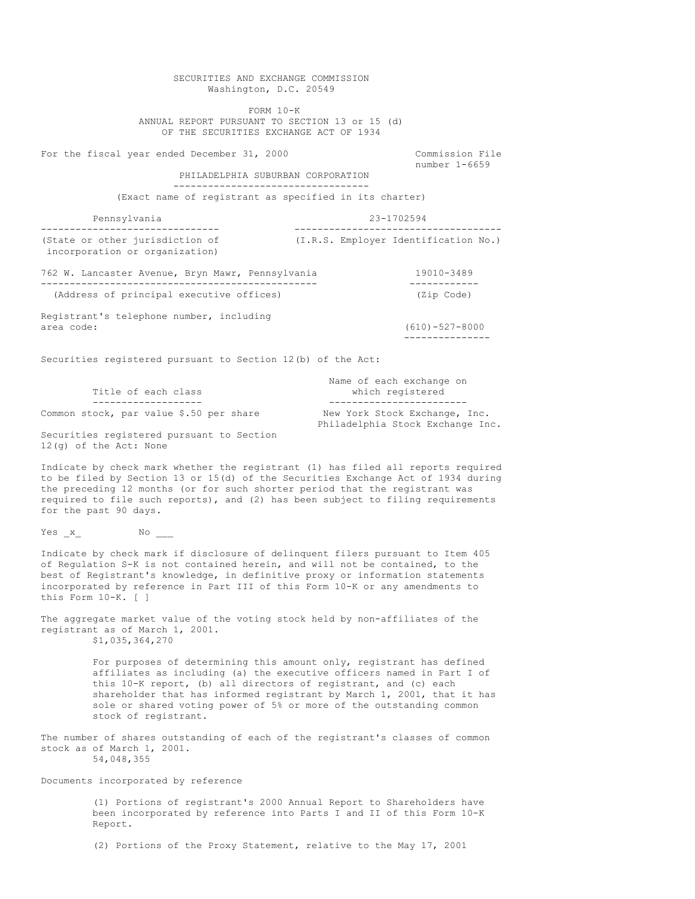# SECURITIES AND EXCHANGE COMMISSION
Washington, D.C. 20549

## FORM 10-K
ANNUAL REPORT PURSUANT TO SECTION 13 or 15 (d)
OF THE SECURITIES EXCHANGE ACT OF 1934

For the fiscal year ended December 31, 2000 | Commission File number 1-6659

**PHILADELPHIA SUBURBAN CORPORATION**
(Exact name of registrant as specified in its charter)

| Pennsylvania | 23-1702594 |
|---|---|
| (State or other jurisdiction of incorporation or organization) | (I.R.S. Employer Identification No.) |

| 762 W. Lancaster Avenue, Bryn Mawr, Pennsylvania | 19010-3489 |
|---|---|
| (Address of principal executive offices) | (Zip Code) |

Registrant's telephone number, including area code: (610)-527-8000

Securities registered pursuant to Section 12(b) of the Act:

| Title of each class | Name of each exchange on which registered |
|---|---|
| Common stock, par value $.50 per share | New York Stock Exchange, Inc.<br>Philadelphia Stock Exchange Inc. |

Securities registered pursuant to Section 12(g) of the Act: None

Indicate by check mark whether the registrant (1) has filed all reports required to be filed by Section 13 or 15(d) of the Securities Exchange Act of 1934 during the preceding 12 months (or for such shorter period that the registrant was required to file such reports), and (2) has been subject to filing requirements for the past 90 days.

Yes _x_ No ___

Indicate by check mark if disclosure of delinquent filers pursuant to Item 405 of Regulation S-K is not contained herein, and will not be contained, to the best of Registrant's knowledge, in definitive proxy or information statements incorporated by reference in Part III of this Form 10-K or any amendments to this Form 10-K. [ ]

The aggregate market value of the voting stock held by non-affiliates of the registrant as of March 1, 2001.
$1,035,364,270

For purposes of determining this amount only, registrant has defined affiliates as including (a) the executive officers named in Part I of this 10-K report, (b) all directors of registrant, and (c) each shareholder that has informed registrant by March 1, 2001, that it has sole or shared voting power of 5% or more of the outstanding common stock of registrant.

The number of shares outstanding of each of the registrant's classes of common stock as of March 1, 2001.
54,048,355

Documents incorporated by reference

(1) Portions of registrant's 2000 Annual Report to Shareholders have been incorporated by reference into Parts I and II of this Form 10-K Report.

(2) Portions of the Proxy Statement, relative to the May 17, 2001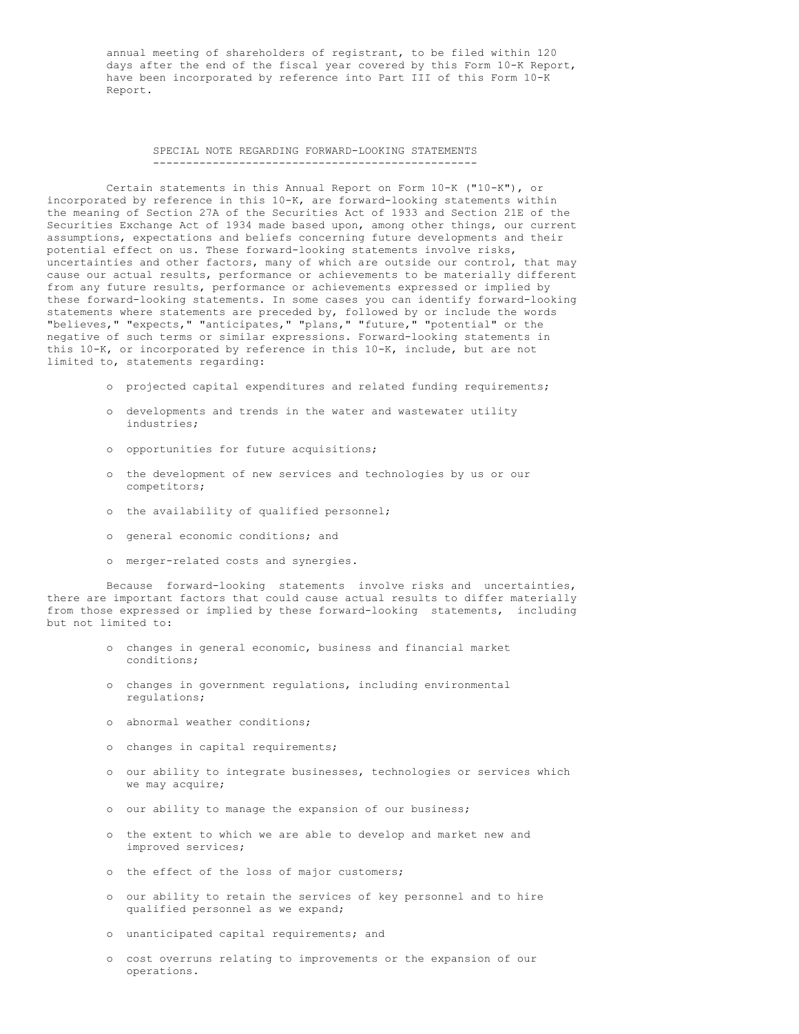annual meeting of shareholders of registrant, to be filed within 120 days after the end of the fiscal year covered by this Form 10-K Report, have been incorporated by reference into Part III of this Form 10-K Report.

## SPECIAL NOTE REGARDING FORWARD-LOOKING STATEMENTS

Certain statements in this Annual Report on Form 10-K ("10-K"), or incorporated by reference in this 10-K, are forward-looking statements within the meaning of Section 27A of the Securities Act of 1933 and Section 21E of the Securities Exchange Act of 1934 made based upon, among other things, our current assumptions, expectations and beliefs concerning future developments and their potential effect on us. These forward-looking statements involve risks, uncertainties and other factors, many of which are outside our control, that may cause our actual results, performance or achievements to be materially different from any future results, performance or achievements expressed or implied by these forward-looking statements. In some cases you can identify forward-looking statements where statements are preceded by, followed by or include the words "believes," "expects," "anticipates," "plans," "future," "potential" or the negative of such terms or similar expressions. Forward-looking statements in this 10-K, or incorporated by reference in this 10-K, include, but are not limited to, statements regarding:

- projected capital expenditures and related funding requirements;
- developments and trends in the water and wastewater utility industries;
- opportunities for future acquisitions;
- the development of new services and technologies by us or our competitors;
- the availability of qualified personnel;
- general economic conditions; and
- merger-related costs and synergies.

Because forward-looking statements involve risks and uncertainties, there are important factors that could cause actual results to differ materially from those expressed or implied by these forward-looking statements, including but not limited to:

- changes in general economic, business and financial market conditions;
- changes in government regulations, including environmental regulations;
- abnormal weather conditions;
- changes in capital requirements;
- our ability to integrate businesses, technologies or services which we may acquire;
- our ability to manage the expansion of our business;
- the extent to which we are able to develop and market new and improved services;
- the effect of the loss of major customers;
- our ability to retain the services of key personnel and to hire qualified personnel as we expand;
- unanticipated capital requirements; and
- cost overruns relating to improvements or the expansion of our operations.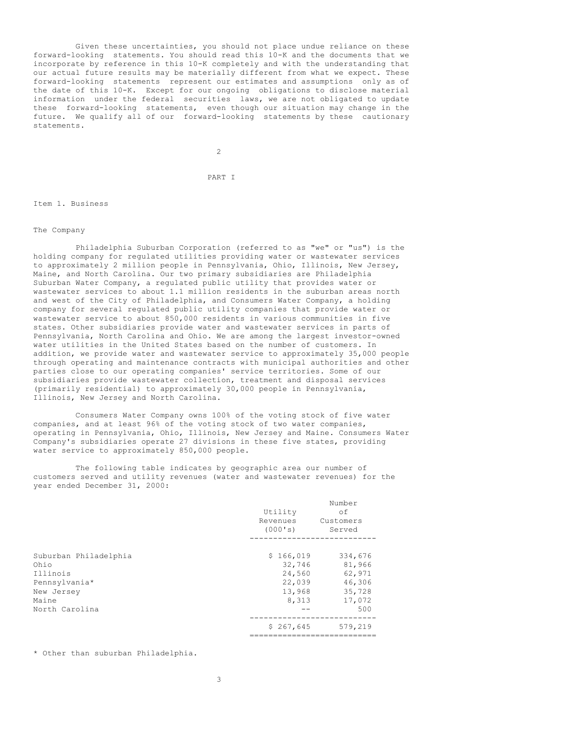Given these uncertainties, you should not place undue reliance on these forward-looking statements. You should read this 10-K and the documents that we incorporate by reference in this 10-K completely and with the understanding that our actual future results may be materially different from what we expect. These forward-looking statements represent our estimates and assumptions only as of the date of this 10-K. Except for our ongoing obligations to disclose material information under the federal securities laws, we are not obligated to update these forward-looking statements, even though our situation may change in the future. We qualify all of our forward-looking statements by these cautionary statements.

# PART I

## Item 1. Business

### The Company

Philadelphia Suburban Corporation (referred to as "we" or "us") is the holding company for regulated utilities providing water or wastewater services to approximately 2 million people in Pennsylvania, Ohio, Illinois, New Jersey, Maine, and North Carolina. Our two primary subsidiaries are Philadelphia Suburban Water Company, a regulated public utility that provides water or wastewater services to about 1.1 million residents in the suburban areas north and west of the City of Philadelphia, and Consumers Water Company, a holding company for several regulated public utility companies that provide water or wastewater service to about 850,000 residents in various communities in five states. Other subsidiaries provide water and wastewater services in parts of Pennsylvania, North Carolina and Ohio. We are among the largest investor-owned water utilities in the United States based on the number of customers. In addition, we provide water and wastewater service to approximately 35,000 people through operating and maintenance contracts with municipal authorities and other parties close to our operating companies' service territories. Some of our subsidiaries provide wastewater collection, treatment and disposal services (primarily residential) to approximately 30,000 people in Pennsylvania, Illinois, New Jersey and North Carolina.

Consumers Water Company owns 100% of the voting stock of five water companies, and at least 96% of the voting stock of two water companies, operating in Pennsylvania, Ohio, Illinois, New Jersey and Maine. Consumers Water Company's subsidiaries operate 27 divisions in these five states, providing water service to approximately 850,000 people.

The following table indicates by geographic area our number of customers served and utility revenues (water and wastewater revenues) for the year ended December 31, 2000:

| | Utility Revenues (000's) | Number of Customers Served |
|---|---|---|
| Suburban Philadelphia | $ 166,019 | 334,676 |
| Ohio | 32,746 | 81,966 |
| Illinois | 24,560 | 62,971 |
| Pennsylvania* | 22,039 | 46,306 |
| New Jersey | 13,968 | 35,728 |
| Maine | 8,313 | 17,072 |
| North Carolina | -- | 500 |
| | $ 267,645 | 579,219 |

\* Other than suburban Philadelphia.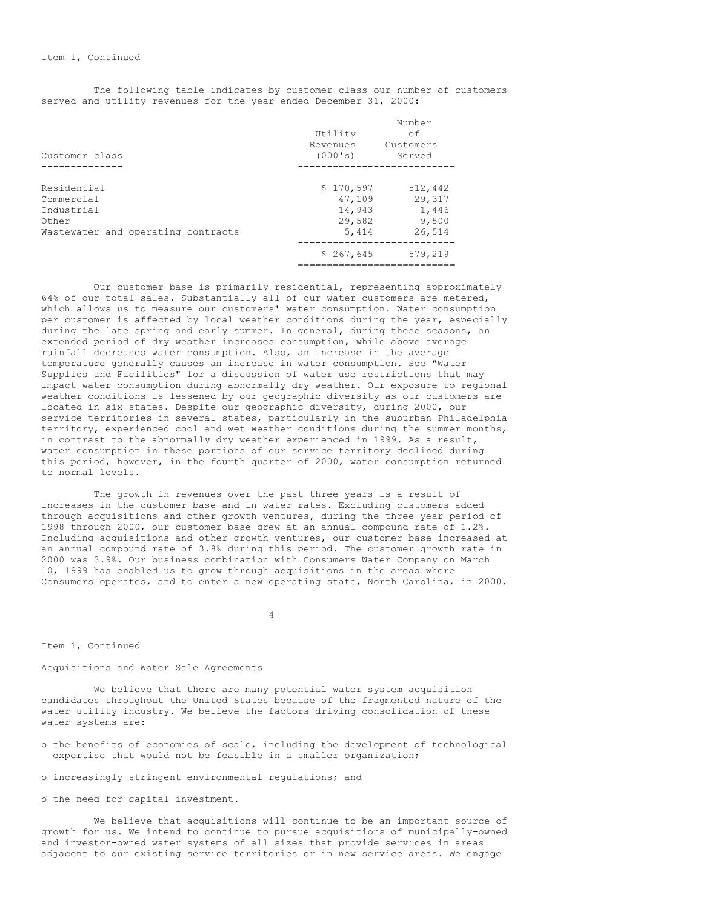Item 1, Continued

The following table indicates by customer class our number of customers served and utility revenues for the year ended December 31, 2000:

| Customer class | Utility Revenues (000's) | Number of Customers Served |
|---|---|---|
| Residential | $ 170,597 | 512,442 |
| Commercial | 47,109 | 29,317 |
| Industrial | 14,943 | 1,446 |
| Other | 29,582 | 9,500 |
| Wastewater and operating contracts | 5,414 | 26,514 |
| | $ 267,645 | 579,219 |

Our customer base is primarily residential, representing approximately 64% of our total sales. Substantially all of our water customers are metered, which allows us to measure our customers' water consumption. Water consumption per customer is affected by local weather conditions during the year, especially during the late spring and early summer. In general, during these seasons, an extended period of dry weather increases consumption, while above average rainfall decreases water consumption. Also, an increase in the average temperature generally causes an increase in water consumption. See "Water Supplies and Facilities" for a discussion of water use restrictions that may impact water consumption during abnormally dry weather. Our exposure to regional weather conditions is lessened by our geographic diversity as our customers are located in six states. Despite our geographic diversity, during 2000, our service territories in several states, particularly in the suburban Philadelphia territory, experienced cool and wet weather conditions during the summer months, in contrast to the abnormally dry weather experienced in 1999. As a result, water consumption in these portions of our service territory declined during this period, however, in the fourth quarter of 2000, water consumption returned to normal levels.

The growth in revenues over the past three years is a result of increases in the customer base and in water rates. Excluding customers added through acquisitions and other growth ventures, during the three-year period of 1998 through 2000, our customer base grew at an annual compound rate of 1.2%. Including acquisitions and other growth ventures, our customer base increased at an annual compound rate of 3.8% during this period. The customer growth rate in 2000 was 3.9%. Our business combination with Consumers Water Company on March 10, 1999 has enabled us to grow through acquisitions in the areas where Consumers operates, and to enter a new operating state, North Carolina, in 2000.

Item 1, Continued

Acquisitions and Water Sale Agreements

We believe that there are many potential water system acquisition candidates throughout the United States because of the fragmented nature of the water utility industry. We believe the factors driving consolidation of these water systems are:

- the benefits of economies of scale, including the development of technological expertise that would not be feasible in a smaller organization;
- increasingly stringent environmental regulations; and
- the need for capital investment.

We believe that acquisitions will continue to be an important source of growth for us. We intend to continue to pursue acquisitions of municipally-owned and investor-owned water systems of all sizes that provide services in areas adjacent to our existing service territories or in new service areas. We engage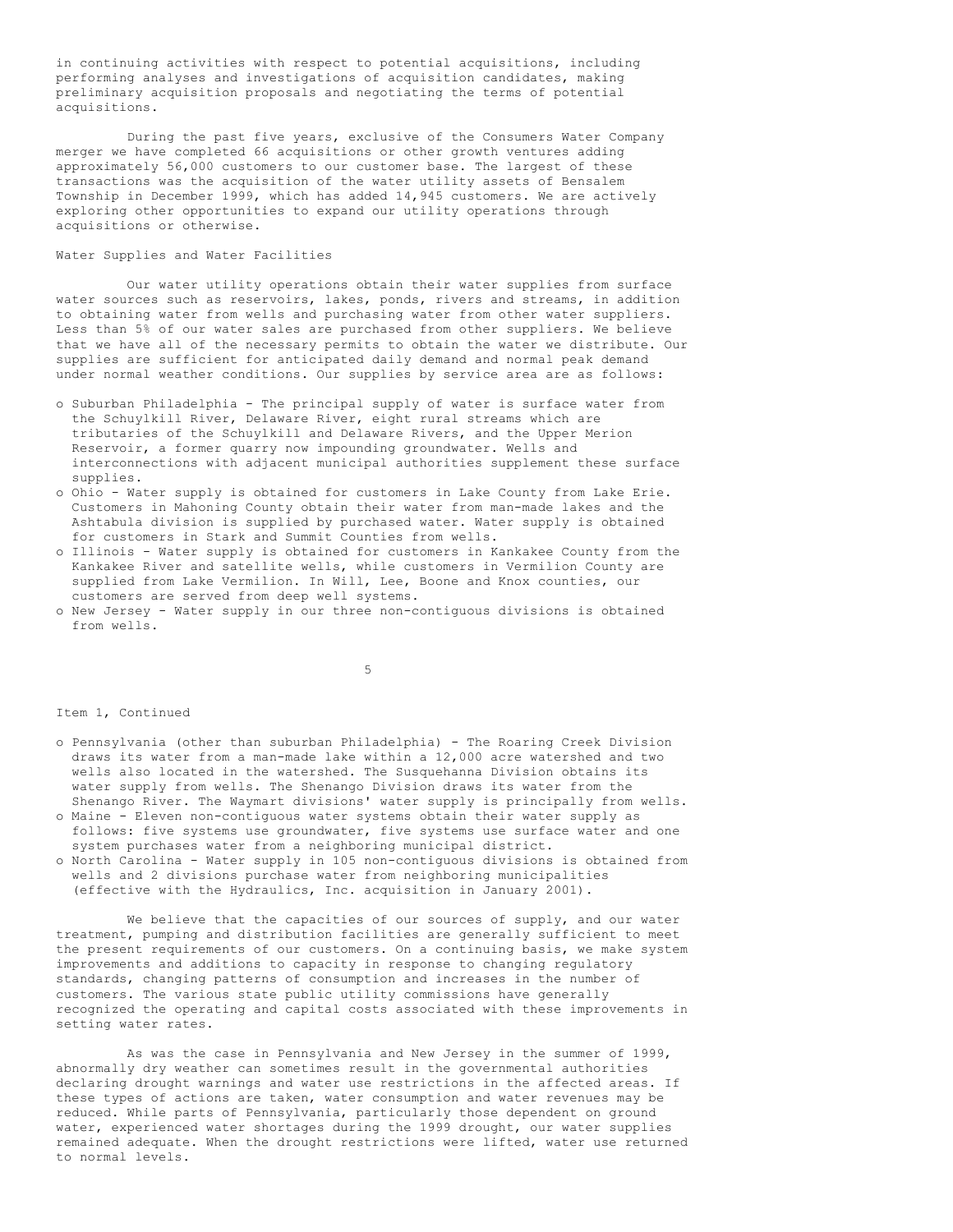in continuing activities with respect to potential acquisitions, including performing analyses and investigations of acquisition candidates, making preliminary acquisition proposals and negotiating the terms of potential acquisitions.

During the past five years, exclusive of the Consumers Water Company merger we have completed 66 acquisitions or other growth ventures adding approximately 56,000 customers to our customer base. The largest of these transactions was the acquisition of the water utility assets of Bensalem Township in December 1999, which has added 14,945 customers. We are actively exploring other opportunities to expand our utility operations through acquisitions or otherwise.

Water Supplies and Water Facilities

Our water utility operations obtain their water supplies from surface water sources such as reservoirs, lakes, ponds, rivers and streams, in addition to obtaining water from wells and purchasing water from other water suppliers. Less than 5% of our water sales are purchased from other suppliers. We believe that we have all of the necessary permits to obtain the water we distribute. Our supplies are sufficient for anticipated daily demand and normal peak demand under normal weather conditions. Our supplies by service area are as follows:

- Suburban Philadelphia - The principal supply of water is surface water from the Schuylkill River, Delaware River, eight rural streams which are tributaries of the Schuylkill and Delaware Rivers, and the Upper Merion Reservoir, a former quarry now impounding groundwater. Wells and interconnections with adjacent municipal authorities supplement these surface supplies.
- Ohio - Water supply is obtained for customers in Lake County from Lake Erie. Customers in Mahoning County obtain their water from man-made lakes and the Ashtabula division is supplied by purchased water. Water supply is obtained for customers in Stark and Summit Counties from wells.
- Illinois - Water supply is obtained for customers in Kankakee County from the Kankakee River and satellite wells, while customers in Vermilion County are supplied from Lake Vermilion. In Will, Lee, Boone and Knox counties, our customers are served from deep well systems.
- New Jersey - Water supply in our three non-contiguous divisions is obtained from wells.

Item 1, Continued

- Pennsylvania (other than suburban Philadelphia) - The Roaring Creek Division draws its water from a man-made lake within a 12,000 acre watershed and two wells also located in the watershed. The Susquehanna Division obtains its water supply from wells. The Shenango Division draws its water from the Shenango River. The Waymart divisions' water supply is principally from wells.
- Maine - Eleven non-contiguous water systems obtain their water supply as follows: five systems use groundwater, five systems use surface water and one system purchases water from a neighboring municipal district.
- North Carolina - Water supply in 105 non-contiguous divisions is obtained from wells and 2 divisions purchase water from neighboring municipalities (effective with the Hydraulics, Inc. acquisition in January 2001).

We believe that the capacities of our sources of supply, and our water treatment, pumping and distribution facilities are generally sufficient to meet the present requirements of our customers. On a continuing basis, we make system improvements and additions to capacity in response to changing regulatory standards, changing patterns of consumption and increases in the number of customers. The various state public utility commissions have generally recognized the operating and capital costs associated with these improvements in setting water rates.

As was the case in Pennsylvania and New Jersey in the summer of 1999, abnormally dry weather can sometimes result in the governmental authorities declaring drought warnings and water use restrictions in the affected areas. If these types of actions are taken, water consumption and water revenues may be reduced. While parts of Pennsylvania, particularly those dependent on ground water, experienced water shortages during the 1999 drought, our water supplies remained adequate. When the drought restrictions were lifted, water use returned to normal levels.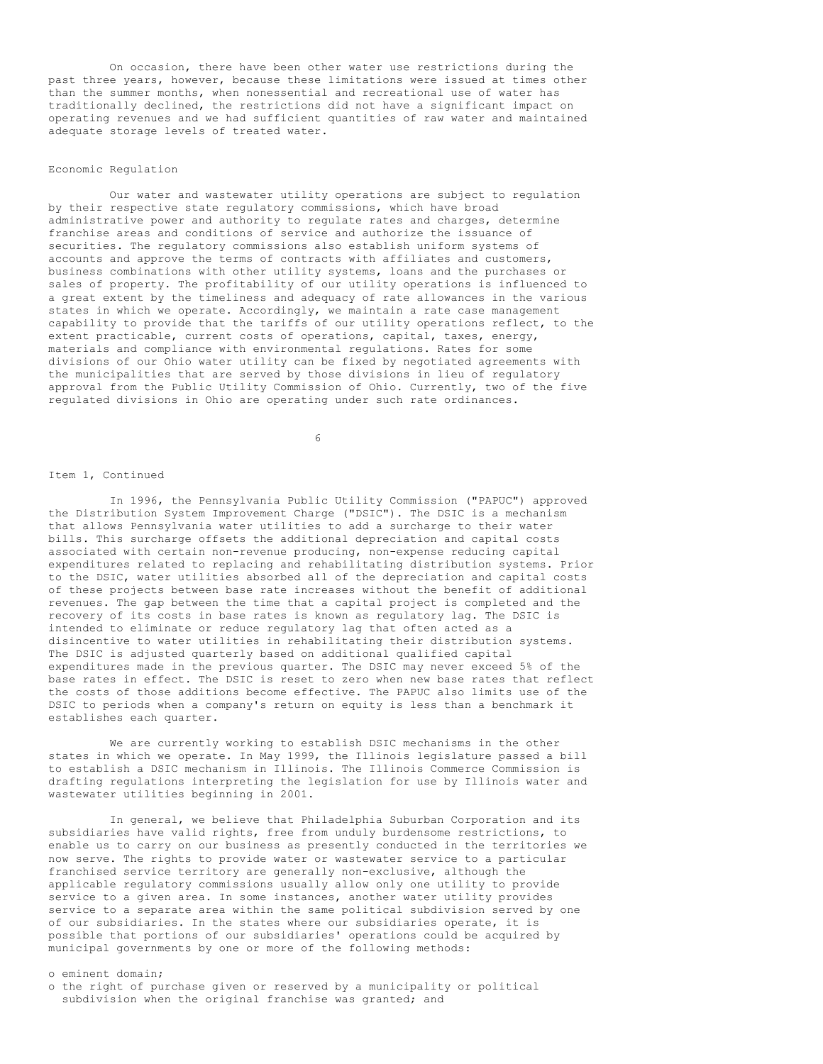On occasion, there have been other water use restrictions during the past three years, however, because these limitations were issued at times other than the summer months, when nonessential and recreational use of water has traditionally declined, the restrictions did not have a significant impact on operating revenues and we had sufficient quantities of raw water and maintained adequate storage levels of treated water.

Economic Regulation

Our water and wastewater utility operations are subject to regulation by their respective state regulatory commissions, which have broad administrative power and authority to regulate rates and charges, determine franchise areas and conditions of service and authorize the issuance of securities. The regulatory commissions also establish uniform systems of accounts and approve the terms of contracts with affiliates and customers, business combinations with other utility systems, loans and the purchases or sales of property. The profitability of our utility operations is influenced to a great extent by the timeliness and adequacy of rate allowances in the various states in which we operate. Accordingly, we maintain a rate case management capability to provide that the tariffs of our utility operations reflect, to the extent practicable, current costs of operations, capital, taxes, energy, materials and compliance with environmental regulations. Rates for some divisions of our Ohio water utility can be fixed by negotiated agreements with the municipalities that are served by those divisions in lieu of regulatory approval from the Public Utility Commission of Ohio. Currently, two of the five regulated divisions in Ohio are operating under such rate ordinances.

Item 1, Continued

In 1996, the Pennsylvania Public Utility Commission ("PAPUC") approved the Distribution System Improvement Charge ("DSIC"). The DSIC is a mechanism that allows Pennsylvania water utilities to add a surcharge to their water bills. This surcharge offsets the additional depreciation and capital costs associated with certain non-revenue producing, non-expense reducing capital expenditures related to replacing and rehabilitating distribution systems. Prior to the DSIC, water utilities absorbed all of the depreciation and capital costs of these projects between base rate increases without the benefit of additional revenues. The gap between the time that a capital project is completed and the recovery of its costs in base rates is known as regulatory lag. The DSIC is intended to eliminate or reduce regulatory lag that often acted as a disincentive to water utilities in rehabilitating their distribution systems. The DSIC is adjusted quarterly based on additional qualified capital expenditures made in the previous quarter. The DSIC may never exceed 5% of the base rates in effect. The DSIC is reset to zero when new base rates that reflect the costs of those additions become effective. The PAPUC also limits use of the DSIC to periods when a company's return on equity is less than a benchmark it establishes each quarter.

We are currently working to establish DSIC mechanisms in the other states in which we operate. In May 1999, the Illinois legislature passed a bill to establish a DSIC mechanism in Illinois. The Illinois Commerce Commission is drafting regulations interpreting the legislation for use by Illinois water and wastewater utilities beginning in 2001.

In general, we believe that Philadelphia Suburban Corporation and its subsidiaries have valid rights, free from unduly burdensome restrictions, to enable us to carry on our business as presently conducted in the territories we now serve. The rights to provide water or wastewater service to a particular franchised service territory are generally non-exclusive, although the applicable regulatory commissions usually allow only one utility to provide service to a given area. In some instances, another water utility provides service to a separate area within the same political subdivision served by one of our subsidiaries. In the states where our subsidiaries operate, it is possible that portions of our subsidiaries' operations could be acquired by municipal governments by one or more of the following methods:

- eminent domain;
- the right of purchase given or reserved by a municipality or political subdivision when the original franchise was granted; and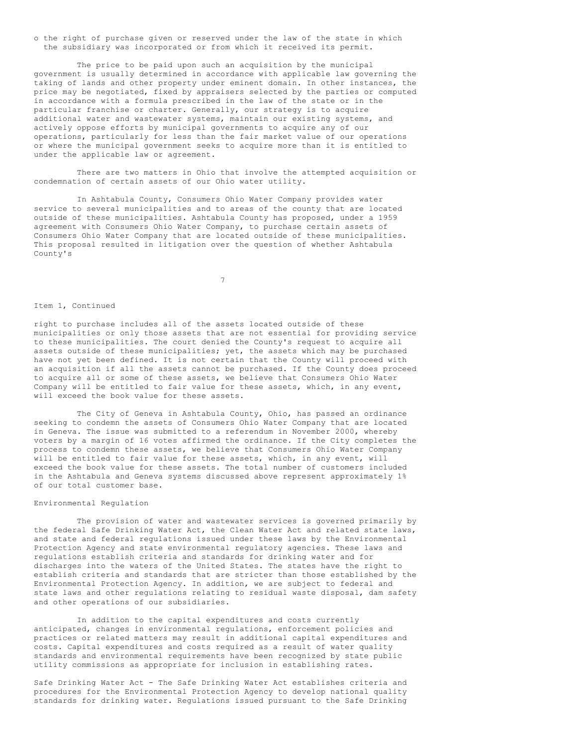- the right of purchase given or reserved under the law of the state in which the subsidiary was incorporated or from which it received its permit.

The price to be paid upon such an acquisition by the municipal government is usually determined in accordance with applicable law governing the taking of lands and other property under eminent domain. In other instances, the price may be negotiated, fixed by appraisers selected by the parties or computed in accordance with a formula prescribed in the law of the state or in the particular franchise or charter. Generally, our strategy is to acquire additional water and wastewater systems, maintain our existing systems, and actively oppose efforts by municipal governments to acquire any of our operations, particularly for less than the fair market value of our operations or where the municipal government seeks to acquire more than it is entitled to under the applicable law or agreement.

There are two matters in Ohio that involve the attempted acquisition or condemnation of certain assets of our Ohio water utility.

In Ashtabula County, Consumers Ohio Water Company provides water service to several municipalities and to areas of the county that are located outside of these municipalities. Ashtabula County has proposed, under a 1959 agreement with Consumers Ohio Water Company, to purchase certain assets of Consumers Ohio Water Company that are located outside of these municipalities. This proposal resulted in litigation over the question of whether Ashtabula County's right to purchase includes all of the assets located outside of these municipalities or only those assets that are not essential for providing service to these municipalities. The court denied the County's request to acquire all assets outside of these municipalities; yet, the assets which may be purchased have not yet been defined. It is not certain that the County will proceed with an acquisition if all the assets cannot be purchased. If the County does proceed to acquire all or some of these assets, we believe that Consumers Ohio Water Company will be entitled to fair value for these assets, which, in any event, will exceed the book value for these assets.

The City of Geneva in Ashtabula County, Ohio, has passed an ordinance seeking to condemn the assets of Consumers Ohio Water Company that are located in Geneva. The issue was submitted to a referendum in November 2000, whereby voters by a margin of 16 votes affirmed the ordinance. If the City completes the process to condemn these assets, we believe that Consumers Ohio Water Company will be entitled to fair value for these assets, which, in any event, will exceed the book value for these assets. The total number of customers included in the Ashtabula and Geneva systems discussed above represent approximately 1% of our total customer base.

Environmental Regulation

The provision of water and wastewater services is governed primarily by the federal Safe Drinking Water Act, the Clean Water Act and related state laws, and state and federal regulations issued under these laws by the Environmental Protection Agency and state environmental regulatory agencies. These laws and regulations establish criteria and standards for drinking water and for discharges into the waters of the United States. The states have the right to establish criteria and standards that are stricter than those established by the Environmental Protection Agency. In addition, we are subject to federal and state laws and other regulations relating to residual waste disposal, dam safety and other operations of our subsidiaries.

In addition to the capital expenditures and costs currently anticipated, changes in environmental regulations, enforcement policies and practices or related matters may result in additional capital expenditures and costs. Capital expenditures and costs required as a result of water quality standards and environmental requirements have been recognized by state public utility commissions as appropriate for inclusion in establishing rates.

Safe Drinking Water Act - The Safe Drinking Water Act establishes criteria and procedures for the Environmental Protection Agency to develop national quality standards for drinking water. Regulations issued pursuant to the Safe Drinking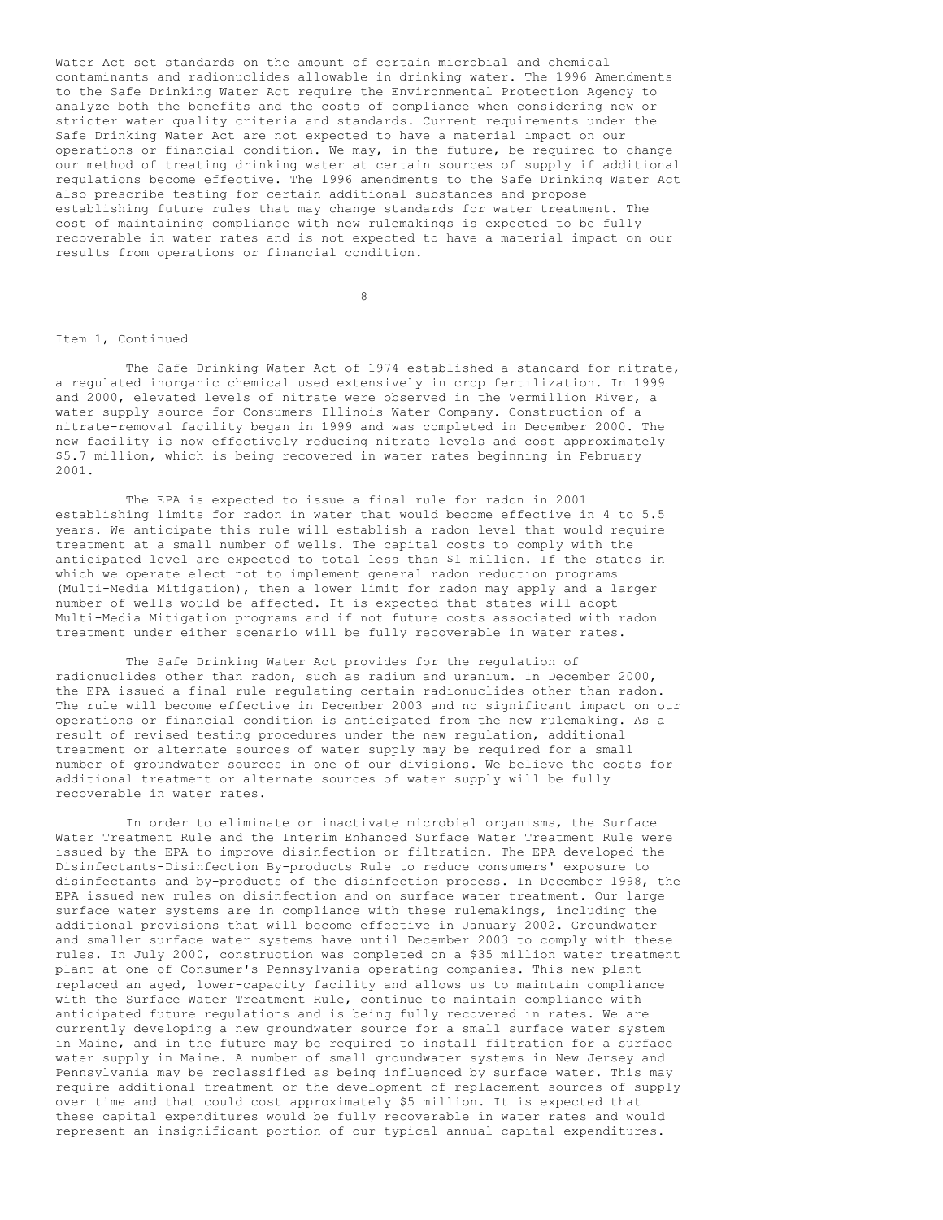Water Act set standards on the amount of certain microbial and chemical contaminants and radionuclides allowable in drinking water. The 1996 Amendments to the Safe Drinking Water Act require the Environmental Protection Agency to analyze both the benefits and the costs of compliance when considering new or stricter water quality criteria and standards. Current requirements under the Safe Drinking Water Act are not expected to have a material impact on our operations or financial condition. We may, in the future, be required to change our method of treating drinking water at certain sources of supply if additional regulations become effective. The 1996 amendments to the Safe Drinking Water Act also prescribe testing for certain additional substances and propose establishing future rules that may change standards for water treatment. The cost of maintaining compliance with new rulemakings is expected to be fully recoverable in water rates and is not expected to have a material impact on our results from operations or financial condition.

Item 1, Continued

The Safe Drinking Water Act of 1974 established a standard for nitrate, a regulated inorganic chemical used extensively in crop fertilization. In 1999 and 2000, elevated levels of nitrate were observed in the Vermillion River, a water supply source for Consumers Illinois Water Company. Construction of a nitrate-removal facility began in 1999 and was completed in December 2000. The new facility is now effectively reducing nitrate levels and cost approximately $5.7 million, which is being recovered in water rates beginning in February 2001.

The EPA is expected to issue a final rule for radon in 2001 establishing limits for radon in water that would become effective in 4 to 5.5 years. We anticipate this rule will establish a radon level that would require treatment at a small number of wells. The capital costs to comply with the anticipated level are expected to total less than $1 million. If the states in which we operate elect not to implement general radon reduction programs (Multi-Media Mitigation), then a lower limit for radon may apply and a larger number of wells would be affected. It is expected that states will adopt Multi-Media Mitigation programs and if not future costs associated with radon treatment under either scenario will be fully recoverable in water rates.

The Safe Drinking Water Act provides for the regulation of radionuclides other than radon, such as radium and uranium. In December 2000, the EPA issued a final rule regulating certain radionuclides other than radon. The rule will become effective in December 2003 and no significant impact on our operations or financial condition is anticipated from the new rulemaking. As a result of revised testing procedures under the new regulation, additional treatment or alternate sources of water supply may be required for a small number of groundwater sources in one of our divisions. We believe the costs for additional treatment or alternate sources of water supply will be fully recoverable in water rates.

In order to eliminate or inactivate microbial organisms, the Surface Water Treatment Rule and the Interim Enhanced Surface Water Treatment Rule were issued by the EPA to improve disinfection or filtration. The EPA developed the Disinfectants-Disinfection By-products Rule to reduce consumers' exposure to disinfectants and by-products of the disinfection process. In December 1998, the EPA issued new rules on disinfection and on surface water treatment. Our large surface water systems are in compliance with these rulemakings, including the additional provisions that will become effective in January 2002. Groundwater and smaller surface water systems have until December 2003 to comply with these rules. In July 2000, construction was completed on a $35 million water treatment plant at one of Consumer's Pennsylvania operating companies. This new plant replaced an aged, lower-capacity facility and allows us to maintain compliance with the Surface Water Treatment Rule, continue to maintain compliance with anticipated future regulations and is being fully recovered in rates. We are currently developing a new groundwater source for a small surface water system in Maine, and in the future may be required to install filtration for a surface water supply in Maine. A number of small groundwater systems in New Jersey and Pennsylvania may be reclassified as being influenced by surface water. This may require additional treatment or the development of replacement sources of supply over time and that could cost approximately $5 million. It is expected that these capital expenditures would be fully recoverable in water rates and would represent an insignificant portion of our typical annual capital expenditures.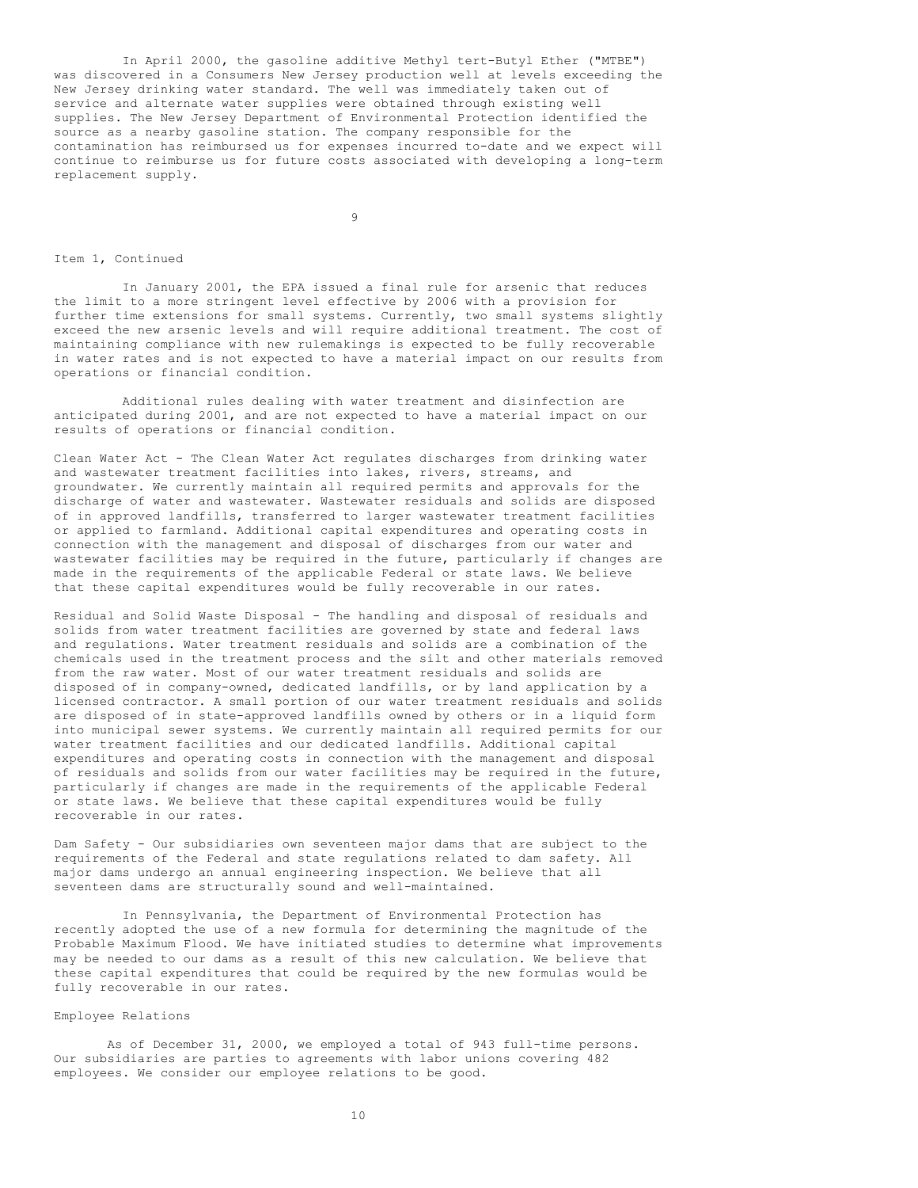In April 2000, the gasoline additive Methyl tert-Butyl Ether ("MTBE") was discovered in a Consumers New Jersey production well at levels exceeding the New Jersey drinking water standard. The well was immediately taken out of service and alternate water supplies were obtained through existing well supplies. The New Jersey Department of Environmental Protection identified the source as a nearby gasoline station. The company responsible for the contamination has reimbursed us for expenses incurred to-date and we expect will continue to reimburse us for future costs associated with developing a long-term replacement supply.

Item 1, Continued

In January 2001, the EPA issued a final rule for arsenic that reduces the limit to a more stringent level effective by 2006 with a provision for further time extensions for small systems. Currently, two small systems slightly exceed the new arsenic levels and will require additional treatment. The cost of maintaining compliance with new rulemakings is expected to be fully recoverable in water rates and is not expected to have a material impact on our results from operations or financial condition.

Additional rules dealing with water treatment and disinfection are anticipated during 2001, and are not expected to have a material impact on our results of operations or financial condition.

Clean Water Act - The Clean Water Act regulates discharges from drinking water and wastewater treatment facilities into lakes, rivers, streams, and groundwater. We currently maintain all required permits and approvals for the discharge of water and wastewater. Wastewater residuals and solids are disposed of in approved landfills, transferred to larger wastewater treatment facilities or applied to farmland. Additional capital expenditures and operating costs in connection with the management and disposal of discharges from our water and wastewater facilities may be required in the future, particularly if changes are made in the requirements of the applicable Federal or state laws. We believe that these capital expenditures would be fully recoverable in our rates.

Residual and Solid Waste Disposal - The handling and disposal of residuals and solids from water treatment facilities are governed by state and federal laws and regulations. Water treatment residuals and solids are a combination of the chemicals used in the treatment process and the silt and other materials removed from the raw water. Most of our water treatment residuals and solids are disposed of in company-owned, dedicated landfills, or by land application by a licensed contractor. A small portion of our water treatment residuals and solids are disposed of in state-approved landfills owned by others or in a liquid form into municipal sewer systems. We currently maintain all required permits for our water treatment facilities and our dedicated landfills. Additional capital expenditures and operating costs in connection with the management and disposal of residuals and solids from our water facilities may be required in the future, particularly if changes are made in the requirements of the applicable Federal or state laws. We believe that these capital expenditures would be fully recoverable in our rates.

Dam Safety - Our subsidiaries own seventeen major dams that are subject to the requirements of the Federal and state regulations related to dam safety. All major dams undergo an annual engineering inspection. We believe that all seventeen dams are structurally sound and well-maintained.

In Pennsylvania, the Department of Environmental Protection has recently adopted the use of a new formula for determining the magnitude of the Probable Maximum Flood. We have initiated studies to determine what improvements may be needed to our dams as a result of this new calculation. We believe that these capital expenditures that could be required by the new formulas would be fully recoverable in our rates.

## Employee Relations

As of December 31, 2000, we employed a total of 943 full-time persons. Our subsidiaries are parties to agreements with labor unions covering 482 employees. We consider our employee relations to be good.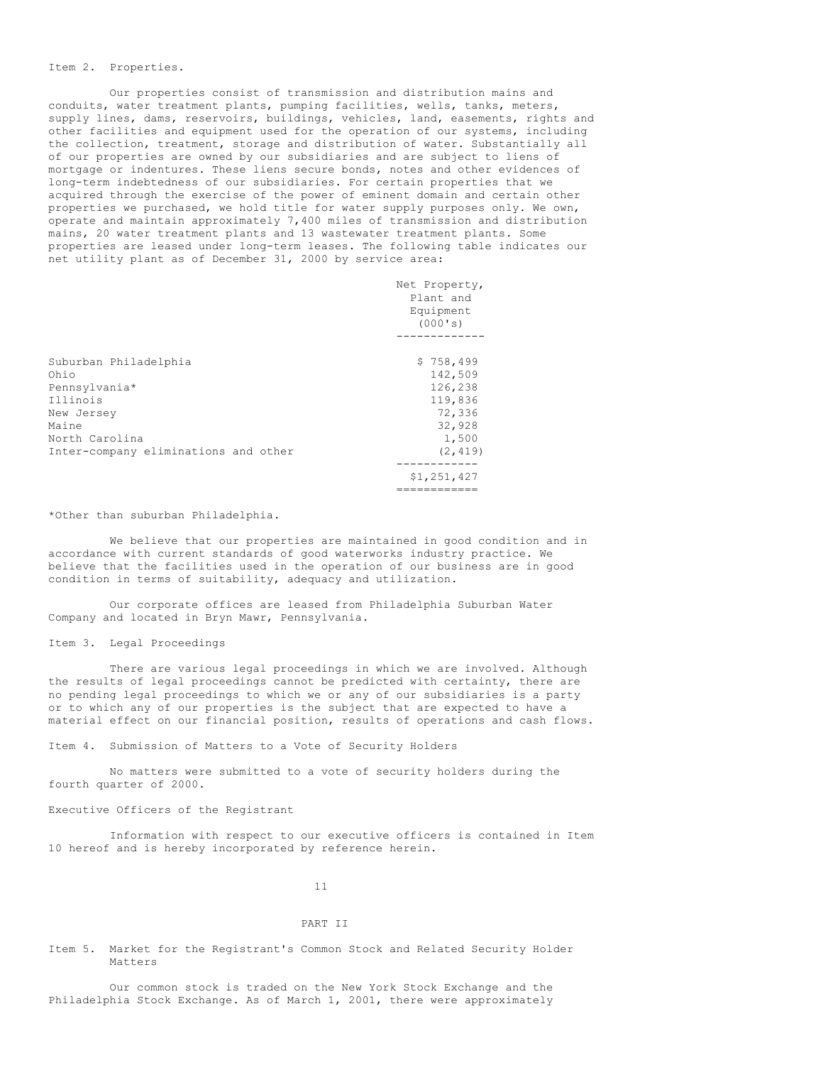## Item 2. Properties.

Our properties consist of transmission and distribution mains and conduits, water treatment plants, pumping facilities, wells, tanks, meters, supply lines, dams, reservoirs, buildings, vehicles, land, easements, rights and other facilities and equipment used for the operation of our systems, including the collection, treatment, storage and distribution of water. Substantially all of our properties are owned by our subsidiaries and are subject to liens of mortgage or indentures. These liens secure bonds, notes and other evidences of long-term indebtedness of our subsidiaries. For certain properties that we acquired through the exercise of the power of eminent domain and certain other properties we purchased, we hold title for water supply purposes only. We own, operate and maintain approximately 7,400 miles of transmission and distribution mains, 20 water treatment plants and 13 wastewater treatment plants. Some properties are leased under long-term leases. The following table indicates our net utility plant as of December 31, 2000 by service area:

| | Net Property, Plant and Equipment (000's) |
|---|---|
| Suburban Philadelphia | $ 758,499 |
| Ohio | 142,509 |
| Pennsylvania* | 126,238 |
| Illinois | 119,836 |
| New Jersey | 72,336 |
| Maine | 32,928 |
| North Carolina | 1,500 |
| Inter-company eliminations and other | (2,419) |
| | $1,251,427 |

*Other than suburban Philadelphia.

We believe that our properties are maintained in good condition and in accordance with current standards of good waterworks industry practice. We believe that the facilities used in the operation of our business are in good condition in terms of suitability, adequacy and utilization.

Our corporate offices are leased from Philadelphia Suburban Water Company and located in Bryn Mawr, Pennsylvania.

## Item 3. Legal Proceedings

There are various legal proceedings in which we are involved. Although the results of legal proceedings cannot be predicted with certainty, there are no pending legal proceedings to which we or any of our subsidiaries is a party or to which any of our properties is the subject that are expected to have a material effect on our financial position, results of operations and cash flows.

## Item 4. Submission of Matters to a Vote of Security Holders

No matters were submitted to a vote of security holders during the fourth quarter of 2000.

## Executive Officers of the Registrant

Information with respect to our executive officers is contained in Item 10 hereof and is hereby incorporated by reference herein.

# PART II

## Item 5. Market for the Registrant's Common Stock and Related Security Holder Matters

Our common stock is traded on the New York Stock Exchange and the Philadelphia Stock Exchange. As of March 1, 2001, there were approximately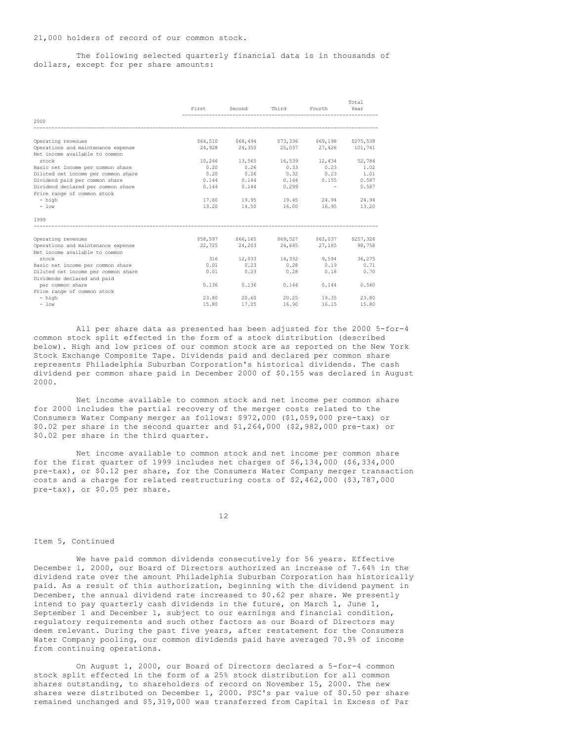21,000 holders of record of our common stock.

The following selected quarterly financial data is in thousands of dollars, except for per share amounts:

| | First | Second | Third | Fourth | Total Year |
|---|---|---|---|---|---|
| **2000** | | | | | |
| Operating revenues | $64,510 | $68,494 | $73,336 | $69,198 | $275,538 |
| Operations and maintenance expense | 24,928 | 24,350 | 25,037 | 27,426 | 101,741 |
| Net income available to common stock | 10,246 | 13,565 | 16,539 | 12,434 | 52,784 |
| Basic net income per common share | 0.20 | 0.26 | 0.33 | 0.23 | 1.02 |
| Diluted net income per common share | 0.20 | 0.26 | 0.32 | 0.23 | 1.01 |
| Dividend paid per common share | 0.144 | 0.144 | 0.144 | 0.155 | 0.587 |
| Dividend declared per common share | 0.144 | 0.144 | 0.299 | - | 0.587 |
| Price range of common stock | | | | | |
| - high | 17.60 | 19.95 | 19.45 | 24.94 | 24.94 |
| - low | 13.20 | 14.50 | 16.00 | 16.95 | 13.20 |
| **1999** | | | | | |
| Operating revenues | $58,597 | $66,165 | $69,527 | $63,037 | $257,326 |
| Operations and maintenance expense | 22,725 | 24,203 | 24,645 | 27,185 | 98,758 |
| Net income available to common stock | 316 | 12,033 | 14,332 | 9,594 | 36,275 |
| Basic net income per common share | 0.01 | 0.23 | 0.28 | 0.19 | 0.71 |
| Diluted net income per common share | 0.01 | 0.23 | 0.28 | 0.18 | 0.70 |
| Dividends declared and paid per common share | 0.136 | 0.136 | 0.144 | 0.144 | 0.560 |
| Price range of common stock | | | | | |
| - high | 23.80 | 20.60 | 20.25 | 19.35 | 23.80 |
| - low | 15.80 | 17.05 | 16.90 | 16.15 | 15.80 |

All per share data as presented has been adjusted for the 2000 5-for-4 common stock split effected in the form of a stock distribution (described below). High and low prices of our common stock are as reported on the New York Stock Exchange Composite Tape. Dividends paid and declared per common share represents Philadelphia Suburban Corporation's historical dividends. The cash dividend per common share paid in December 2000 of $0.155 was declared in August 2000.

Net income available to common stock and net income per common share for 2000 includes the partial recovery of the merger costs related to the Consumers Water Company merger as follows: $972,000 ($1,059,000 pre-tax) or $0.02 per share in the second quarter and $1,264,000 ($2,982,000 pre-tax) or $0.02 per share in the third quarter.

Net income available to common stock and net income per common share for the first quarter of 1999 includes net charges of $6,134,000 ($6,334,000 pre-tax), or $0.12 per share, for the Consumers Water Company merger transaction costs and a charge for related restructuring costs of $2,462,000 ($3,787,000 pre-tax), or $0.05 per share.

Item 5, Continued

We have paid common dividends consecutively for 56 years. Effective December 1, 2000, our Board of Directors authorized an increase of 7.64% in the dividend rate over the amount Philadelphia Suburban Corporation has historically paid. As a result of this authorization, beginning with the dividend payment in December, the annual dividend rate increased to $0.62 per share. We presently intend to pay quarterly cash dividends in the future, on March 1, June 1, September 1 and December 1, subject to our earnings and financial condition, regulatory requirements and such other factors as our Board of Directors may deem relevant. During the past five years, after restatement for the Consumers Water Company pooling, our common dividends paid have averaged 70.9% of income from continuing operations.

On August 1, 2000, our Board of Directors declared a 5-for-4 common stock split effected in the form of a 25% stock distribution for all common shares outstanding, to shareholders of record on November 15, 2000. The new shares were distributed on December 1, 2000. PSC's par value of $0.50 per share remained unchanged and $5,319,000 was transferred from Capital in Excess of Par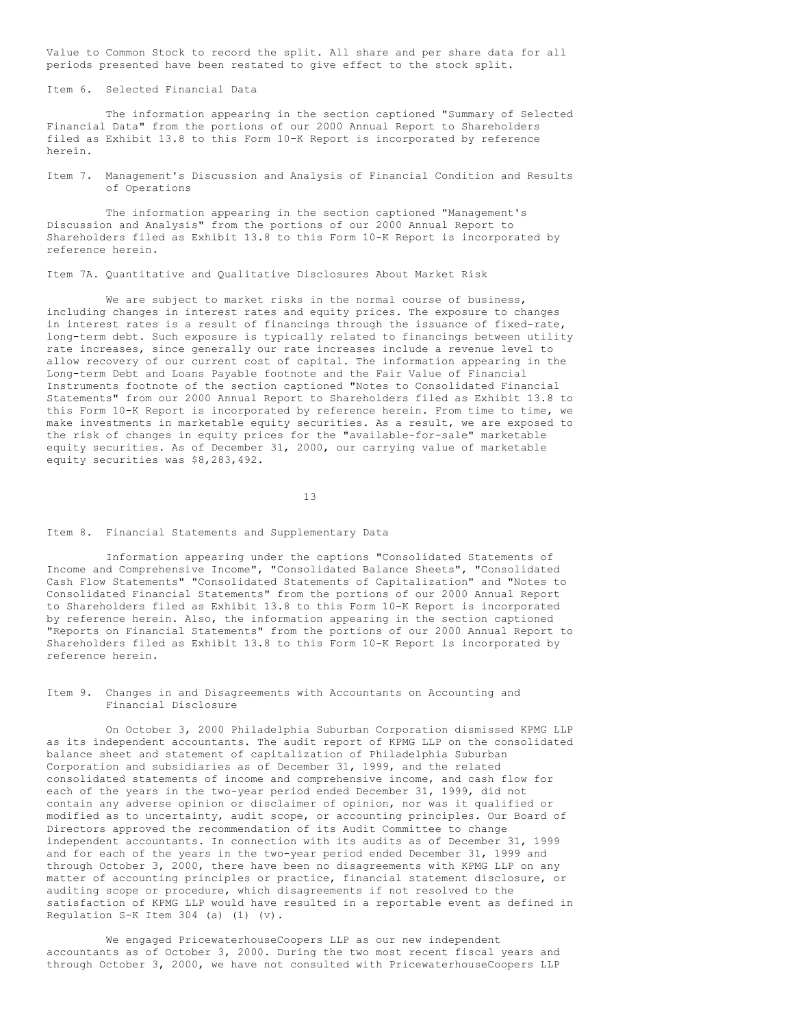Value to Common Stock to record the split. All share and per share data for all periods presented have been restated to give effect to the stock split.

## Item 6. Selected Financial Data

The information appearing in the section captioned "Summary of Selected Financial Data" from the portions of our 2000 Annual Report to Shareholders filed as Exhibit 13.8 to this Form 10-K Report is incorporated by reference herein.

## Item 7. Management's Discussion and Analysis of Financial Condition and Results of Operations

The information appearing in the section captioned "Management's Discussion and Analysis" from the portions of our 2000 Annual Report to Shareholders filed as Exhibit 13.8 to this Form 10-K Report is incorporated by reference herein.

## Item 7A. Quantitative and Qualitative Disclosures About Market Risk

We are subject to market risks in the normal course of business, including changes in interest rates and equity prices. The exposure to changes in interest rates is a result of financings through the issuance of fixed-rate, long-term debt. Such exposure is typically related to financings between utility rate increases, since generally our rate increases include a revenue level to allow recovery of our current cost of capital. The information appearing in the Long-term Debt and Loans Payable footnote and the Fair Value of Financial Instruments footnote of the section captioned "Notes to Consolidated Financial Statements" from our 2000 Annual Report to Shareholders filed as Exhibit 13.8 to this Form 10-K Report is incorporated by reference herein. From time to time, we make investments in marketable equity securities. As a result, we are exposed to the risk of changes in equity prices for the "available-for-sale" marketable equity securities. As of December 31, 2000, our carrying value of marketable equity securities was $8,283,492.

## Item 8. Financial Statements and Supplementary Data

Information appearing under the captions "Consolidated Statements of Income and Comprehensive Income", "Consolidated Balance Sheets", "Consolidated Cash Flow Statements" "Consolidated Statements of Capitalization" and "Notes to Consolidated Financial Statements" from the portions of our 2000 Annual Report to Shareholders filed as Exhibit 13.8 to this Form 10-K Report is incorporated by reference herein. Also, the information appearing in the section captioned "Reports on Financial Statements" from the portions of our 2000 Annual Report to Shareholders filed as Exhibit 13.8 to this Form 10-K Report is incorporated by reference herein.

## Item 9. Changes in and Disagreements with Accountants on Accounting and Financial Disclosure

On October 3, 2000 Philadelphia Suburban Corporation dismissed KPMG LLP as its independent accountants. The audit report of KPMG LLP on the consolidated balance sheet and statement of capitalization of Philadelphia Suburban Corporation and subsidiaries as of December 31, 1999, and the related consolidated statements of income and comprehensive income, and cash flow for each of the years in the two-year period ended December 31, 1999, did not contain any adverse opinion or disclaimer of opinion, nor was it qualified or modified as to uncertainty, audit scope, or accounting principles. Our Board of Directors approved the recommendation of its Audit Committee to change independent accountants. In connection with its audits as of December 31, 1999 and for each of the years in the two-year period ended December 31, 1999 and through October 3, 2000, there have been no disagreements with KPMG LLP on any matter of accounting principles or practice, financial statement disclosure, or auditing scope or procedure, which disagreements if not resolved to the satisfaction of KPMG LLP would have resulted in a reportable event as defined in Regulation S-K Item 304 (a) (1) (v).

We engaged PricewaterhouseCoopers LLP as our new independent accountants as of October 3, 2000. During the two most recent fiscal years and through October 3, 2000, we have not consulted with PricewaterhouseCoopers LLP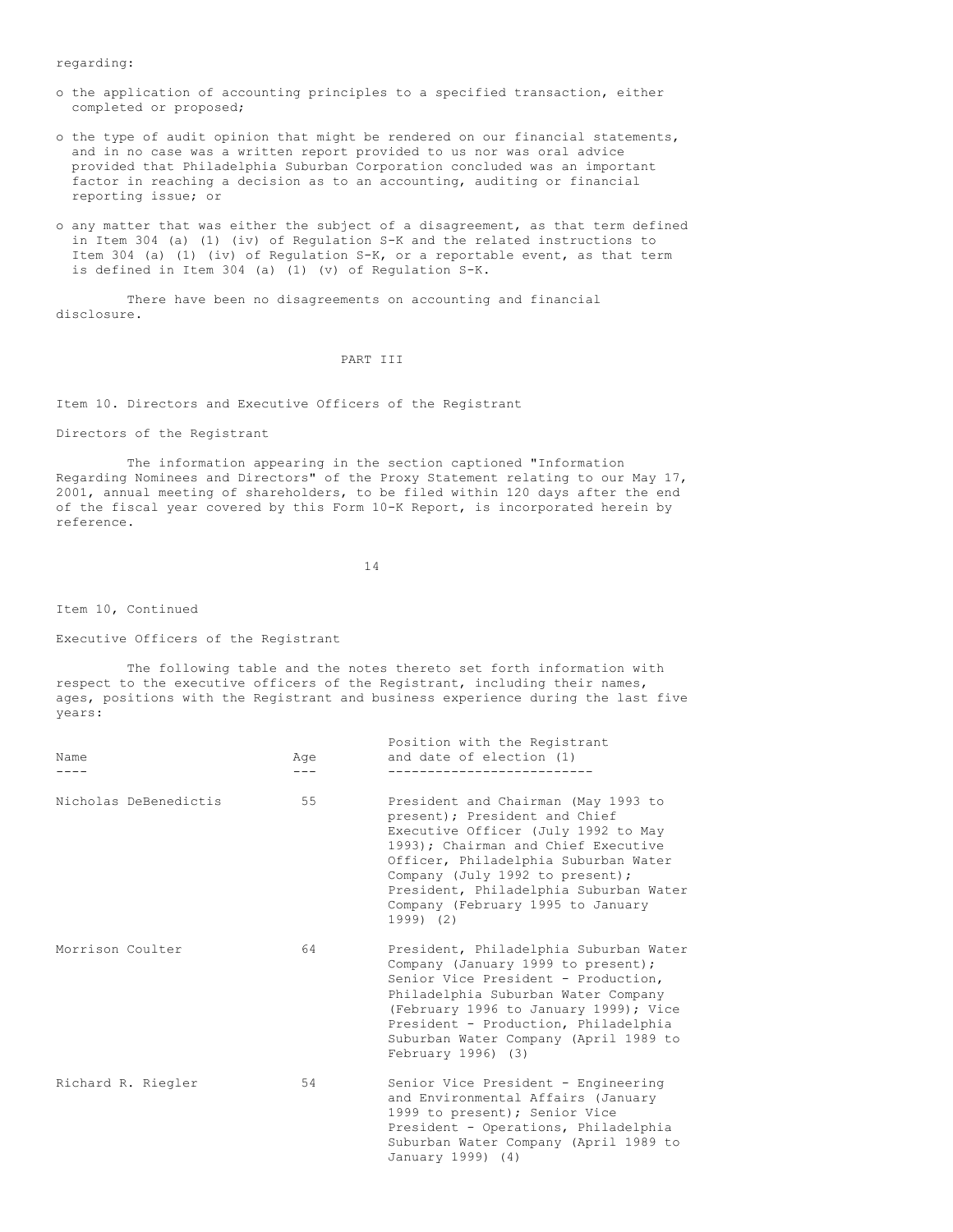regarding:

- the application of accounting principles to a specified transaction, either completed or proposed;
- the type of audit opinion that might be rendered on our financial statements, and in no case was a written report provided to us nor was oral advice provided that Philadelphia Suburban Corporation concluded was an important factor in reaching a decision as to an accounting, auditing or financial reporting issue; or
- any matter that was either the subject of a disagreement, as that term defined in Item 304 (a) (1) (iv) of Regulation S-K and the related instructions to Item 304 (a) (1) (iv) of Regulation S-K, or a reportable event, as that term is defined in Item 304 (a) (1) (v) of Regulation S-K.

There have been no disagreements on accounting and financial disclosure.

# PART III

## Item 10. Directors and Executive Officers of the Registrant

### Directors of the Registrant

The information appearing in the section captioned "Information Regarding Nominees and Directors" of the Proxy Statement relating to our May 17, 2001, annual meeting of shareholders, to be filed within 120 days after the end of the fiscal year covered by this Form 10-K Report, is incorporated herein by reference.

## Item 10, Continued

### Executive Officers of the Registrant

The following table and the notes thereto set forth information with respect to the executive officers of the Registrant, including their names, ages, positions with the Registrant and business experience during the last five years:

| Name | Age | Position with the Registrant and date of election (1) |
|---|---|---|
| Nicholas DeBenedictis | 55 | President and Chairman (May 1993 to present); President and Chief Executive Officer (July 1992 to May 1993); Chairman and Chief Executive Officer, Philadelphia Suburban Water Company (July 1992 to present); President, Philadelphia Suburban Water Company (February 1995 to January 1999) (2) |
| Morrison Coulter | 64 | President, Philadelphia Suburban Water Company (January 1999 to present); Senior Vice President - Production, Philadelphia Suburban Water Company (February 1996 to January 1999); Vice President - Production, Philadelphia Suburban Water Company (April 1989 to February 1996) (3) |
| Richard R. Riegler | 54 | Senior Vice President - Engineering and Environmental Affairs (January 1999 to present); Senior Vice President - Operations, Philadelphia Suburban Water Company (April 1989 to January 1999) (4) |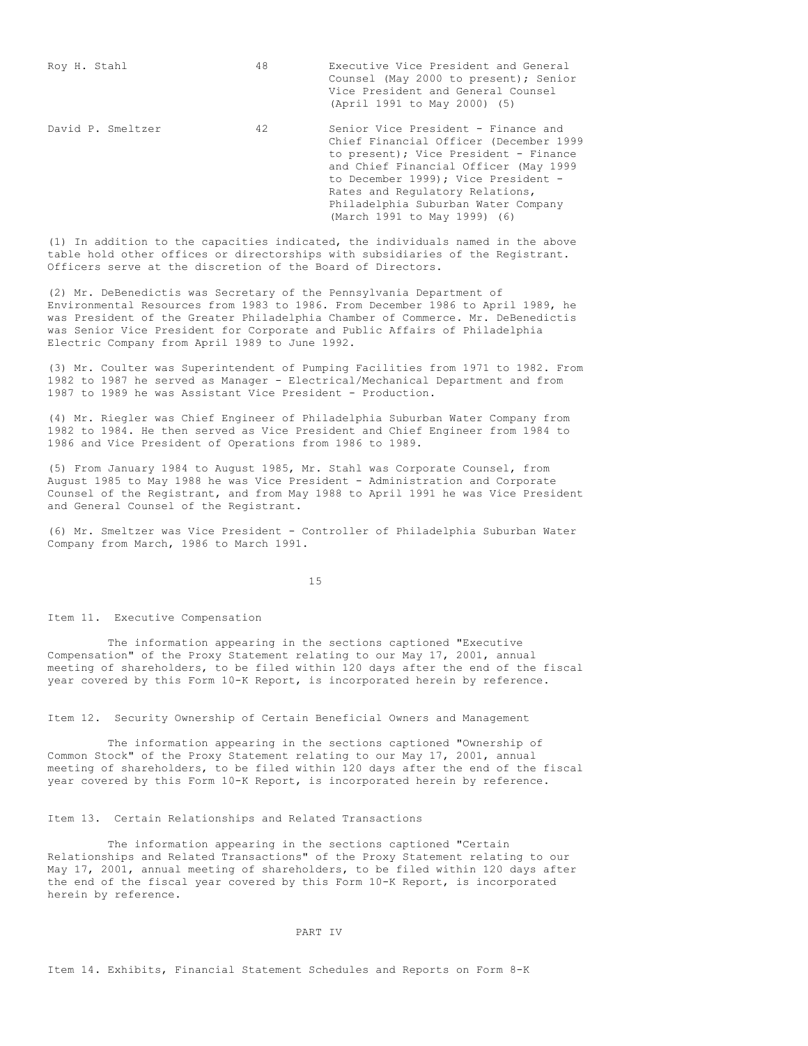| | | |
|---|---|---|
| Roy H. Stahl | 48 | Executive Vice President and General Counsel (May 2000 to present); Senior Vice President and General Counsel (April 1991 to May 2000) (5) |
| David P. Smeltzer | 42 | Senior Vice President - Finance and Chief Financial Officer (December 1999 to present); Vice President - Finance and Chief Financial Officer (May 1999 to December 1999); Vice President - Rates and Regulatory Relations, Philadelphia Suburban Water Company (March 1991 to May 1999) (6) |

(1) In addition to the capacities indicated, the individuals named in the above table hold other offices or directorships with subsidiaries of the Registrant. Officers serve at the discretion of the Board of Directors.

(2) Mr. DeBenedictis was Secretary of the Pennsylvania Department of Environmental Resources from 1983 to 1986. From December 1986 to April 1989, he was President of the Greater Philadelphia Chamber of Commerce. Mr. DeBenedictis was Senior Vice President for Corporate and Public Affairs of Philadelphia Electric Company from April 1989 to June 1992.

(3) Mr. Coulter was Superintendent of Pumping Facilities from 1971 to 1982. From 1982 to 1987 he served as Manager - Electrical/Mechanical Department and from 1987 to 1989 he was Assistant Vice President - Production.

(4) Mr. Riegler was Chief Engineer of Philadelphia Suburban Water Company from 1982 to 1984. He then served as Vice President and Chief Engineer from 1984 to 1986 and Vice President of Operations from 1986 to 1989.

(5) From January 1984 to August 1985, Mr. Stahl was Corporate Counsel, from August 1985 to May 1988 he was Vice President - Administration and Corporate Counsel of the Registrant, and from May 1988 to April 1991 he was Vice President and General Counsel of the Registrant.

(6) Mr. Smeltzer was Vice President - Controller of Philadelphia Suburban Water Company from March, 1986 to March 1991.

## Item 11. Executive Compensation

The information appearing in the sections captioned "Executive Compensation" of the Proxy Statement relating to our May 17, 2001, annual meeting of shareholders, to be filed within 120 days after the end of the fiscal year covered by this Form 10-K Report, is incorporated herein by reference.

## Item 12. Security Ownership of Certain Beneficial Owners and Management

The information appearing in the sections captioned "Ownership of Common Stock" of the Proxy Statement relating to our May 17, 2001, annual meeting of shareholders, to be filed within 120 days after the end of the fiscal year covered by this Form 10-K Report, is incorporated herein by reference.

## Item 13. Certain Relationships and Related Transactions

The information appearing in the sections captioned "Certain Relationships and Related Transactions" of the Proxy Statement relating to our May 17, 2001, annual meeting of shareholders, to be filed within 120 days after the end of the fiscal year covered by this Form 10-K Report, is incorporated herein by reference.

# PART IV

## Item 14. Exhibits, Financial Statement Schedules and Reports on Form 8-K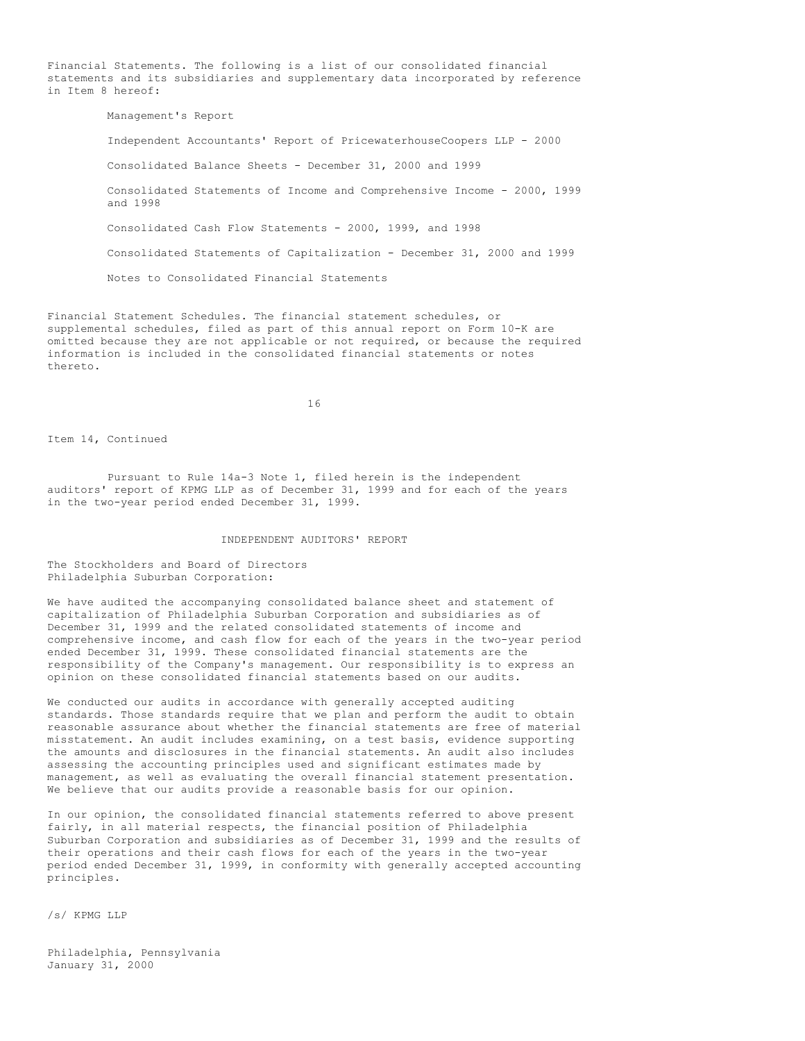Financial Statements. The following is a list of our consolidated financial statements and its subsidiaries and supplementary data incorporated by reference in Item 8 hereof:

- Management's Report
- Independent Accountants' Report of PricewaterhouseCoopers LLP - 2000
- Consolidated Balance Sheets - December 31, 2000 and 1999
- Consolidated Statements of Income and Comprehensive Income - 2000, 1999 and 1998
- Consolidated Cash Flow Statements - 2000, 1999, and 1998
- Consolidated Statements of Capitalization - December 31, 2000 and 1999
- Notes to Consolidated Financial Statements

Financial Statement Schedules. The financial statement schedules, or supplemental schedules, filed as part of this annual report on Form 10-K are omitted because they are not applicable or not required, or because the required information is included in the consolidated financial statements or notes thereto.

Item 14, Continued

Pursuant to Rule 14a-3 Note 1, filed herein is the independent auditors' report of KPMG LLP as of December 31, 1999 and for each of the years in the two-year period ended December 31, 1999.

## INDEPENDENT AUDITORS' REPORT

The Stockholders and Board of Directors
Philadelphia Suburban Corporation:

We have audited the accompanying consolidated balance sheet and statement of capitalization of Philadelphia Suburban Corporation and subsidiaries as of December 31, 1999 and the related consolidated statements of income and comprehensive income, and cash flow for each of the years in the two-year period ended December 31, 1999. These consolidated financial statements are the responsibility of the Company's management. Our responsibility is to express an opinion on these consolidated financial statements based on our audits.

We conducted our audits in accordance with generally accepted auditing standards. Those standards require that we plan and perform the audit to obtain reasonable assurance about whether the financial statements are free of material misstatement. An audit includes examining, on a test basis, evidence supporting the amounts and disclosures in the financial statements. An audit also includes assessing the accounting principles used and significant estimates made by management, as well as evaluating the overall financial statement presentation. We believe that our audits provide a reasonable basis for our opinion.

In our opinion, the consolidated financial statements referred to above present fairly, in all material respects, the financial position of Philadelphia Suburban Corporation and subsidiaries as of December 31, 1999 and the results of their operations and their cash flows for each of the years in the two-year period ended December 31, 1999, in conformity with generally accepted accounting principles.

/s/ KPMG LLP

Philadelphia, Pennsylvania
January 31, 2000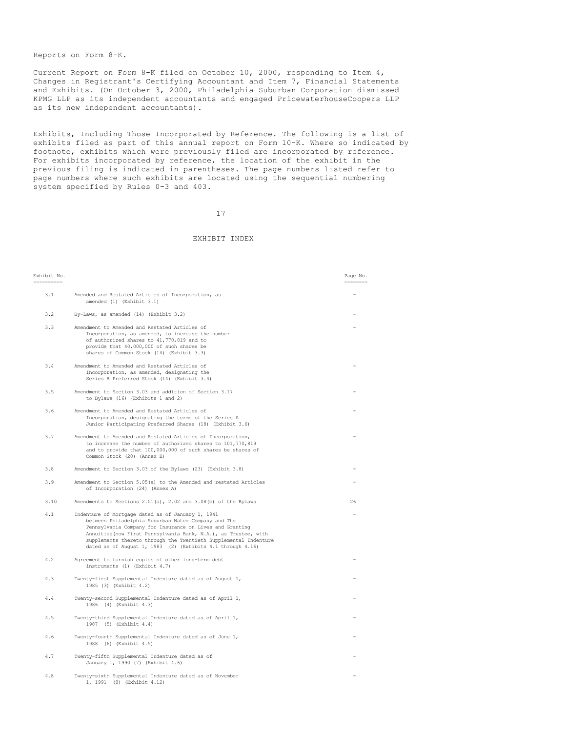Reports on Form 8-K.

Current Report on Form 8-K filed on October 10, 2000, responding to Item 4, Changes in Registrant's Certifying Accountant and Item 7, Financial Statements and Exhibits. (On October 3, 2000, Philadelphia Suburban Corporation dismissed KPMG LLP as its independent accountants and engaged PricewaterhouseCoopers LLP as its new independent accountants).

Exhibits, Including Those Incorporated by Reference. The following is a list of exhibits filed as part of this annual report on Form 10-K. Where so indicated by footnote, exhibits which were previously filed are incorporated by reference. For exhibits incorporated by reference, the location of the exhibit in the previous filing is indicated in parentheses. The page numbers listed refer to page numbers where such exhibits are located using the sequential numbering system specified by Rules 0-3 and 403.

## EXHIBIT INDEX

| Exhibit No. | | Page No. |
|---|---|---|
| 3.1 | Amended and Restated Articles of Incorporation, as amended (1) (Exhibit 3.1) | - |
| 3.2 | By-Laws, as amended (14) (Exhibit 3.2) | - |
| 3.3 | Amendment to Amended and Restated Articles of Incorporation, as amended, to increase the number of authorized shares to 41,770,819 and to provide that 40,000,000 of such shares be shares of Common Stock (14) (Exhibit 3.3) | - |
| 3.4 | Amendment to Amended and Restated Articles of Incorporation, as amended, designating the Series B Preferred Stock (14) (Exhibit 3.4) | - |
| 3.5 | Amendment to Section 3.03 and addition of Section 3.17 to Bylaws (16) (Exhibits 1 and 2) | - |
| 3.6 | Amendment to Amended and Restated Articles of Incorporation, designating the terms of the Series A Junior Participating Preferred Shares (18) (Exhibit 3.6) | - |
| 3.7 | Amendment to Amended and Restated Articles of Incorporation, to increase the number of authorized shares to 101,770,819 and to provide that 100,000,000 of such shares be shares of Common Stock (20) (Annex E) | - |
| 3.8 | Amendment to Section 3.03 of the Bylaws (23) (Exhibit 3.8) | - |
| 3.9 | Amendment to Section 5.05(a) to the Amended and restated Articles of Incorporation (24) (Annex A) | - |
| 3.10 | Amendments to Sections 2.01(a), 2.02 and 3.08(b) of the Bylaws | 26 |
| 4.1 | Indenture of Mortgage dated as of January 1, 1941 between Philadelphia Suburban Water Company and The Pennsylvania Company for Insurance on Lives and Granting Annuities(now First Pennsylvania Bank, N.A.), as Trustee, with supplements thereto through the Twentieth Supplemental Indenture dated as of August 1, 1983 (2) (Exhibits 4.1 through 4.16) | - |
| 4.2 | Agreement to furnish copies of other long-term debt instruments (1) (Exhibit 4.7) | - |
| 4.3 | Twenty-first Supplemental Indenture dated as of August 1, 1985 (3) (Exhibit 4.2) | - |
| 4.4 | Twenty-second Supplemental Indenture dated as of April 1, 1986 (4) (Exhibit 4.3) | - |
| 4.5 | Twenty-third Supplemental Indenture dated as of April 1, 1987 (5) (Exhibit 4.4) | - |
| 4.6 | Twenty-fourth Supplemental Indenture dated as of June 1, 1988 (6) (Exhibit 4.5) | - |
| 4.7 | Twenty-fifth Supplemental Indenture dated as of January 1, 1990 (7) (Exhibit 4.6) | - |
| 4.8 | Twenty-sixth Supplemental Indenture dated as of November 1, 1991 (8) (Exhibit 4.12) | - |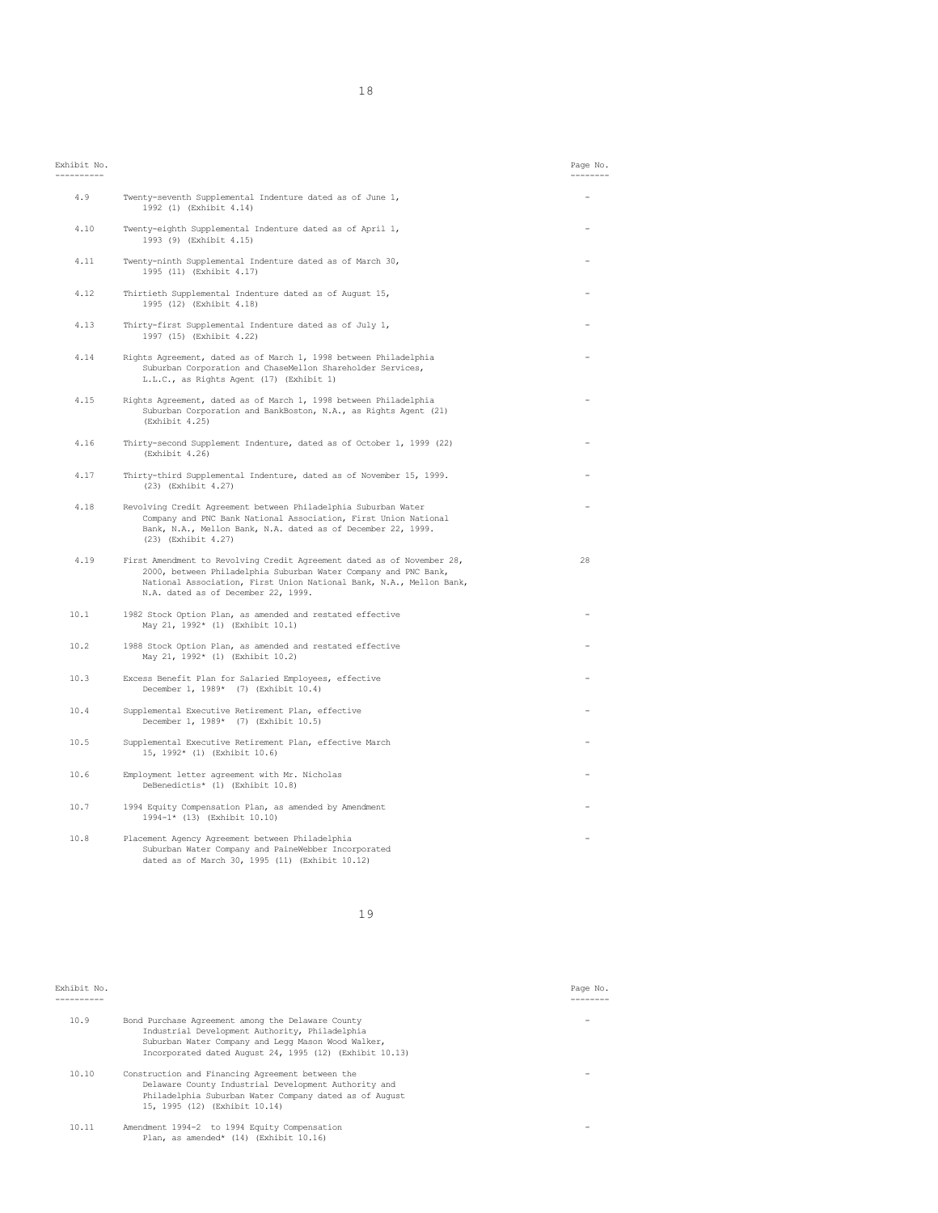| Exhibit No. | | Page No. |
|---|---|---|
| 4.9 | Twenty-seventh Supplemental Indenture dated as of June 1, 1992 (1) (Exhibit 4.14) | - |
| 4.10 | Twenty-eighth Supplemental Indenture dated as of April 1, 1993 (9) (Exhibit 4.15) | - |
| 4.11 | Twenty-ninth Supplemental Indenture dated as of March 30, 1995 (11) (Exhibit 4.17) | - |
| 4.12 | Thirtieth Supplemental Indenture dated as of August 15, 1995 (12) (Exhibit 4.18) | - |
| 4.13 | Thirty-first Supplemental Indenture dated as of July 1, 1997 (15) (Exhibit 4.22) | - |
| 4.14 | Rights Agreement, dated as of March 1, 1998 between Philadelphia Suburban Corporation and ChaseMellon Shareholder Services, L.L.C., as Rights Agent (17) (Exhibit 1) | - |
| 4.15 | Rights Agreement, dated as of March 1, 1998 between Philadelphia Suburban Corporation and BankBoston, N.A., as Rights Agent (21) (Exhibit 4.25) | - |
| 4.16 | Thirty-second Supplement Indenture, dated as of October 1, 1999 (22) (Exhibit 4.26) | - |
| 4.17 | Thirty-third Supplemental Indenture, dated as of November 15, 1999. (23) (Exhibit 4.27) | - |
| 4.18 | Revolving Credit Agreement between Philadelphia Suburban Water Company and PNC Bank National Association, First Union National Bank, N.A., Mellon Bank, N.A. dated as of December 22, 1999. (23) (Exhibit 4.27) | - |
| 4.19 | First Amendment to Revolving Credit Agreement dated as of November 28, 2000, between Philadelphia Suburban Water Company and PNC Bank, National Association, First Union National Bank, N.A., Mellon Bank, N.A. dated as of December 22, 1999. | 28 |
| 10.1 | 1982 Stock Option Plan, as amended and restated effective May 21, 1992* (1) (Exhibit 10.1) | - |
| 10.2 | 1988 Stock Option Plan, as amended and restated effective May 21, 1992* (1) (Exhibit 10.2) | - |
| 10.3 | Excess Benefit Plan for Salaried Employees, effective December 1, 1989* (7) (Exhibit 10.4) | - |
| 10.4 | Supplemental Executive Retirement Plan, effective December 1, 1989* (7) (Exhibit 10.5) | - |
| 10.5 | Supplemental Executive Retirement Plan, effective March 15, 1992* (1) (Exhibit 10.6) | - |
| 10.6 | Employment letter agreement with Mr. Nicholas DeBenedictis* (1) (Exhibit 10.8) | - |
| 10.7 | 1994 Equity Compensation Plan, as amended by Amendment 1994-1* (13) (Exhibit 10.10) | - |
| 10.8 | Placement Agency Agreement between Philadelphia Suburban Water Company and PaineWebber Incorporated dated as of March 30, 1995 (11) (Exhibit 10.12) | - |

| Exhibit No. | | Page No. |
|---|---|---|
| 10.9 | Bond Purchase Agreement among the Delaware County Industrial Development Authority, Philadelphia Suburban Water Company and Legg Mason Wood Walker, Incorporated dated August 24, 1995 (12) (Exhibit 10.13) | - |
| 10.10 | Construction and Financing Agreement between the Delaware County Industrial Development Authority and Philadelphia Suburban Water Company dated as of August 15, 1995 (12) (Exhibit 10.14) | - |
| 10.11 | Amendment 1994-2 to 1994 Equity Compensation Plan, as amended* (14) (Exhibit 10.16) | - |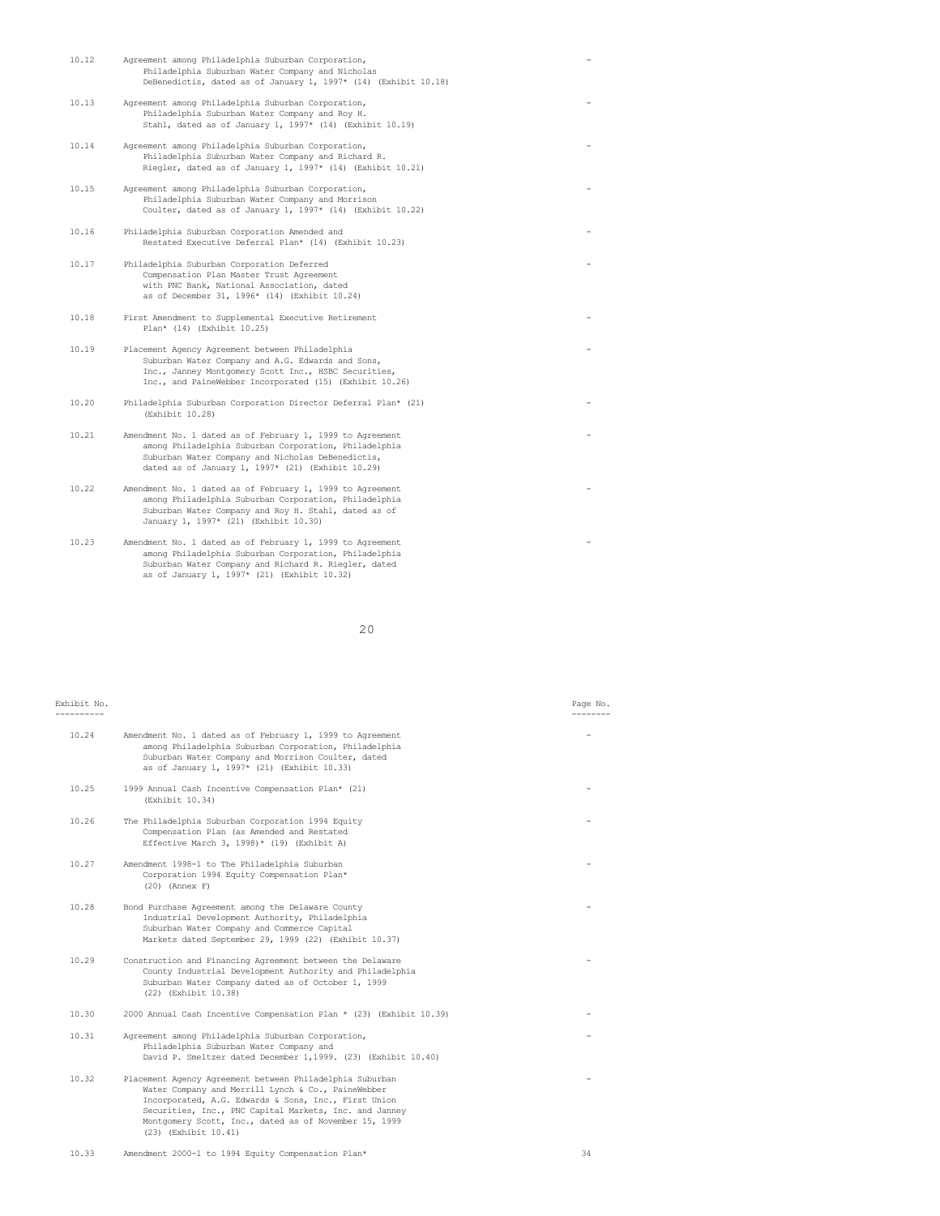| Exhibit No. | | Page No. |
|---|---|---|
| 10.12 | Agreement among Philadelphia Suburban Corporation, Philadelphia Suburban Water Company and Nicholas DeBenedictis, dated as of January 1, 1997* (14) (Exhibit 10.18) | - |
| 10.13 | Agreement among Philadelphia Suburban Corporation, Philadelphia Suburban Water Company and Roy H. Stahl, dated as of January 1, 1997* (14) (Exhibit 10.19) | - |
| 10.14 | Agreement among Philadelphia Suburban Corporation, Philadelphia Suburban Water Company and Richard R. Riegler, dated as of January 1, 1997* (14) (Exhibit 10.21) | - |
| 10.15 | Agreement among Philadelphia Suburban Corporation, Philadelphia Suburban Water Company and Morrison Coulter, dated as of January 1, 1997* (14) (Exhibit 10.22) | - |
| 10.16 | Philadelphia Suburban Corporation Amended and Restated Executive Deferral Plan* (14) (Exhibit 10.23) | - |
| 10.17 | Philadelphia Suburban Corporation Deferred Compensation Plan Master Trust Agreement with PNC Bank, National Association, dated as of December 31, 1996* (14) (Exhibit 10.24) | - |
| 10.18 | First Amendment to Supplemental Executive Retirement Plan* (14) (Exhibit 10.25) | - |
| 10.19 | Placement Agency Agreement between Philadelphia Suburban Water Company and A.G. Edwards and Sons, Inc., Janney Montgomery Scott Inc., HSBC Securities, Inc., and PaineWebber Incorporated (15) (Exhibit 10.26) | - |
| 10.20 | Philadelphia Suburban Corporation Director Deferral Plan* (21) (Exhibit 10.28) | - |
| 10.21 | Amendment No. 1 dated as of February 1, 1999 to Agreement among Philadelphia Suburban Corporation, Philadelphia Suburban Water Company and Nicholas DeBenedictis, dated as of January 1, 1997* (21) (Exhibit 10.29) | - |
| 10.22 | Amendment No. 1 dated as of February 1, 1999 to Agreement among Philadelphia Suburban Corporation, Philadelphia Suburban Water Company and Roy H. Stahl, dated as of January 1, 1997* (21) (Exhibit 10.30) | - |
| 10.23 | Amendment No. 1 dated as of February 1, 1999 to Agreement among Philadelphia Suburban Corporation, Philadelphia Suburban Water Company and Richard R. Riegler, dated as of January 1, 1997* (21) (Exhibit 10.32) | - |
| 10.24 | Amendment No. 1 dated as of February 1, 1999 to Agreement among Philadelphia Suburban Corporation, Philadelphia Suburban Water Company and Morrison Coulter, dated as of January 1, 1997* (21) (Exhibit 10.33) | - |
| 10.25 | 1999 Annual Cash Incentive Compensation Plan* (21) (Exhibit 10.34) | - |
| 10.26 | The Philadelphia Suburban Corporation 1994 Equity Compensation Plan (as Amended and Restated Effective March 3, 1998)* (19) (Exhibit A) | - |
| 10.27 | Amendment 1998-1 to The Philadelphia Suburban Corporation 1994 Equity Compensation Plan* (20) (Annex F) | - |
| 10.28 | Bond Purchase Agreement among the Delaware County Industrial Development Authority, Philadelphia Suburban Water Company and Commerce Capital Markets dated September 29, 1999 (22) (Exhibit 10.37) | - |
| 10.29 | Construction and Financing Agreement between the Delaware County Industrial Development Authority and Philadelphia Suburban Water Company dated as of October 1, 1999 (22) (Exhibit 10.38) | - |
| 10.30 | 2000 Annual Cash Incentive Compensation Plan * (23) (Exhibit 10.39) | - |
| 10.31 | Agreement among Philadelphia Suburban Corporation, Philadelphia Suburban Water Company and David P. Smeltzer dated December 1,1999. (23) (Exhibit 10.40) | - |
| 10.32 | Placement Agency Agreement between Philadelphia Suburban Water Company and Merrill Lynch & Co., PaineWebber Incorporated, A.G. Edwards & Sons, Inc., First Union Securities, Inc., PNC Capital Markets, Inc. and Janney Montgomery Scott, Inc., dated as of November 15, 1999 (23) (Exhibit 10.41) | - |
| 10.33 | Amendment 2000-1 to 1994 Equity Compensation Plan* | 34 |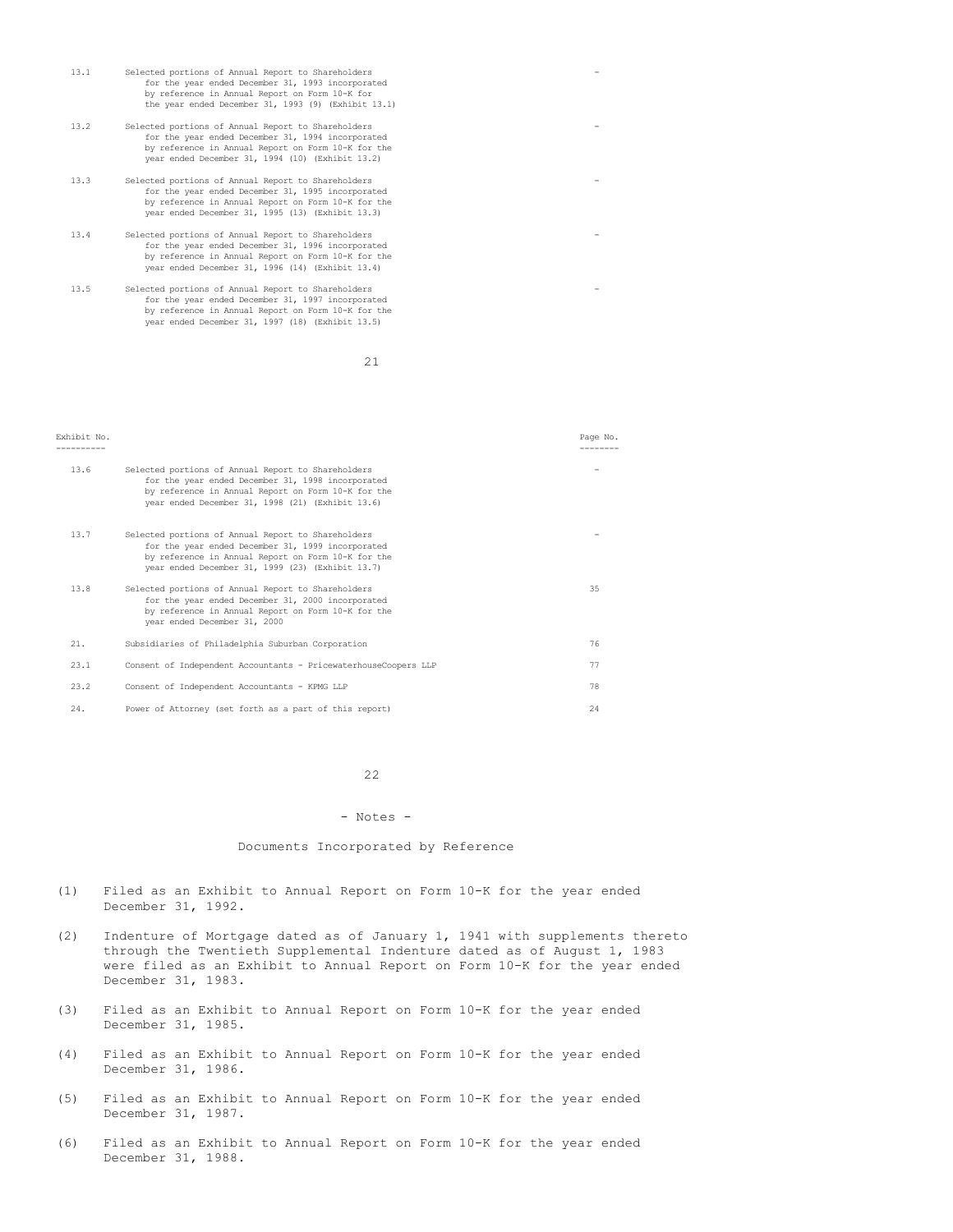| Exhibit No. | | Page No. |
|---|---|---|
| 13.1 | Selected portions of Annual Report to Shareholders for the year ended December 31, 1993 incorporated by reference in Annual Report on Form 10-K for the year ended December 31, 1993 (9) (Exhibit 13.1) | - |
| 13.2 | Selected portions of Annual Report to Shareholders for the year ended December 31, 1994 incorporated by reference in Annual Report on Form 10-K for the year ended December 31, 1994 (10) (Exhibit 13.2) | - |
| 13.3 | Selected portions of Annual Report to Shareholders for the year ended December 31, 1995 incorporated by reference in Annual Report on Form 10-K for the year ended December 31, 1995 (13) (Exhibit 13.3) | - |
| 13.4 | Selected portions of Annual Report to Shareholders for the year ended December 31, 1996 incorporated by reference in Annual Report on Form 10-K for the year ended December 31, 1996 (14) (Exhibit 13.4) | - |
| 13.5 | Selected portions of Annual Report to Shareholders for the year ended December 31, 1997 incorporated by reference in Annual Report on Form 10-K for the year ended December 31, 1997 (18) (Exhibit 13.5) | - |
| 13.6 | Selected portions of Annual Report to Shareholders for the year ended December 31, 1998 incorporated by reference in Annual Report on Form 10-K for the year ended December 31, 1998 (21) (Exhibit 13.6) | - |
| 13.7 | Selected portions of Annual Report to Shareholders for the year ended December 31, 1999 incorporated by reference in Annual Report on Form 10-K for the year ended December 31, 1999 (23) (Exhibit 13.7) | - |
| 13.8 | Selected portions of Annual Report to Shareholders for the year ended December 31, 2000 incorporated by reference in Annual Report on Form 10-K for the year ended December 31, 2000 | 35 |
| 21. | Subsidiaries of Philadelphia Suburban Corporation | 76 |
| 23.1 | Consent of Independent Accountants - PricewaterhouseCoopers LLP | 77 |
| 23.2 | Consent of Independent Accountants - KPMG LLP | 78 |
| 24. | Power of Attorney (set forth as a part of this report) | 24 |

- Notes -

Documents Incorporated by Reference

(1) Filed as an Exhibit to Annual Report on Form 10-K for the year ended December 31, 1992.

(2) Indenture of Mortgage dated as of January 1, 1941 with supplements thereto through the Twentieth Supplemental Indenture dated as of August 1, 1983 were filed as an Exhibit to Annual Report on Form 10-K for the year ended December 31, 1983.

(3) Filed as an Exhibit to Annual Report on Form 10-K for the year ended December 31, 1985.

(4) Filed as an Exhibit to Annual Report on Form 10-K for the year ended December 31, 1986.

(5) Filed as an Exhibit to Annual Report on Form 10-K for the year ended December 31, 1987.

(6) Filed as an Exhibit to Annual Report on Form 10-K for the year ended December 31, 1988.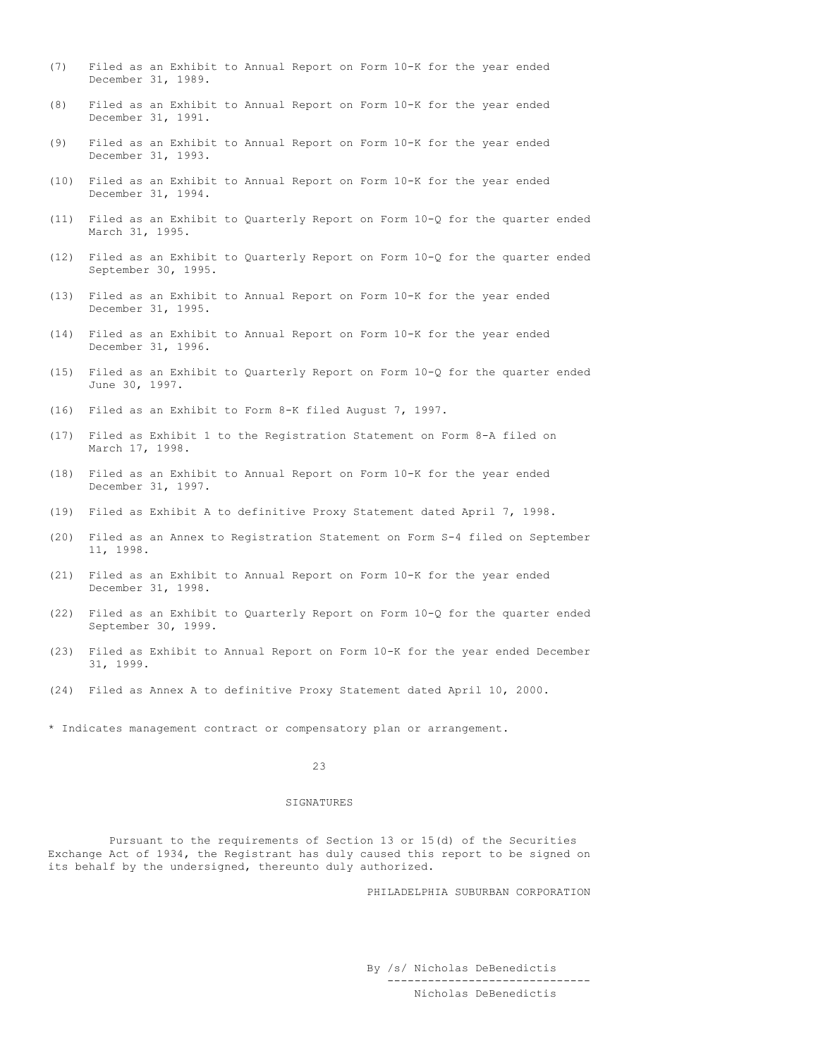(7) Filed as an Exhibit to Annual Report on Form 10-K for the year ended December 31, 1989.

(8) Filed as an Exhibit to Annual Report on Form 10-K for the year ended December 31, 1991.

(9) Filed as an Exhibit to Annual Report on Form 10-K for the year ended December 31, 1993.

(10) Filed as an Exhibit to Annual Report on Form 10-K for the year ended December 31, 1994.

(11) Filed as an Exhibit to Quarterly Report on Form 10-Q for the quarter ended March 31, 1995.

(12) Filed as an Exhibit to Quarterly Report on Form 10-Q for the quarter ended September 30, 1995.

(13) Filed as an Exhibit to Annual Report on Form 10-K for the year ended December 31, 1995.

(14) Filed as an Exhibit to Annual Report on Form 10-K for the year ended December 31, 1996.

(15) Filed as an Exhibit to Quarterly Report on Form 10-Q for the quarter ended June 30, 1997.

(16) Filed as an Exhibit to Form 8-K filed August 7, 1997.

(17) Filed as Exhibit 1 to the Registration Statement on Form 8-A filed on March 17, 1998.

(18) Filed as an Exhibit to Annual Report on Form 10-K for the year ended December 31, 1997.

(19) Filed as Exhibit A to definitive Proxy Statement dated April 7, 1998.

(20) Filed as an Annex to Registration Statement on Form S-4 filed on September 11, 1998.

(21) Filed as an Exhibit to Annual Report on Form 10-K for the year ended December 31, 1998.

(22) Filed as an Exhibit to Quarterly Report on Form 10-Q for the quarter ended September 30, 1999.

(23) Filed as Exhibit to Annual Report on Form 10-K for the year ended December 31, 1999.

(24) Filed as Annex A to definitive Proxy Statement dated April 10, 2000.

* Indicates management contract or compensatory plan or arrangement.

## SIGNATURES

Pursuant to the requirements of Section 13 or 15(d) of the Securities Exchange Act of 1934, the Registrant has duly caused this report to be signed on its behalf by the undersigned, thereunto duly authorized.

PHILADELPHIA SUBURBAN CORPORATION

By /s/ Nicholas DeBenedictis

Nicholas DeBenedictis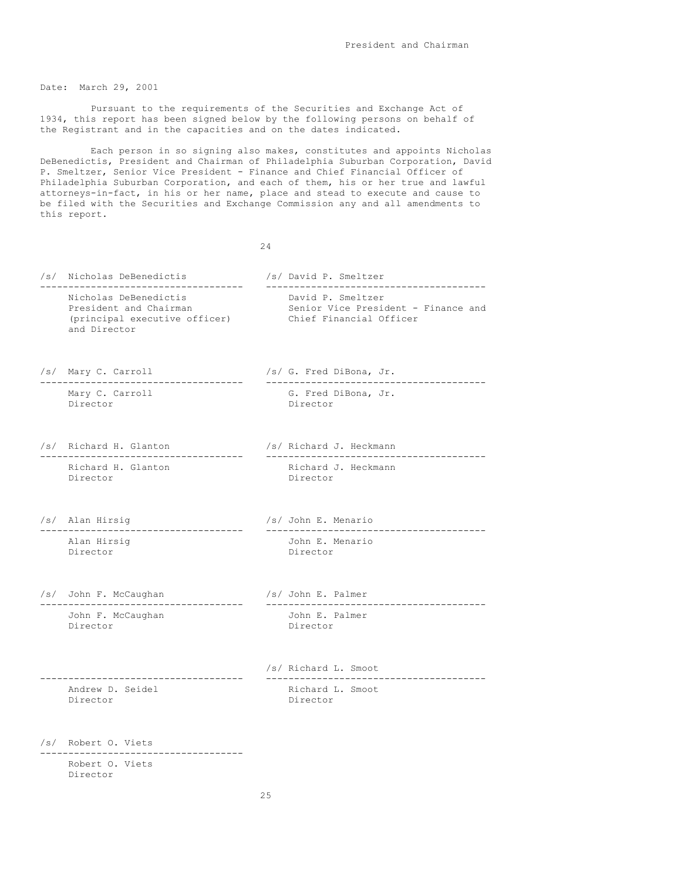President and Chairman

Date: March 29, 2001

Pursuant to the requirements of the Securities and Exchange Act of 1934, this report has been signed below by the following persons on behalf of the Registrant and in the capacities and on the dates indicated.

Each person in so signing also makes, constitutes and appoints Nicholas DeBenedictis, President and Chairman of Philadelphia Suburban Corporation, David P. Smeltzer, Senior Vice President - Finance and Chief Financial Officer of Philadelphia Suburban Corporation, and each of them, his or her true and lawful attorneys-in-fact, in his or her name, place and stead to execute and cause to be filed with the Securities and Exchange Commission any and all amendments to this report.

/s/ Nicholas DeBenedictis
Nicholas DeBenedictis
President and Chairman
(principal executive officer)
and Director

/s/ David P. Smeltzer
David P. Smeltzer
Senior Vice President - Finance and
Chief Financial Officer

/s/ Mary C. Carroll
Mary C. Carroll
Director

/s/ G. Fred DiBona, Jr.
G. Fred DiBona, Jr.
Director

/s/ Richard H. Glanton
Richard H. Glanton
Director

/s/ Richard J. Heckmann
Richard J. Heckmann
Director

/s/ Alan Hirsig
Alan Hirsig
Director

/s/ John E. Menario
John E. Menario
Director

/s/ John F. McCaughan
John F. McCaughan
Director

/s/ John E. Palmer
John E. Palmer
Director

Andrew D. Seidel
Director

/s/ Richard L. Smoot
Richard L. Smoot
Director

/s/ Robert O. Viets
Robert O. Viets
Director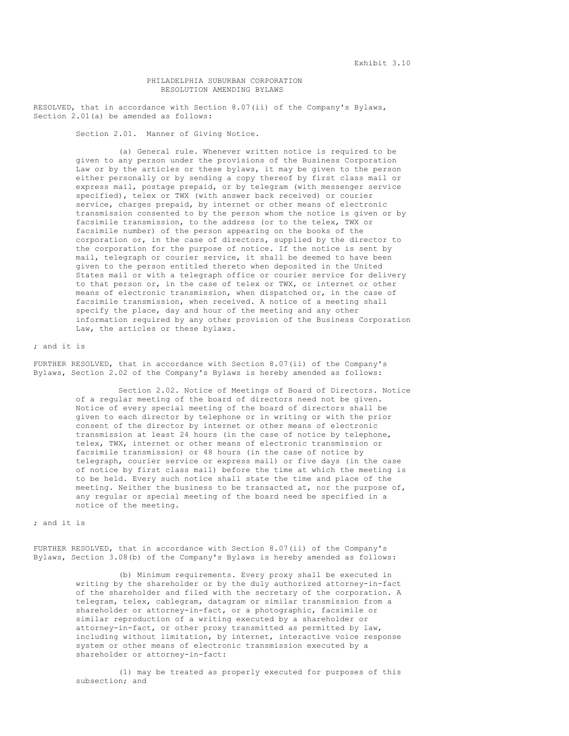Exhibit 3.10

PHILADELPHIA SUBURBAN CORPORATION
RESOLUTION AMENDING BYLAWS

RESOLVED, that in accordance with Section 8.07(ii) of the Company's Bylaws, Section 2.01(a) be amended as follows:

Section 2.01. Manner of Giving Notice.

(a) General rule. Whenever written notice is required to be given to any person under the provisions of the Business Corporation Law or by the articles or these bylaws, it may be given to the person either personally or by sending a copy thereof by first class mail or express mail, postage prepaid, or by telegram (with messenger service specified), telex or TWX (with answer back received) or courier service, charges prepaid, by internet or other means of electronic transmission consented to by the person whom the notice is given or by facsimile transmission, to the address (or to the telex, TWX or facsimile number) of the person appearing on the books of the corporation or, in the case of directors, supplied by the director to the corporation for the purpose of notice. If the notice is sent by mail, telegraph or courier service, it shall be deemed to have been given to the person entitled thereto when deposited in the United States mail or with a telegraph office or courier service for delivery to that person or, in the case of telex or TWX, or internet or other means of electronic transmission, when dispatched or, in the case of facsimile transmission, when received. A notice of a meeting shall specify the place, day and hour of the meeting and any other information required by any other provision of the Business Corporation Law, the articles or these bylaws.

; and it is

FURTHER RESOLVED, that in accordance with Section 8.07(ii) of the Company's Bylaws, Section 2.02 of the Company's Bylaws is hereby amended as follows:

Section 2.02. Notice of Meetings of Board of Directors. Notice of a regular meeting of the board of directors need not be given. Notice of every special meeting of the board of directors shall be given to each director by telephone or in writing or with the prior consent of the director by internet or other means of electronic transmission at least 24 hours (in the case of notice by telephone, telex, TWX, internet or other means of electronic transmission or facsimile transmission) or 48 hours (in the case of notice by telegraph, courier service or express mail) or five days (in the case of notice by first class mail) before the time at which the meeting is to be held. Every such notice shall state the time and place of the meeting. Neither the business to be transacted at, nor the purpose of, any regular or special meeting of the board need be specified in a notice of the meeting.

; and it is

FURTHER RESOLVED, that in accordance with Section 8.07(ii) of the Company's Bylaws, Section 3.08(b) of the Company's Bylaws is hereby amended as follows:

(b) Minimum requirements. Every proxy shall be executed in writing by the shareholder or by the duly authorized attorney-in-fact of the shareholder and filed with the secretary of the corporation. A telegram, telex, cablegram, datagram or similar transmission from a shareholder or attorney-in-fact, or a photographic, facsimile or similar reproduction of a writing executed by a shareholder or attorney-in-fact, or other proxy transmitted as permitted by law, including without limitation, by internet, interactive voice response system or other means of electronic transmission executed by a shareholder or attorney-in-fact:

(1) may be treated as properly executed for purposes of this subsection; and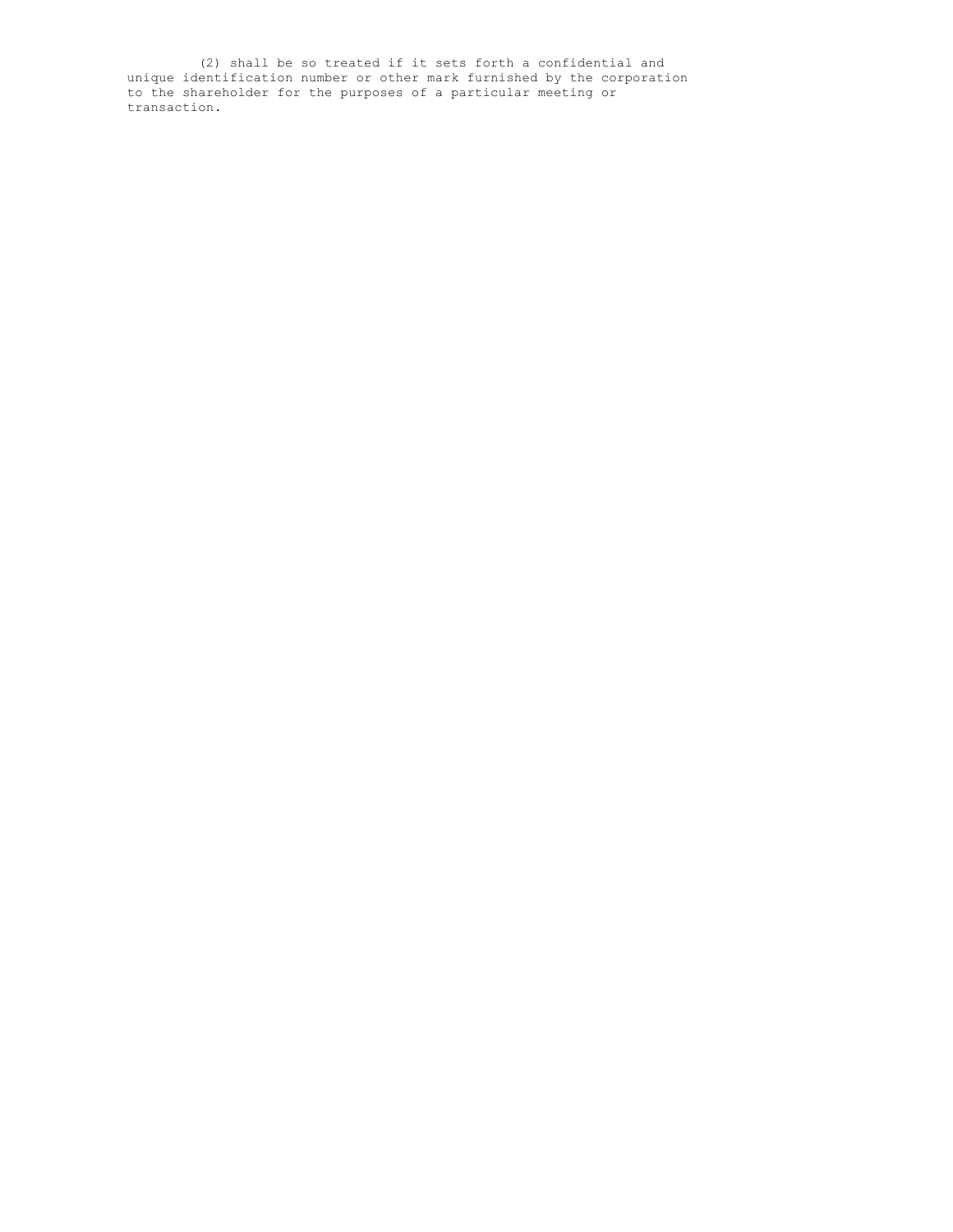(2) shall be so treated if it sets forth a confidential and unique identification number or other mark furnished by the corporation to the shareholder for the purposes of a particular meeting or transaction.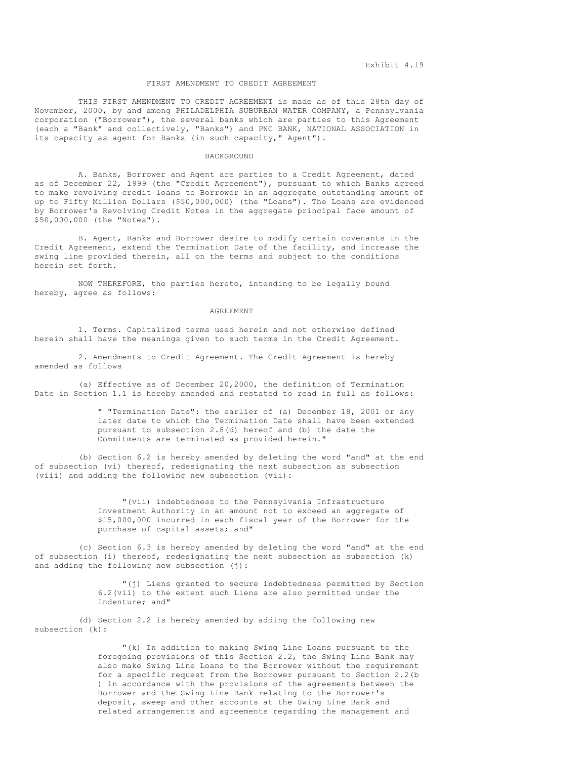Exhibit 4.19

# FIRST AMENDMENT TO CREDIT AGREEMENT

THIS FIRST AMENDMENT TO CREDIT AGREEMENT is made as of this 28th day of November, 2000, by and among PHILADELPHIA SUBURBAN WATER COMPANY, a Pennsylvania corporation ("Borrower"), the several banks which are parties to this Agreement (each a "Bank" and collectively, "Banks") and PNC BANK, NATIONAL ASSOCIATION in its capacity as agent for Banks (in such capacity," Agent").

## BACKGROUND

A. Banks, Borrower and Agent are parties to a Credit Agreement, dated as of December 22, 1999 (the "Credit Agreement"), pursuant to which Banks agreed to make revolving credit loans to Borrower in an aggregate outstanding amount of up to Fifty Million Dollars ($50,000,000) (the "Loans"). The Loans are evidenced by Borrower's Revolving Credit Notes in the aggregate principal face amount of $50,000,000 (the "Notes").

B. Agent, Banks and Borrower desire to modify certain covenants in the Credit Agreement, extend the Termination Date of the facility, and increase the swing line provided therein, all on the terms and subject to the conditions herein set forth.

NOW THEREFORE, the parties hereto, intending to be legally bound hereby, agree as follows:

## AGREEMENT

1. Terms. Capitalized terms used herein and not otherwise defined herein shall have the meanings given to such terms in the Credit Agreement.

2. Amendments to Credit Agreement. The Credit Agreement is hereby amended as follows

(a) Effective as of December 20,2000, the definition of Termination Date in Section 1.1 is hereby amended and restated to read in full as follows:

> " "Termination Date": the earlier of (a) December 18, 2001 or any later date to which the Termination Date shall have been extended pursuant to subsection 2.8(d) hereof and (b) the date the Commitments are terminated as provided herein."

(b) Section 6.2 is hereby amended by deleting the word "and" at the end of subsection (vi) thereof, redesignating the next subsection as subsection (viii) and adding the following new subsection (vii):

> "(vii) indebtedness to the Pennsylvania Infrastructure Investment Authority in an amount not to exceed an aggregate of $15,000,000 incurred in each fiscal year of the Borrower for the purchase of capital assets; and"

(c) Section 6.3 is hereby amended by deleting the word "and" at the end of subsection (i) thereof, redesignating the next subsection as subsection (k) and adding the following new subsection (j):

> "(j) Liens granted to secure indebtedness permitted by Section 6.2(vii) to the extent such Liens are also permitted under the Indenture; and"

(d) Section 2.2 is hereby amended by adding the following new subsection (k):

> "(k) In addition to making Swing Line Loans pursuant to the foregoing provisions of this Section 2.2, the Swing Line Bank may also make Swing Line Loans to the Borrower without the requirement for a specific request from the Borrower pursuant to Section 2.2(b ) in accordance with the provisions of the agreements between the Borrower and the Swing Line Bank relating to the Borrower's deposit, sweep and other accounts at the Swing Line Bank and related arrangements and agreements regarding the management and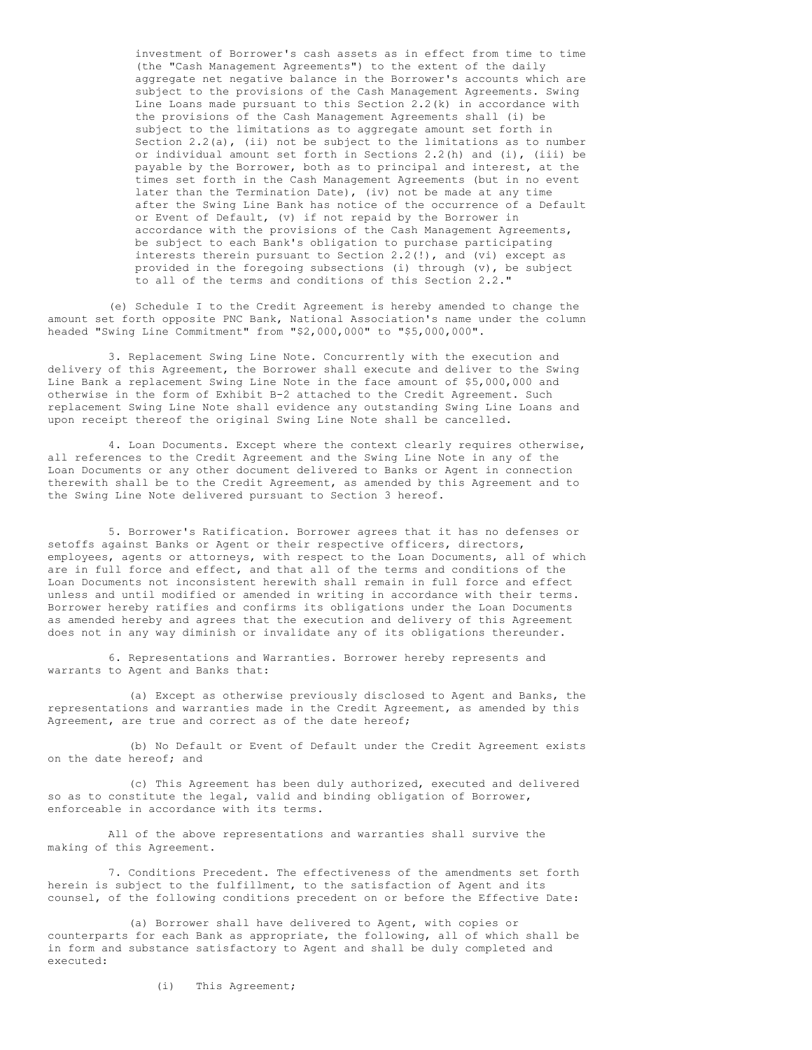investment of Borrower's cash assets as in effect from time to time (the "Cash Management Agreements") to the extent of the daily aggregate net negative balance in the Borrower's accounts which are subject to the provisions of the Cash Management Agreements. Swing Line Loans made pursuant to this Section 2.2(k) in accordance with the provisions of the Cash Management Agreements shall (i) be subject to the limitations as to aggregate amount set forth in Section 2.2(a), (ii) not be subject to the limitations as to number or individual amount set forth in Sections 2.2(h) and (i), (iii) be payable by the Borrower, both as to principal and interest, at the times set forth in the Cash Management Agreements (but in no event later than the Termination Date), (iv) not be made at any time after the Swing Line Bank has notice of the occurrence of a Default or Event of Default, (v) if not repaid by the Borrower in accordance with the provisions of the Cash Management Agreements, be subject to each Bank's obligation to purchase participating interests therein pursuant to Section 2.2(!), and (vi) except as provided in the foregoing subsections (i) through (v), be subject to all of the terms and conditions of this Section 2.2."

(e) Schedule I to the Credit Agreement is hereby amended to change the amount set forth opposite PNC Bank, National Association's name under the column headed "Swing Line Commitment" from "$2,000,000" to "$5,000,000".

3. Replacement Swing Line Note. Concurrently with the execution and delivery of this Agreement, the Borrower shall execute and deliver to the Swing Line Bank a replacement Swing Line Note in the face amount of $5,000,000 and otherwise in the form of Exhibit B-2 attached to the Credit Agreement. Such replacement Swing Line Note shall evidence any outstanding Swing Line Loans and upon receipt thereof the original Swing Line Note shall be cancelled.

4. Loan Documents. Except where the context clearly requires otherwise, all references to the Credit Agreement and the Swing Line Note in any of the Loan Documents or any other document delivered to Banks or Agent in connection therewith shall be to the Credit Agreement, as amended by this Agreement and to the Swing Line Note delivered pursuant to Section 3 hereof.

5. Borrower's Ratification. Borrower agrees that it has no defenses or setoffs against Banks or Agent or their respective officers, directors, employees, agents or attorneys, with respect to the Loan Documents, all of which are in full force and effect, and that all of the terms and conditions of the Loan Documents not inconsistent herewith shall remain in full force and effect unless and until modified or amended in writing in accordance with their terms. Borrower hereby ratifies and confirms its obligations under the Loan Documents as amended hereby and agrees that the execution and delivery of this Agreement does not in any way diminish or invalidate any of its obligations thereunder.

6. Representations and Warranties. Borrower hereby represents and warrants to Agent and Banks that:

(a) Except as otherwise previously disclosed to Agent and Banks, the representations and warranties made in the Credit Agreement, as amended by this Agreement, are true and correct as of the date hereof;

(b) No Default or Event of Default under the Credit Agreement exists on the date hereof; and

(c) This Agreement has been duly authorized, executed and delivered so as to constitute the legal, valid and binding obligation of Borrower, enforceable in accordance with its terms.

All of the above representations and warranties shall survive the making of this Agreement.

7. Conditions Precedent. The effectiveness of the amendments set forth herein is subject to the fulfillment, to the satisfaction of Agent and its counsel, of the following conditions precedent on or before the Effective Date:

(a) Borrower shall have delivered to Agent, with copies or counterparts for each Bank as appropriate, the following, all of which shall be in form and substance satisfactory to Agent and shall be duly completed and executed:

(i) This Agreement;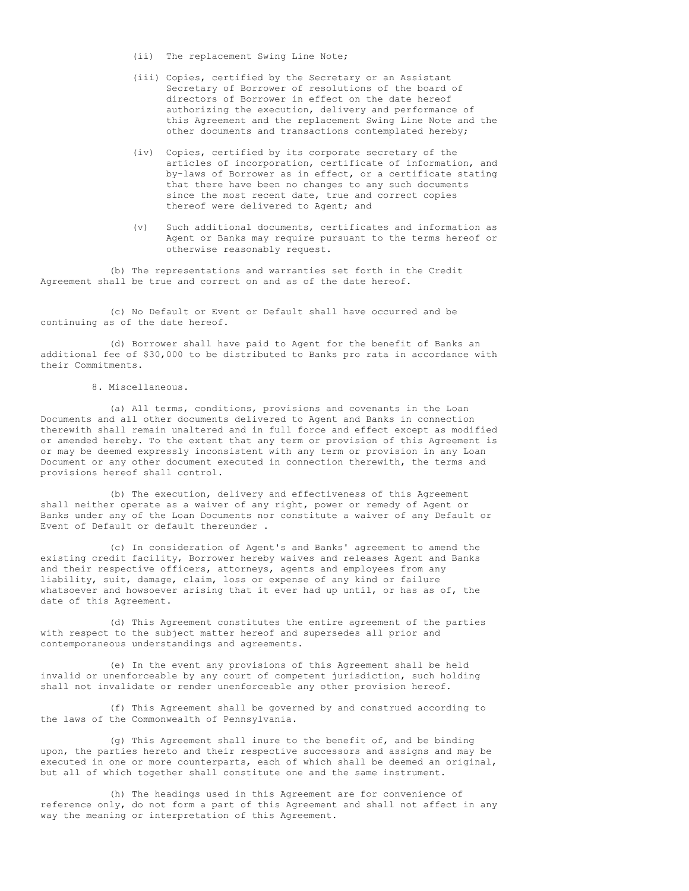(ii) The replacement Swing Line Note;

(iii) Copies, certified by the Secretary or an Assistant Secretary of Borrower of resolutions of the board of directors of Borrower in effect on the date hereof authorizing the execution, delivery and performance of this Agreement and the replacement Swing Line Note and the other documents and transactions contemplated hereby;

(iv) Copies, certified by its corporate secretary of the articles of incorporation, certificate of information, and by-laws of Borrower as in effect, or a certificate stating that there have been no changes to any such documents since the most recent date, true and correct copies thereof were delivered to Agent; and

(v) Such additional documents, certificates and information as Agent or Banks may require pursuant to the terms hereof or otherwise reasonably request.

(b) The representations and warranties set forth in the Credit Agreement shall be true and correct on and as of the date hereof.

(c) No Default or Event or Default shall have occurred and be continuing as of the date hereof.

(d) Borrower shall have paid to Agent for the benefit of Banks an additional fee of $30,000 to be distributed to Banks pro rata in accordance with their Commitments.

8. Miscellaneous.

(a) All terms, conditions, provisions and covenants in the Loan Documents and all other documents delivered to Agent and Banks in connection therewith shall remain unaltered and in full force and effect except as modified or amended hereby. To the extent that any term or provision of this Agreement is or may be deemed expressly inconsistent with any term or provision in any Loan Document or any other document executed in connection therewith, the terms and provisions hereof shall control.

(b) The execution, delivery and effectiveness of this Agreement shall neither operate as a waiver of any right, power or remedy of Agent or Banks under any of the Loan Documents nor constitute a waiver of any Default or Event of Default or default thereunder .

(c) In consideration of Agent's and Banks' agreement to amend the existing credit facility, Borrower hereby waives and releases Agent and Banks and their respective officers, attorneys, agents and employees from any liability, suit, damage, claim, loss or expense of any kind or failure whatsoever and howsoever arising that it ever had up until, or has as of, the date of this Agreement.

(d) This Agreement constitutes the entire agreement of the parties with respect to the subject matter hereof and supersedes all prior and contemporaneous understandings and agreements.

(e) In the event any provisions of this Agreement shall be held invalid or unenforceable by any court of competent jurisdiction, such holding shall not invalidate or render unenforceable any other provision hereof.

(f) This Agreement shall be governed by and construed according to the laws of the Commonwealth of Pennsylvania.

(g) This Agreement shall inure to the benefit of, and be binding upon, the parties hereto and their respective successors and assigns and may be executed in one or more counterparts, each of which shall be deemed an original, but all of which together shall constitute one and the same instrument.

(h) The headings used in this Agreement are for convenience of reference only, do not form a part of this Agreement and shall not affect in any way the meaning or interpretation of this Agreement.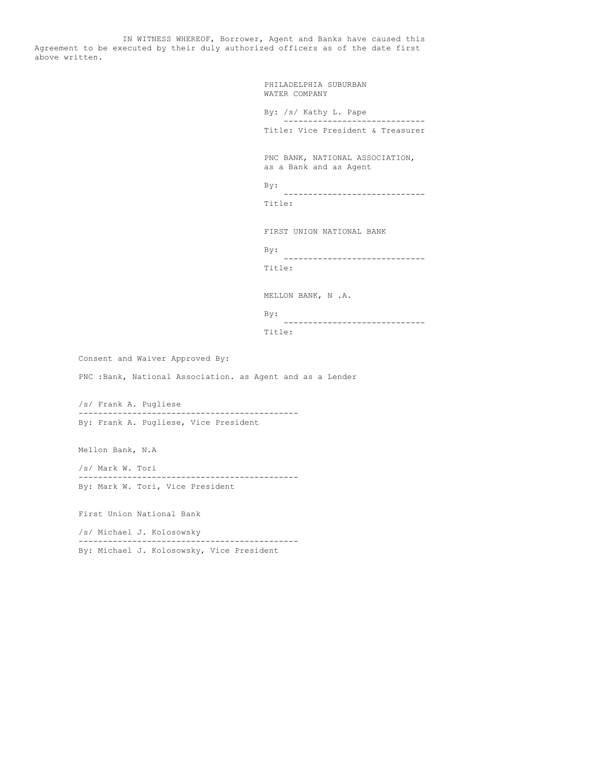IN WITNESS WHEREOF, Borrower, Agent and Banks have caused this Agreement to be executed by their duly authorized officers as of the date first above written.

PHILADELPHIA SUBURBAN
WATER COMPANY

By: /s/ Kathy L. Pape
-----------------------------
Title: Vice President & Treasurer

PNC BANK, NATIONAL ASSOCIATION,
as a Bank and as Agent

By:
-----------------------------
Title:

FIRST UNION NATIONAL BANK

By:
-----------------------------
Title:

MELLON BANK, N .A.

By:
-----------------------------
Title:

Consent and Waiver Approved By:

PNC :Bank, National Association. as Agent and as a Lender

/s/ Frank A. Pugliese
---------------------------------------------
By: Frank A. Pugliese, Vice President

Mellon Bank, N.A

/s/ Mark W. Tori
---------------------------------------------
By: Mark W. Tori, Vice President

First Union National Bank

/s/ Michael J. Kolosowsky
---------------------------------------------
By: Michael J. Kolosowsky, Vice President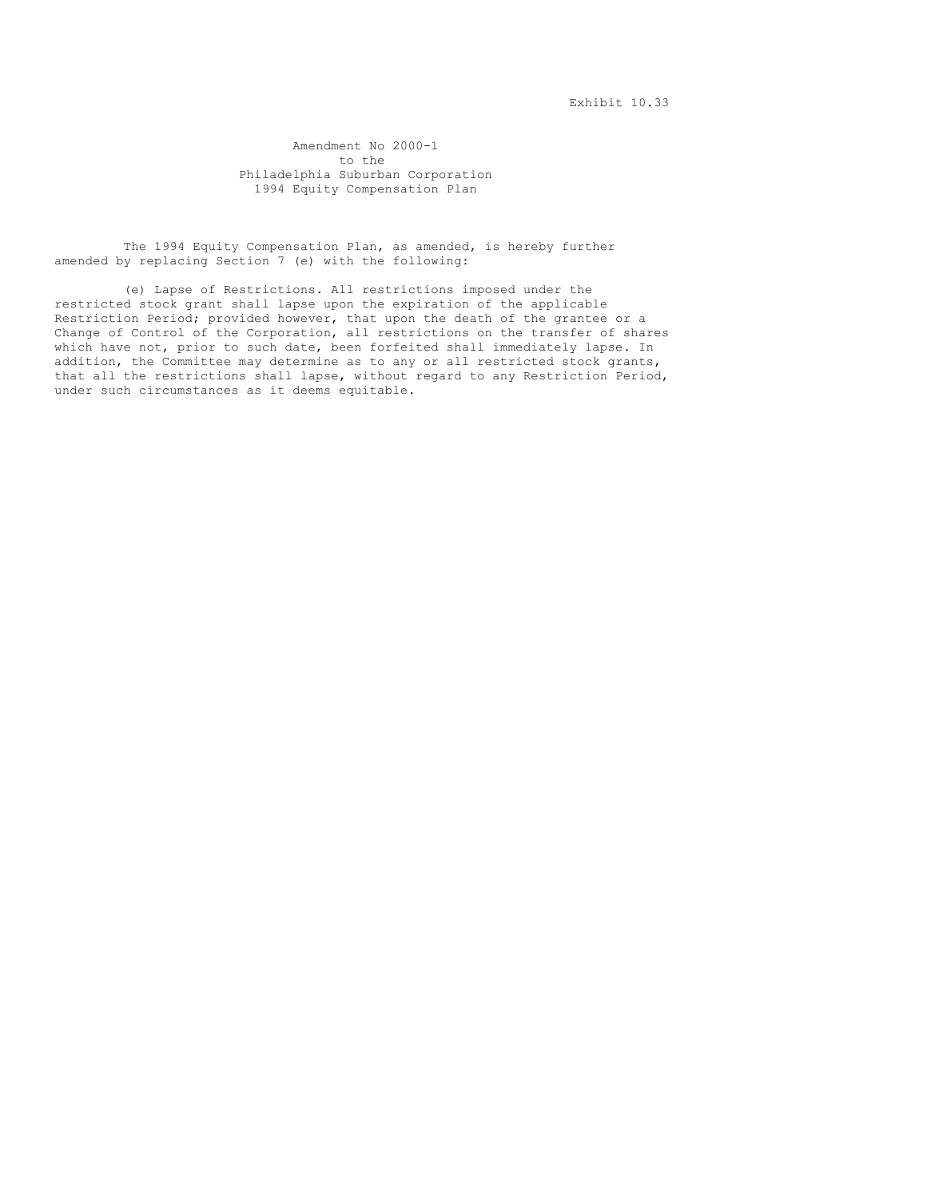Exhibit 10.33

# Amendment No 2000-1
## to the
## Philadelphia Suburban Corporation
## 1994 Equity Compensation Plan

The 1994 Equity Compensation Plan, as amended, is hereby further amended by replacing Section 7 (e) with the following:

(e) Lapse of Restrictions. All restrictions imposed under the restricted stock grant shall lapse upon the expiration of the applicable Restriction Period; provided however, that upon the death of the grantee or a Change of Control of the Corporation, all restrictions on the transfer of shares which have not, prior to such date, been forfeited shall immediately lapse. In addition, the Committee may determine as to any or all restricted stock grants, that all the restrictions shall lapse, without regard to any Restriction Period, under such circumstances as it deems equitable.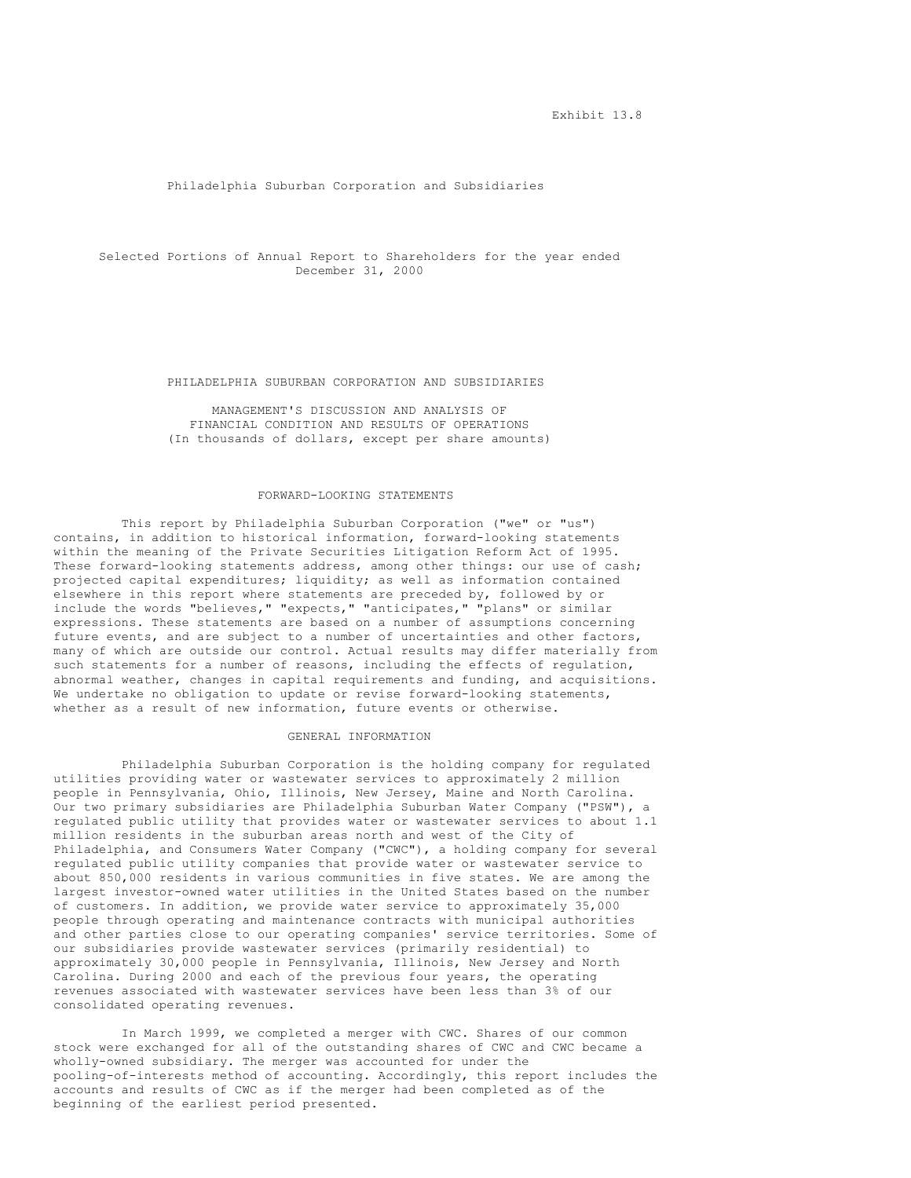Exhibit 13.8

Philadelphia Suburban Corporation and Subsidiaries

Selected Portions of Annual Report to Shareholders for the year ended December 31, 2000

# PHILADELPHIA SUBURBAN CORPORATION AND SUBSIDIARIES

## MANAGEMENT'S DISCUSSION AND ANALYSIS OF FINANCIAL CONDITION AND RESULTS OF OPERATIONS
(In thousands of dollars, except per share amounts)

### FORWARD-LOOKING STATEMENTS

This report by Philadelphia Suburban Corporation ("we" or "us") contains, in addition to historical information, forward-looking statements within the meaning of the Private Securities Litigation Reform Act of 1995. These forward-looking statements address, among other things: our use of cash; projected capital expenditures; liquidity; as well as information contained elsewhere in this report where statements are preceded by, followed by or include the words "believes," "expects," "anticipates," "plans" or similar expressions. These statements are based on a number of assumptions concerning future events, and are subject to a number of uncertainties and other factors, many of which are outside our control. Actual results may differ materially from such statements for a number of reasons, including the effects of regulation, abnormal weather, changes in capital requirements and funding, and acquisitions. We undertake no obligation to update or revise forward-looking statements, whether as a result of new information, future events or otherwise.

### GENERAL INFORMATION

Philadelphia Suburban Corporation is the holding company for regulated utilities providing water or wastewater services to approximately 2 million people in Pennsylvania, Ohio, Illinois, New Jersey, Maine and North Carolina. Our two primary subsidiaries are Philadelphia Suburban Water Company ("PSW"), a regulated public utility that provides water or wastewater services to about 1.1 million residents in the suburban areas north and west of the City of Philadelphia, and Consumers Water Company ("CWC"), a holding company for several regulated public utility companies that provide water or wastewater service to about 850,000 residents in various communities in five states. We are among the largest investor-owned water utilities in the United States based on the number of customers. In addition, we provide water service to approximately 35,000 people through operating and maintenance contracts with municipal authorities and other parties close to our operating companies' service territories. Some of our subsidiaries provide wastewater services (primarily residential) to approximately 30,000 people in Pennsylvania, Illinois, New Jersey and North Carolina. During 2000 and each of the previous four years, the operating revenues associated with wastewater services have been less than 3% of our consolidated operating revenues.

In March 1999, we completed a merger with CWC. Shares of our common stock were exchanged for all of the outstanding shares of CWC and CWC became a wholly-owned subsidiary. The merger was accounted for under the pooling-of-interests method of accounting. Accordingly, this report includes the accounts and results of CWC as if the merger had been completed as of the beginning of the earliest period presented.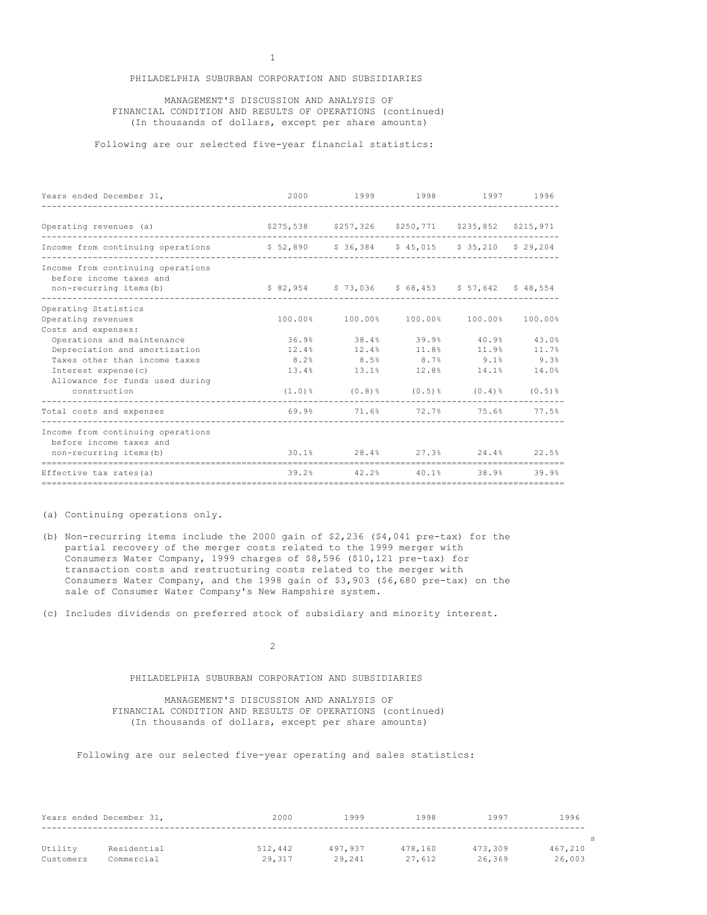PHILADELPHIA SUBURBAN CORPORATION AND SUBSIDIARIES

MANAGEMENT'S DISCUSSION AND ANALYSIS OF
FINANCIAL CONDITION AND RESULTS OF OPERATIONS (continued)
(In thousands of dollars, except per share amounts)

Following are our selected five-year financial statistics:

| Years ended December 31, | 2000 | 1999 | 1998 | 1997 | 1996 |
|---|---|---|---|---|---|
| Operating revenues (a) | $275,538 | $257,326 | $250,771 | $235,852 | $215,971 |
| Income from continuing operations | $ 52,890 | $ 36,384 | $ 45,015 | $ 35,210 | $ 29,204 |
| Income from continuing operations before income taxes and non-recurring items(b) | $ 82,954 | $ 73,036 | $ 68,453 | $ 57,642 | $ 48,554 |
| Operating Statistics | | | | | |
| Operating revenues | 100.00% | 100.00% | 100.00% | 100.00% | 100.00% |
| Costs and expenses: | | | | | |
| Operations and maintenance | 36.9% | 38.4% | 39.9% | 40.9% | 43.0% |
| Depreciation and amortization | 12.4% | 12.4% | 11.8% | 11.9% | 11.7% |
| Taxes other than income taxes | 8.2% | 8.5% | 8.7% | 9.1% | 9.3% |
| Interest expense(c) | 13.4% | 13.1% | 12.8% | 14.1% | 14.0% |
| Allowance for funds used during construction | (1.0)% | (0.8)% | (0.5)% | (0.4)% | (0.5)% |
| Total costs and expenses | 69.9% | 71.6% | 72.7% | 75.6% | 77.5% |
| Income from continuing operations before income taxes and non-recurring items(b) | 30.1% | 28.4% | 27.3% | 24.4% | 22.5% |
| Effective tax rates(a) | 39.2% | 42.2% | 40.1% | 38.9% | 39.9% |

(a) Continuing operations only.

(b) Non-recurring items include the 2000 gain of $2,236 ($4,041 pre-tax) for the partial recovery of the merger costs related to the 1999 merger with Consumers Water Company, 1999 charges of $8,596 ($10,121 pre-tax) for transaction costs and restructuring costs related to the merger with Consumers Water Company, and the 1998 gain of $3,903 ($6,680 pre-tax) on the sale of Consumer Water Company's New Hampshire system.

(c) Includes dividends on preferred stock of subsidiary and minority interest.

PHILADELPHIA SUBURBAN CORPORATION AND SUBSIDIARIES

MANAGEMENT'S DISCUSSION AND ANALYSIS OF
FINANCIAL CONDITION AND RESULTS OF OPERATIONS (continued)
(In thousands of dollars, except per share amounts)

Following are our selected five-year operating and sales statistics:

| Years ended December 31, | | 2000 | 1999 | 1998 | 1997 | 1996 |
|---|---|---|---|---|---|---|
| Utility Customers | Residential | 512,442 | 497,937 | 478,160 | 473,309 | 467,210 |
| | Commercial | 29,317 | 29,241 | 27,612 | 26,369 | 26,003 |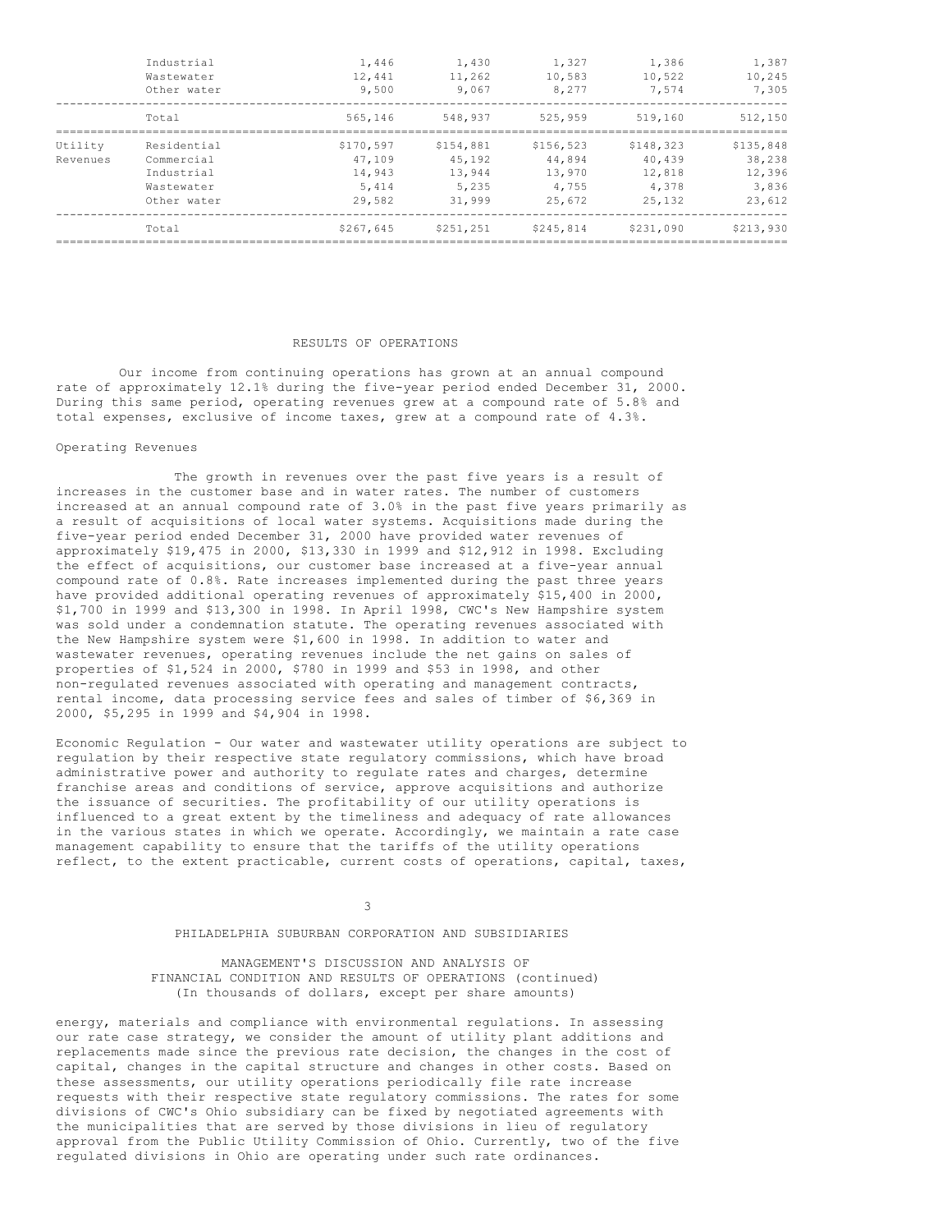| | | | | | | |
|---|---|---|---|---|---|---|
| | Industrial | 1,446 | 1,430 | 1,327 | 1,386 | 1,387 |
| | Wastewater | 12,441 | 11,262 | 10,583 | 10,522 | 10,245 |
| | Other water | 9,500 | 9,067 | 8,277 | 7,574 | 7,305 |
| | Total | 565,146 | 548,937 | 525,959 | 519,160 | 512,150 |
| Utility Revenues | Residential | $170,597 | $154,881 | $156,523 | $148,323 | $135,848 |
| | Commercial | 47,109 | 45,192 | 44,894 | 40,439 | 38,238 |
| | Industrial | 14,943 | 13,944 | 13,970 | 12,818 | 12,396 |
| | Wastewater | 5,414 | 5,235 | 4,755 | 4,378 | 3,836 |
| | Other water | 29,582 | 31,999 | 25,672 | 25,132 | 23,612 |
| | Total | $267,645 | $251,251 | $245,814 | $231,090 | $213,930 |

## RESULTS OF OPERATIONS

Our income from continuing operations has grown at an annual compound rate of approximately 12.1% during the five-year period ended December 31, 2000. During this same period, operating revenues grew at a compound rate of 5.8% and total expenses, exclusive of income taxes, grew at a compound rate of 4.3%.

### Operating Revenues

The growth in revenues over the past five years is a result of increases in the customer base and in water rates. The number of customers increased at an annual compound rate of 3.0% in the past five years primarily as a result of acquisitions of local water systems. Acquisitions made during the five-year period ended December 31, 2000 have provided water revenues of approximately $19,475 in 2000, $13,330 in 1999 and $12,912 in 1998. Excluding the effect of acquisitions, our customer base increased at a five-year annual compound rate of 0.8%. Rate increases implemented during the past three years have provided additional operating revenues of approximately $15,400 in 2000, $1,700 in 1999 and $13,300 in 1998. In April 1998, CWC's New Hampshire system was sold under a condemnation statute. The operating revenues associated with the New Hampshire system were $1,600 in 1998. In addition to water and wastewater revenues, operating revenues include the net gains on sales of properties of $1,524 in 2000, $780 in 1999 and $53 in 1998, and other non-regulated revenues associated with operating and management contracts, rental income, data processing service fees and sales of timber of $6,369 in 2000, $5,295 in 1999 and $4,904 in 1998.

Economic Regulation - Our water and wastewater utility operations are subject to regulation by their respective state regulatory commissions, which have broad administrative power and authority to regulate rates and charges, determine franchise areas and conditions of service, approve acquisitions and authorize the issuance of securities. The profitability of our utility operations is influenced to a great extent by the timeliness and adequacy of rate allowances in the various states in which we operate. Accordingly, we maintain a rate case management capability to ensure that the tariffs of the utility operations reflect, to the extent practicable, current costs of operations, capital, taxes, energy, materials and compliance with environmental regulations. In assessing our rate case strategy, we consider the amount of utility plant additions and replacements made since the previous rate decision, the changes in the cost of capital, changes in the capital structure and changes in other costs. Based on these assessments, our utility operations periodically file rate increase requests with their respective state regulatory commissions. The rates for some divisions of CWC's Ohio subsidiary can be fixed by negotiated agreements with the municipalities that are served by those divisions in lieu of regulatory approval from the Public Utility Commission of Ohio. Currently, two of the five regulated divisions in Ohio are operating under such rate ordinances.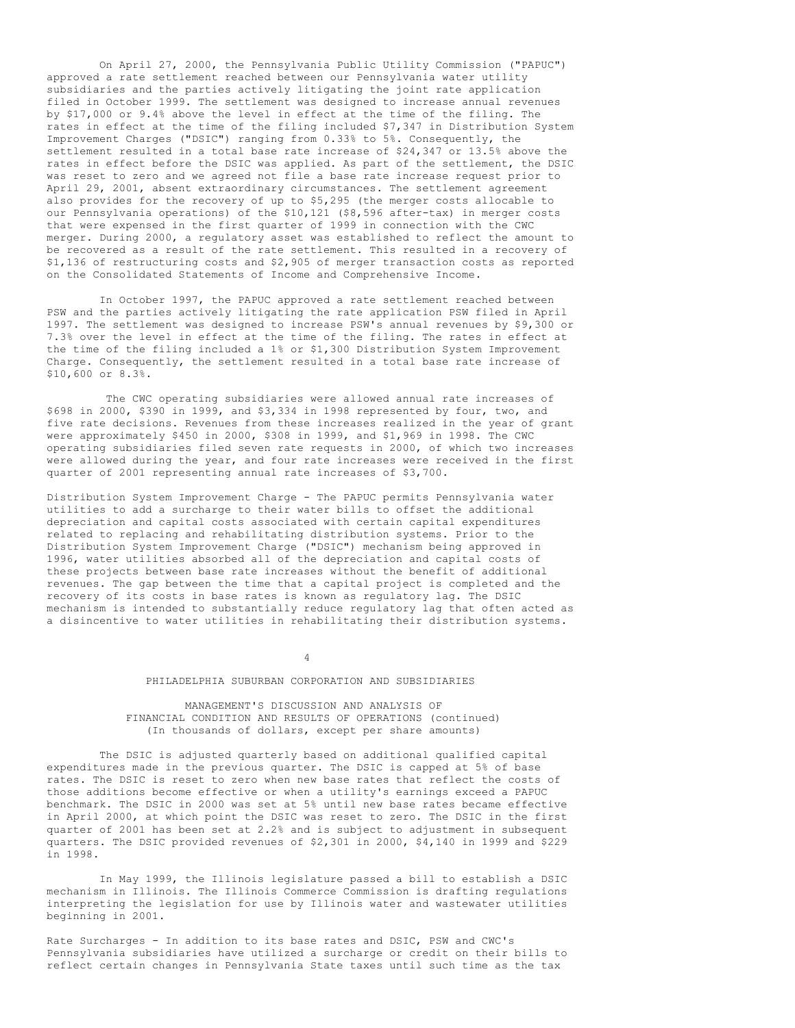On April 27, 2000, the Pennsylvania Public Utility Commission ("PAPUC") approved a rate settlement reached between our Pennsylvania water utility subsidiaries and the parties actively litigating the joint rate application filed in October 1999. The settlement was designed to increase annual revenues by $17,000 or 9.4% above the level in effect at the time of the filing. The rates in effect at the time of the filing included $7,347 in Distribution System Improvement Charges ("DSIC") ranging from 0.33% to 5%. Consequently, the settlement resulted in a total base rate increase of $24,347 or 13.5% above the rates in effect before the DSIC was applied. As part of the settlement, the DSIC was reset to zero and we agreed not file a base rate increase request prior to April 29, 2001, absent extraordinary circumstances. The settlement agreement also provides for the recovery of up to $5,295 (the merger costs allocable to our Pennsylvania operations) of the $10,121 ($8,596 after-tax) in merger costs that were expensed in the first quarter of 1999 in connection with the CWC merger. During 2000, a regulatory asset was established to reflect the amount to be recovered as a result of the rate settlement. This resulted in a recovery of $1,136 of restructuring costs and $2,905 of merger transaction costs as reported on the Consolidated Statements of Income and Comprehensive Income.

In October 1997, the PAPUC approved a rate settlement reached between PSW and the parties actively litigating the rate application PSW filed in April 1997. The settlement was designed to increase PSW's annual revenues by $9,300 or 7.3% over the level in effect at the time of the filing. The rates in effect at the time of the filing included a 1% or $1,300 Distribution System Improvement Charge. Consequently, the settlement resulted in a total base rate increase of $10,600 or 8.3%.

The CWC operating subsidiaries were allowed annual rate increases of $698 in 2000, $390 in 1999, and $3,334 in 1998 represented by four, two, and five rate decisions. Revenues from these increases realized in the year of grant were approximately $450 in 2000, $308 in 1999, and $1,969 in 1998. The CWC operating subsidiaries filed seven rate requests in 2000, of which two increases were allowed during the year, and four rate increases were received in the first quarter of 2001 representing annual rate increases of $3,700.

Distribution System Improvement Charge - The PAPUC permits Pennsylvania water utilities to add a surcharge to their water bills to offset the additional depreciation and capital costs associated with certain capital expenditures related to replacing and rehabilitating distribution systems. Prior to the Distribution System Improvement Charge ("DSIC") mechanism being approved in 1996, water utilities absorbed all of the depreciation and capital costs of these projects between base rate increases without the benefit of additional revenues. The gap between the time that a capital project is completed and the recovery of its costs in base rates is known as regulatory lag. The DSIC mechanism is intended to substantially reduce regulatory lag that often acted as a disincentive to water utilities in rehabilitating their distribution systems.

The DSIC is adjusted quarterly based on additional qualified capital expenditures made in the previous quarter. The DSIC is capped at 5% of base rates. The DSIC is reset to zero when new base rates that reflect the costs of those additions become effective or when a utility's earnings exceed a PAPUC benchmark. The DSIC in 2000 was set at 5% until new base rates became effective in April 2000, at which point the DSIC was reset to zero. The DSIC in the first quarter of 2001 has been set at 2.2% and is subject to adjustment in subsequent quarters. The DSIC provided revenues of $2,301 in 2000, $4,140 in 1999 and $229 in 1998.

In May 1999, the Illinois legislature passed a bill to establish a DSIC mechanism in Illinois. The Illinois Commerce Commission is drafting regulations interpreting the legislation for use by Illinois water and wastewater utilities beginning in 2001.

Rate Surcharges - In addition to its base rates and DSIC, PSW and CWC's Pennsylvania subsidiaries have utilized a surcharge or credit on their bills to reflect certain changes in Pennsylvania State taxes until such time as the tax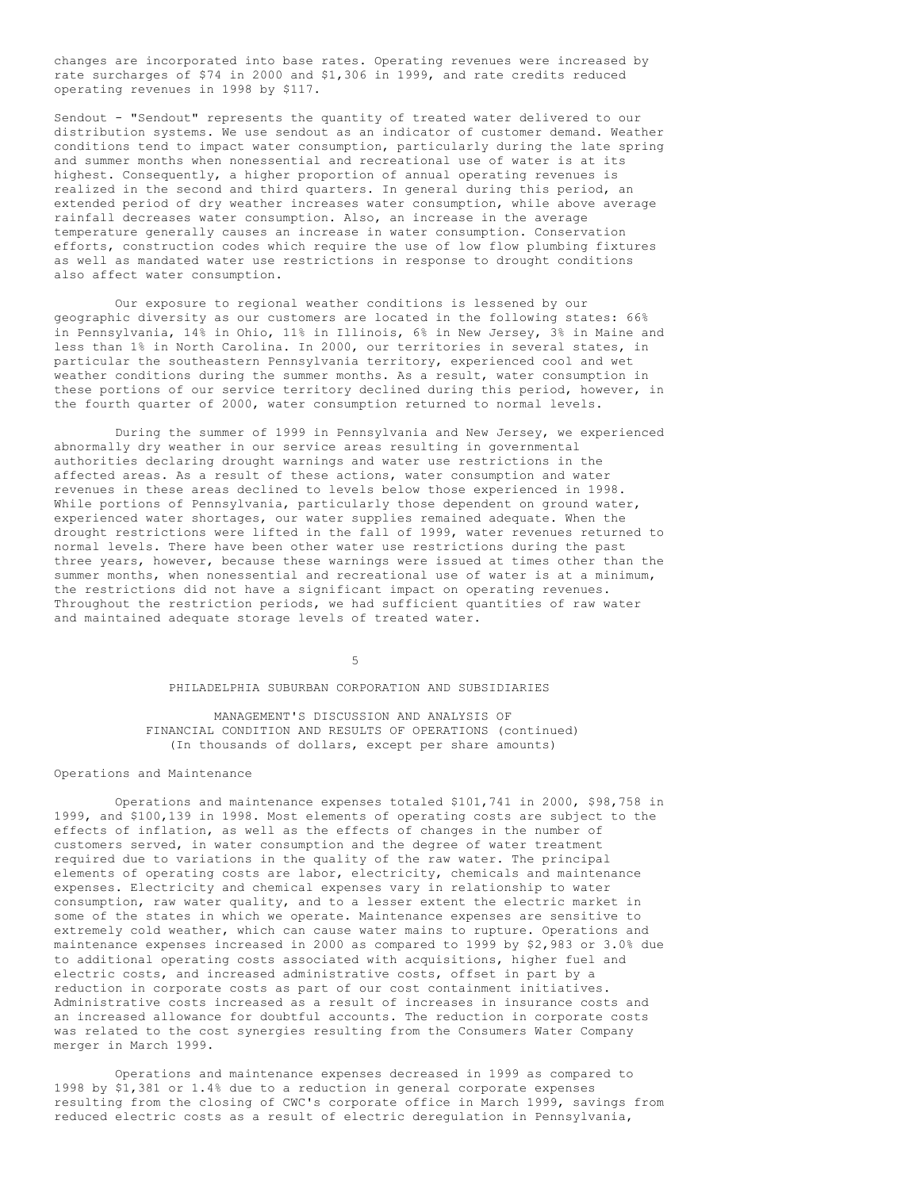changes are incorporated into base rates. Operating revenues were increased by rate surcharges of $74 in 2000 and $1,306 in 1999, and rate credits reduced operating revenues in 1998 by $117.

Sendout - "Sendout" represents the quantity of treated water delivered to our distribution systems. We use sendout as an indicator of customer demand. Weather conditions tend to impact water consumption, particularly during the late spring and summer months when nonessential and recreational use of water is at its highest. Consequently, a higher proportion of annual operating revenues is realized in the second and third quarters. In general during this period, an extended period of dry weather increases water consumption, while above average rainfall decreases water consumption. Also, an increase in the average temperature generally causes an increase in water consumption. Conservation efforts, construction codes which require the use of low flow plumbing fixtures as well as mandated water use restrictions in response to drought conditions also affect water consumption.

Our exposure to regional weather conditions is lessened by our geographic diversity as our customers are located in the following states: 66% in Pennsylvania, 14% in Ohio, 11% in Illinois, 6% in New Jersey, 3% in Maine and less than 1% in North Carolina. In 2000, our territories in several states, in particular the southeastern Pennsylvania territory, experienced cool and wet weather conditions during the summer months. As a result, water consumption in these portions of our service territory declined during this period, however, in the fourth quarter of 2000, water consumption returned to normal levels.

During the summer of 1999 in Pennsylvania and New Jersey, we experienced abnormally dry weather in our service areas resulting in governmental authorities declaring drought warnings and water use restrictions in the affected areas. As a result of these actions, water consumption and water revenues in these areas declined to levels below those experienced in 1998. While portions of Pennsylvania, particularly those dependent on ground water, experienced water shortages, our water supplies remained adequate. When the drought restrictions were lifted in the fall of 1999, water revenues returned to normal levels. There have been other water use restrictions during the past three years, however, because these warnings were issued at times other than the summer months, when nonessential and recreational use of water is at a minimum, the restrictions did not have a significant impact on operating revenues. Throughout the restriction periods, we had sufficient quantities of raw water and maintained adequate storage levels of treated water.

PHILADELPHIA SUBURBAN CORPORATION AND SUBSIDIARIES

MANAGEMENT'S DISCUSSION AND ANALYSIS OF FINANCIAL CONDITION AND RESULTS OF OPERATIONS (continued)
(In thousands of dollars, except per share amounts)

Operations and Maintenance

Operations and maintenance expenses totaled $101,741 in 2000, $98,758 in 1999, and $100,139 in 1998. Most elements of operating costs are subject to the effects of inflation, as well as the effects of changes in the number of customers served, in water consumption and the degree of water treatment required due to variations in the quality of the raw water. The principal elements of operating costs are labor, electricity, chemicals and maintenance expenses. Electricity and chemical expenses vary in relationship to water consumption, raw water quality, and to a lesser extent the electric market in some of the states in which we operate. Maintenance expenses are sensitive to extremely cold weather, which can cause water mains to rupture. Operations and maintenance expenses increased in 2000 as compared to 1999 by $2,983 or 3.0% due to additional operating costs associated with acquisitions, higher fuel and electric costs, and increased administrative costs, offset in part by a reduction in corporate costs as part of our cost containment initiatives. Administrative costs increased as a result of increases in insurance costs and an increased allowance for doubtful accounts. The reduction in corporate costs was related to the cost synergies resulting from the Consumers Water Company merger in March 1999.

Operations and maintenance expenses decreased in 1999 as compared to 1998 by $1,381 or 1.4% due to a reduction in general corporate expenses resulting from the closing of CWC's corporate office in March 1999, savings from reduced electric costs as a result of electric deregulation in Pennsylvania,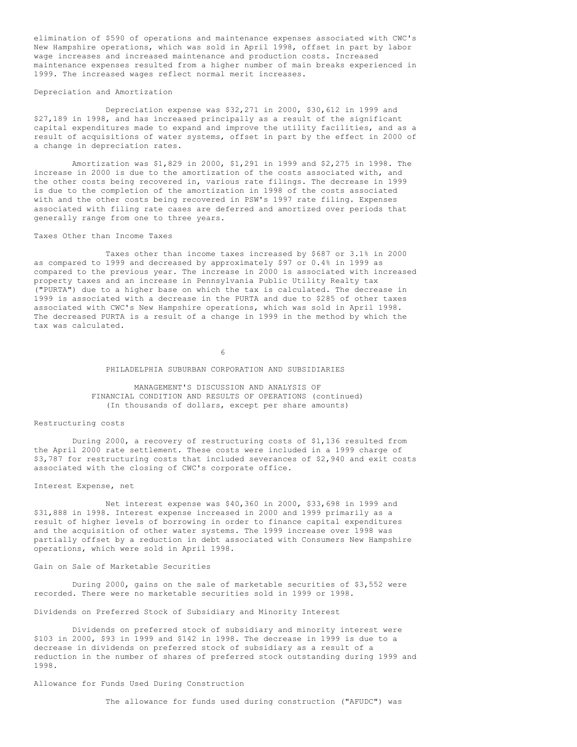elimination of $590 of operations and maintenance expenses associated with CWC's New Hampshire operations, which was sold in April 1998, offset in part by labor wage increases and increased maintenance and production costs. Increased maintenance expenses resulted from a higher number of main breaks experienced in 1999. The increased wages reflect normal merit increases.

### Depreciation and Amortization

Depreciation expense was $32,271 in 2000, $30,612 in 1999 and $27,189 in 1998, and has increased principally as a result of the significant capital expenditures made to expand and improve the utility facilities, and as a result of acquisitions of water systems, offset in part by the effect in 2000 of a change in depreciation rates.

Amortization was $1,829 in 2000, $1,291 in 1999 and $2,275 in 1998. The increase in 2000 is due to the amortization of the costs associated with, and the other costs being recovered in, various rate filings. The decrease in 1999 is due to the completion of the amortization in 1998 of the costs associated with and the other costs being recovered in PSW's 1997 rate filing. Expenses associated with filing rate cases are deferred and amortized over periods that generally range from one to three years.

### Taxes Other than Income Taxes

Taxes other than income taxes increased by $687 or 3.1% in 2000 as compared to 1999 and decreased by approximately $97 or 0.4% in 1999 as compared to the previous year. The increase in 2000 is associated with increased property taxes and an increase in Pennsylvania Public Utility Realty tax ("PURTA") due to a higher base on which the tax is calculated. The decrease in 1999 is associated with a decrease in the PURTA and due to $285 of other taxes associated with CWC's New Hampshire operations, which was sold in April 1998. The decreased PURTA is a result of a change in 1999 in the method by which the tax was calculated.

PHILADELPHIA SUBURBAN CORPORATION AND SUBSIDIARIES

MANAGEMENT'S DISCUSSION AND ANALYSIS OF FINANCIAL CONDITION AND RESULTS OF OPERATIONS (continued)
(In thousands of dollars, except per share amounts)

### Restructuring costs

During 2000, a recovery of restructuring costs of $1,136 resulted from the April 2000 rate settlement. These costs were included in a 1999 charge of $3,787 for restructuring costs that included severances of $2,940 and exit costs associated with the closing of CWC's corporate office.

### Interest Expense, net

Net interest expense was $40,360 in 2000, $33,698 in 1999 and $31,888 in 1998. Interest expense increased in 2000 and 1999 primarily as a result of higher levels of borrowing in order to finance capital expenditures and the acquisition of other water systems. The 1999 increase over 1998 was partially offset by a reduction in debt associated with Consumers New Hampshire operations, which were sold in April 1998.

### Gain on Sale of Marketable Securities

During 2000, gains on the sale of marketable securities of $3,552 were recorded. There were no marketable securities sold in 1999 or 1998.

### Dividends on Preferred Stock of Subsidiary and Minority Interest

Dividends on preferred stock of subsidiary and minority interest were $103 in 2000, $93 in 1999 and $142 in 1998. The decrease in 1999 is due to a decrease in dividends on preferred stock of subsidiary as a result of a reduction in the number of shares of preferred stock outstanding during 1999 and 1998.

### Allowance for Funds Used During Construction

The allowance for funds used during construction ("AFUDC") was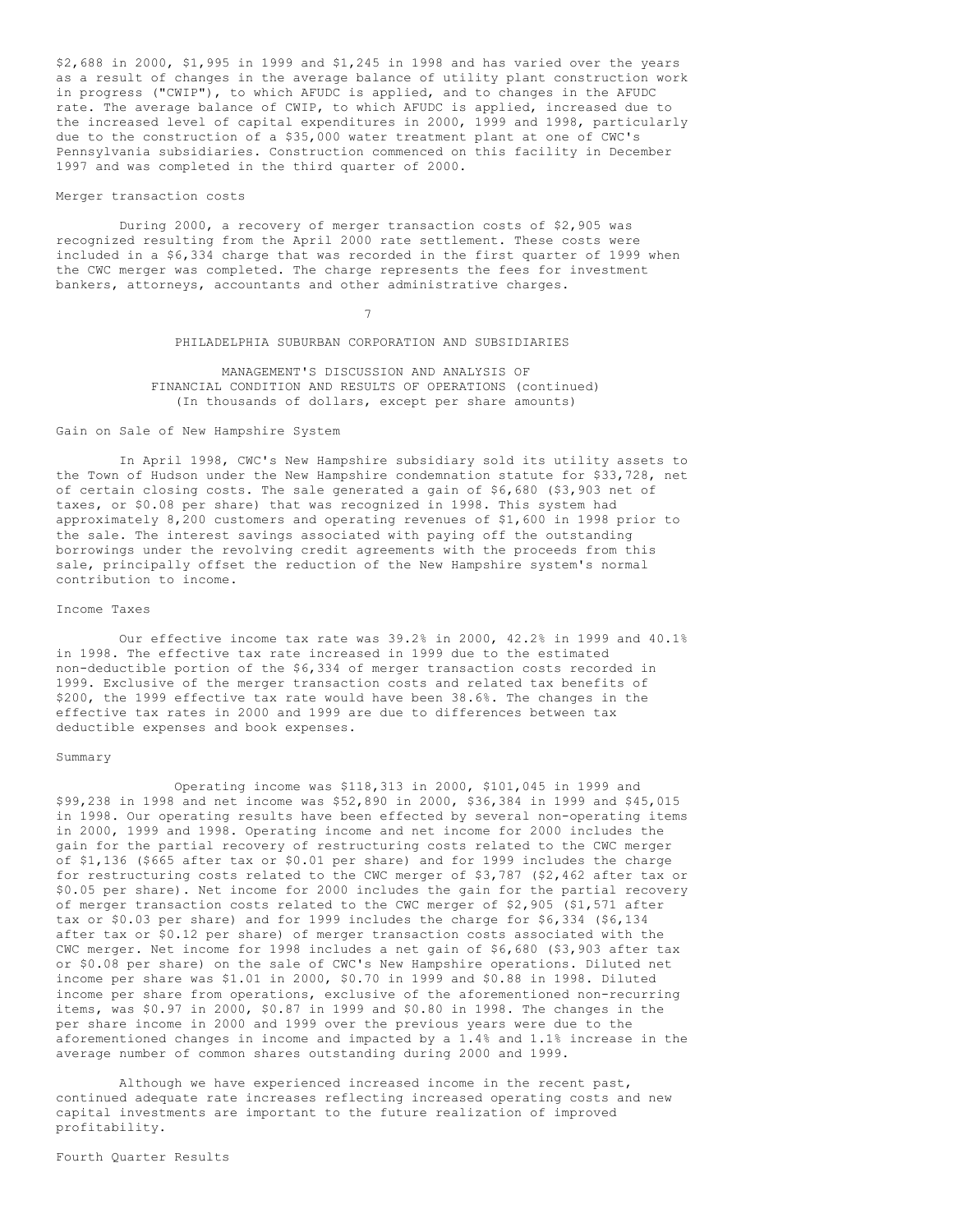$2,688 in 2000, $1,995 in 1999 and $1,245 in 1998 and has varied over the years as a result of changes in the average balance of utility plant construction work in progress ("CWIP"), to which AFUDC is applied, and to changes in the AFUDC rate. The average balance of CWIP, to which AFUDC is applied, increased due to the increased level of capital expenditures in 2000, 1999 and 1998, particularly due to the construction of a $35,000 water treatment plant at one of CWC's Pennsylvania subsidiaries. Construction commenced on this facility in December 1997 and was completed in the third quarter of 2000.

Merger transaction costs

During 2000, a recovery of merger transaction costs of $2,905 was recognized resulting from the April 2000 rate settlement. These costs were included in a $6,334 charge that was recorded in the first quarter of 1999 when the CWC merger was completed. The charge represents the fees for investment bankers, attorneys, accountants and other administrative charges.

PHILADELPHIA SUBURBAN CORPORATION AND SUBSIDIARIES

MANAGEMENT'S DISCUSSION AND ANALYSIS OF FINANCIAL CONDITION AND RESULTS OF OPERATIONS (continued)
(In thousands of dollars, except per share amounts)

Gain on Sale of New Hampshire System

In April 1998, CWC's New Hampshire subsidiary sold its utility assets to the Town of Hudson under the New Hampshire condemnation statute for $33,728, net of certain closing costs. The sale generated a gain of $6,680 ($3,903 net of taxes, or $0.08 per share) that was recognized in 1998. This system had approximately 8,200 customers and operating revenues of $1,600 in 1998 prior to the sale. The interest savings associated with paying off the outstanding borrowings under the revolving credit agreements with the proceeds from this sale, principally offset the reduction of the New Hampshire system's normal contribution to income.

Income Taxes

Our effective income tax rate was 39.2% in 2000, 42.2% in 1999 and 40.1% in 1998. The effective tax rate increased in 1999 due to the estimated non-deductible portion of the $6,334 of merger transaction costs recorded in 1999. Exclusive of the merger transaction costs and related tax benefits of $200, the 1999 effective tax rate would have been 38.6%. The changes in the effective tax rates in 2000 and 1999 are due to differences between tax deductible expenses and book expenses.

Summary

Operating income was $118,313 in 2000, $101,045 in 1999 and $99,238 in 1998 and net income was $52,890 in 2000, $36,384 in 1999 and $45,015 in 1998. Our operating results have been effected by several non-operating items in 2000, 1999 and 1998. Operating income and net income for 2000 includes the gain for the partial recovery of restructuring costs related to the CWC merger of $1,136 ($665 after tax or $0.01 per share) and for 1999 includes the charge for restructuring costs related to the CWC merger of $3,787 ($2,462 after tax or $0.05 per share). Net income for 2000 includes the gain for the partial recovery of merger transaction costs related to the CWC merger of $2,905 ($1,571 after tax or $0.03 per share) and for 1999 includes the charge for $6,334 ($6,134 after tax or $0.12 per share) of merger transaction costs associated with the CWC merger. Net income for 1998 includes a net gain of $6,680 ($3,903 after tax or $0.08 per share) on the sale of CWC's New Hampshire operations. Diluted net income per share was $1.01 in 2000, $0.70 in 1999 and $0.88 in 1998. Diluted income per share from operations, exclusive of the aforementioned non-recurring items, was $0.97 from 2000, $0.87 in 1999 and $0.80 in 1998. The changes in the per share income in 2000 and 1999 over the previous years were due to the aforementioned changes in income and impacted by a 1.4% and 1.1% increase in the average number of common shares outstanding during 2000 and 1999.

Although we have experienced increased income in the recent past, continued adequate rate increases reflecting increased operating costs and new capital investments are important to the future realization of improved profitability.

Fourth Quarter Results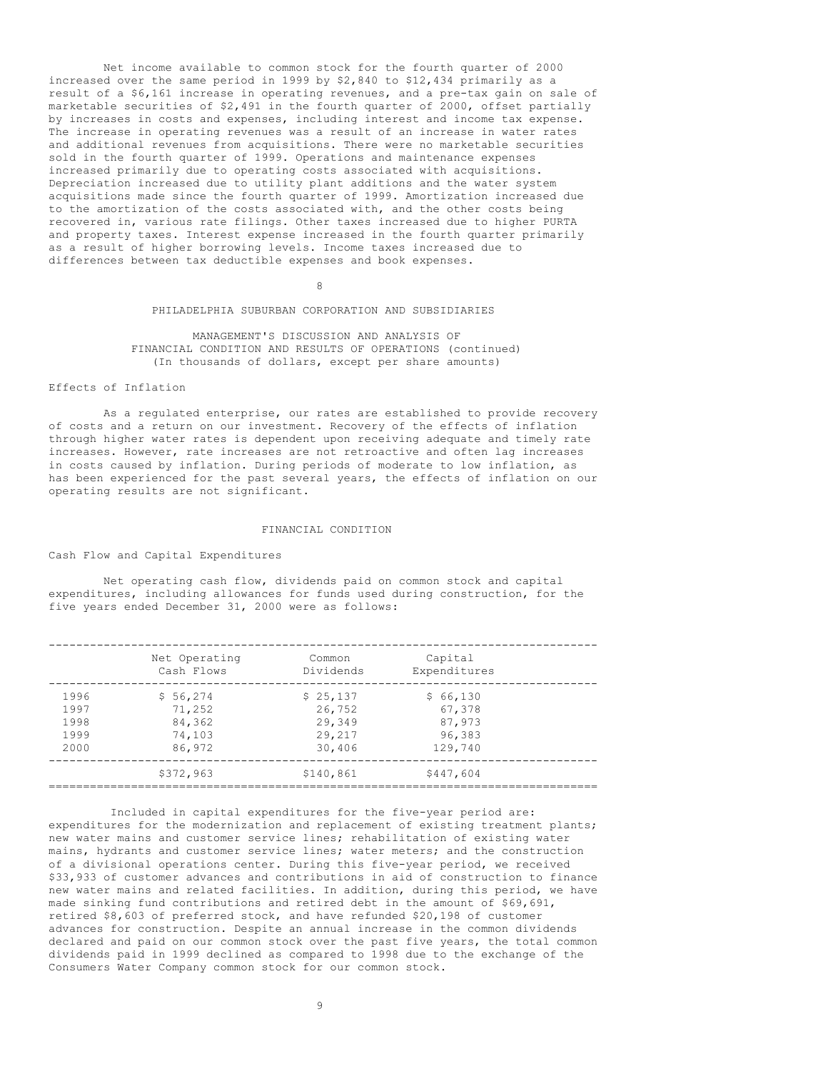Net income available to common stock for the fourth quarter of 2000 increased over the same period in 1999 by $2,840 to $12,434 primarily as a result of a $6,161 increase in operating revenues, and a pre-tax gain on sale of marketable securities of $2,491 in the fourth quarter of 2000, offset partially by increases in costs and expenses, including interest and income tax expense. The increase in operating revenues was a result of an increase in water rates and additional revenues from acquisitions. There were no marketable securities sold in the fourth quarter of 1999. Operations and maintenance expenses increased primarily due to operating costs associated with acquisitions. Depreciation increased due to utility plant additions and the water system acquisitions made since the fourth quarter of 1999. Amortization increased due to the amortization of the costs associated with, and the other costs being recovered in, various rate filings. Other taxes increased due to higher PURTA and property taxes. Interest expense increased in the fourth quarter primarily as a result of higher borrowing levels. Income taxes increased due to differences between tax deductible expenses and book expenses.

PHILADELPHIA SUBURBAN CORPORATION AND SUBSIDIARIES

MANAGEMENT'S DISCUSSION AND ANALYSIS OF FINANCIAL CONDITION AND RESULTS OF OPERATIONS (continued)
(In thousands of dollars, except per share amounts)

### Effects of Inflation

As a regulated enterprise, our rates are established to provide recovery of costs and a return on our investment. Recovery of the effects of inflation through higher water rates is dependent upon receiving adequate and timely rate increases. However, rate increases are not retroactive and often lag increases in costs caused by inflation. During periods of moderate to low inflation, as has been experienced for the past several years, the effects of inflation on our operating results are not significant.

## FINANCIAL CONDITION

### Cash Flow and Capital Expenditures

Net operating cash flow, dividends paid on common stock and capital expenditures, including allowances for funds used during construction, for the five years ended December 31, 2000 were as follows:

| | Net Operating Cash Flows | Common Dividends | Capital Expenditures |
|---|---|---|---|
| 1996 | $ 56,274 | $ 25,137 | $ 66,130 |
| 1997 | 71,252 | 26,752 | 67,378 |
| 1998 | 84,362 | 29,349 | 87,973 |
| 1999 | 74,103 | 29,217 | 96,383 |
| 2000 | 86,972 | 30,406 | 129,740 |
| | $372,963 | $140,861 | $447,604 |

Included in capital expenditures for the five-year period are: expenditures for the modernization and replacement of existing treatment plants; new water mains and customer service lines; rehabilitation of existing water mains, hydrants and customer service lines; water meters; and the construction of a divisional operations center. During this five-year period, we received $33,933 of customer advances and contributions in aid of construction to finance new water mains and related facilities. In addition, during this period, we have made sinking fund contributions and retired debt in the amount of $69,691, retired $8,603 of preferred stock, and have refunded $20,198 of customer advances for construction. Despite an annual increase in the common dividends declared and paid on our common stock over the past five years, the total common dividends paid in 1999 declined as compared to 1998 due to the exchange of the Consumers Water Company common stock for our common stock.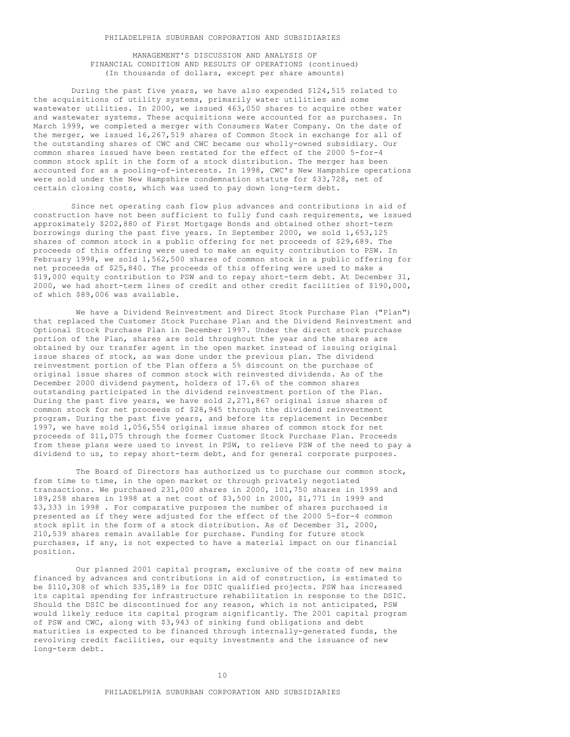MANAGEMENT'S DISCUSSION AND ANALYSIS OF FINANCIAL CONDITION AND RESULTS OF OPERATIONS (continued)
(In thousands of dollars, except per share amounts)

During the past five years, we have also expended $124,515 related to the acquisitions of utility systems, primarily water utilities and some wastewater utilities. In 2000, we issued 463,050 shares to acquire other water and wastewater systems. These acquisitions were accounted for as purchases. In March 1999, we completed a merger with Consumers Water Company. On the date of the merger, we issued 16,267,519 shares of Common Stock in exchange for all of the outstanding shares of CWC and CWC became our wholly-owned subsidiary. Our common shares issued have been restated for the effect of the 2000 5-for-4 common stock split in the form of a stock distribution. The merger has been accounted for as a pooling-of-interests. In 1998, CWC's New Hampshire operations were sold under the New Hampshire condemnation statute for $33,728, net of certain closing costs, which was used to pay down long-term debt.

Since net operating cash flow plus advances and contributions in aid of construction have not been sufficient to fully fund cash requirements, we issued approximately $202,880 of First Mortgage Bonds and obtained other short-term borrowings during the past five years. In September 2000, we sold 1,653,125 shares of common stock in a public offering for net proceeds of $29,689. The proceeds of this offering were used to make an equity contribution to PSW. In February 1998, we sold 1,562,500 shares of common stock in a public offering for net proceeds of $25,840. The proceeds of this offering were used to make a $19,000 equity contribution to PSW and to repay short-term debt. At December 31, 2000, we had short-term lines of credit and other credit facilities of $190,000, of which $89,006 was available.

We have a Dividend Reinvestment and Direct Stock Purchase Plan ("Plan") that replaced the Customer Stock Purchase Plan and the Dividend Reinvestment and Optional Stock Purchase Plan in December 1997. Under the direct stock purchase portion of the Plan, shares are sold throughout the year and the shares are obtained by our transfer agent in the open market instead of issuing original issue shares of stock, as was done under the previous plan. The dividend reinvestment portion of the Plan offers a 5% discount on the purchase of original issue shares of common stock with reinvested dividends. As of the December 2000 dividend payment, holders of 17.6% of the common shares outstanding participated in the dividend reinvestment portion of the Plan. During the past five years, we have sold 2,271,867 original issue shares of common stock for net proceeds of $28,945 through the dividend reinvestment program. During the past five years, and before its replacement in December 1997, we have sold 1,056,554 original issue shares of common stock for net proceeds of $11,075 through the former Customer Stock Purchase Plan. Proceeds from these plans were used to invest in PSW, to relieve PSW of the need to pay a dividend to us, to repay short-term debt, and for general corporate purposes.

The Board of Directors has authorized us to purchase our common stock, from time to time, in the open market or through privately negotiated transactions. We purchased 231,000 shares in 2000, 101,750 shares in 1999 and 189,258 shares in 1998 at a net cost of $3,500 in 2000, $1,771 in 1999 and $3,333 in 1998 . For comparative purposes the number of shares purchased is presented as if they were adjusted for the effect of the 2000 5-for-4 common stock split in the form of a stock distribution. As of December 31, 2000, 210,539 shares remain available for purchase. Funding for future stock purchases, if any, is not expected to have a material impact on our financial position.

Our planned 2001 capital program, exclusive of the costs of new mains financed by advances and contributions in aid of construction, is estimated to be $110,308 of which $35,189 is for DSIC qualified projects. PSW has increased its capital spending for infrastructure rehabilitation in response to the DSIC. Should the DSIC be discontinued for any reason, which is not anticipated, PSW would likely reduce its capital program significantly. The 2001 capital program of PSW and CWC, along with $3,943 of sinking fund obligations and debt maturities is expected to be financed through internally-generated funds, the revolving credit facilities, our equity investments and the issuance of new long-term debt.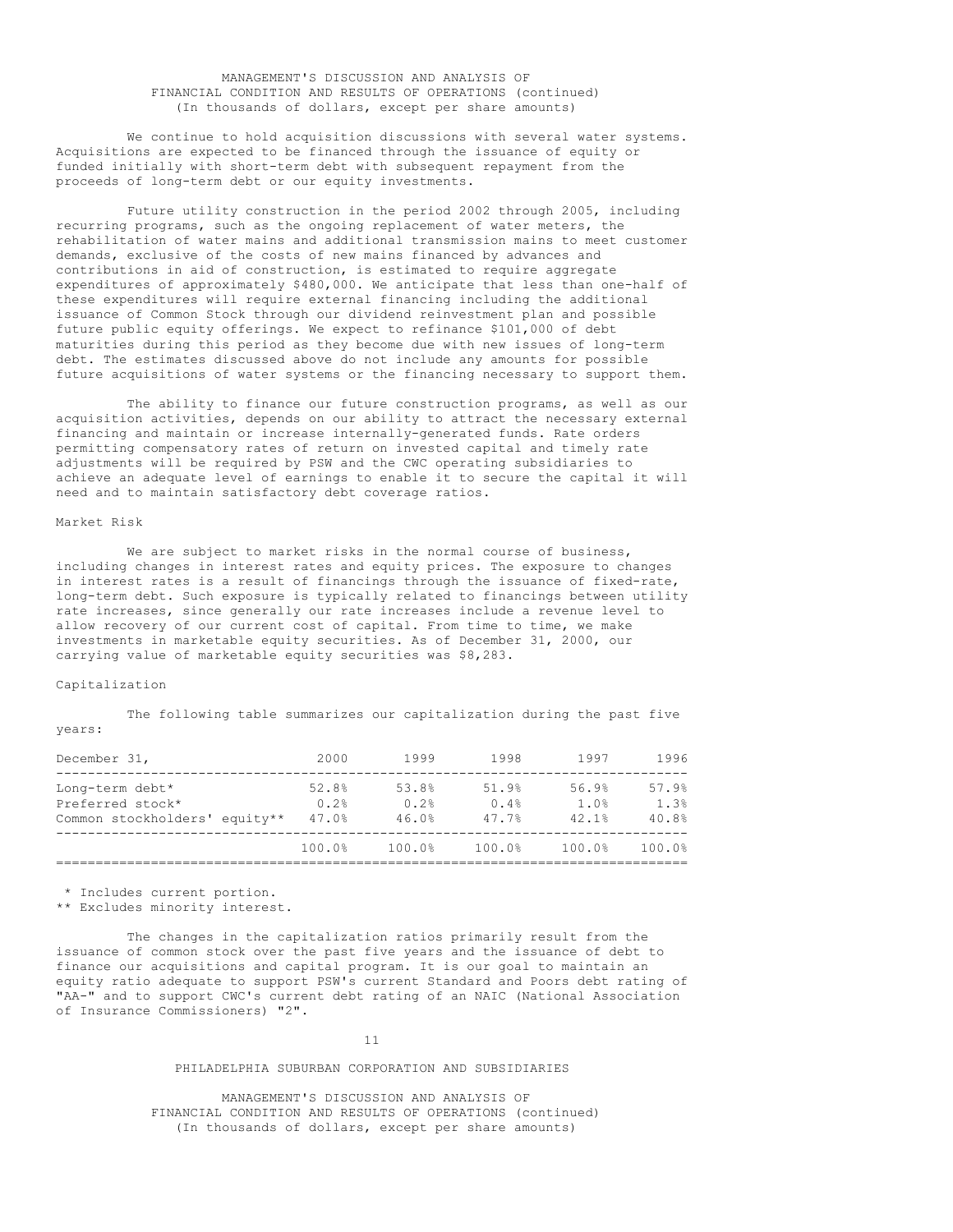We continue to hold acquisition discussions with several water systems. Acquisitions are expected to be financed through the issuance of equity or funded initially with short-term debt with subsequent repayment from the proceeds of long-term debt or our equity investments.

Future utility construction in the period 2002 through 2005, including recurring programs, such as the ongoing replacement of water meters, the rehabilitation of water mains and additional transmission mains to meet customer demands, exclusive of the costs of new mains financed by advances and contributions in aid of construction, is estimated to require aggregate expenditures of approximately $480,000. We anticipate that less than one-half of these expenditures will require external financing including the additional issuance of Common Stock through our dividend reinvestment plan and possible future public equity offerings. We expect to refinance $101,000 of debt maturities during this period as they become due with new issues of long-term debt. The estimates discussed above do not include any amounts for possible future acquisitions of water systems or the financing necessary to support them.

The ability to finance our future construction programs, as well as our acquisition activities, depends on our ability to attract the necessary external financing and maintain or increase internally-generated funds. Rate orders permitting compensatory rates of return on invested capital and timely rate adjustments will be required by PSW and the CWC operating subsidiaries to achieve an adequate level of earnings to enable it to secure the capital it will need and to maintain satisfactory debt coverage ratios.

## Market Risk

We are subject to market risks in the normal course of business, including changes in interest rates and equity prices. The exposure to changes in interest rates is a result of financings through the issuance of fixed-rate, long-term debt. Such exposure is typically related to financings between utility rate increases, since generally our rate increases include a revenue level to allow recovery of our current cost of capital. From time to time, we make investments in marketable equity securities. As of December 31, 2000, our carrying value of marketable equity securities was $8,283.

## Capitalization

The following table summarizes our capitalization during the past five years:

| December 31, | 2000 | 1999 | 1998 | 1997 | 1996 |
|---|---|---|---|---|---|
| Long-term debt* | 52.8% | 53.8% | 51.9% | 56.9% | 57.9% |
| Preferred stock* | 0.2% | 0.2% | 0.4% | 1.0% | 1.3% |
| Common stockholders' equity** | 47.0% | 46.0% | 47.7% | 42.1% | 40.8% |
| | 100.0% | 100.0% | 100.0% | 100.0% | 100.0% |

\* Includes current portion.
** Excludes minority interest.

The changes in the capitalization ratios primarily result from the issuance of common stock over the past five years and the issuance of debt to finance our acquisitions and capital program. It is our goal to maintain an equity ratio adequate to support PSW's current Standard and Poors debt rating of "AA-" and to support CWC's current debt rating of an NAIC (National Association of Insurance Commissioners) "2".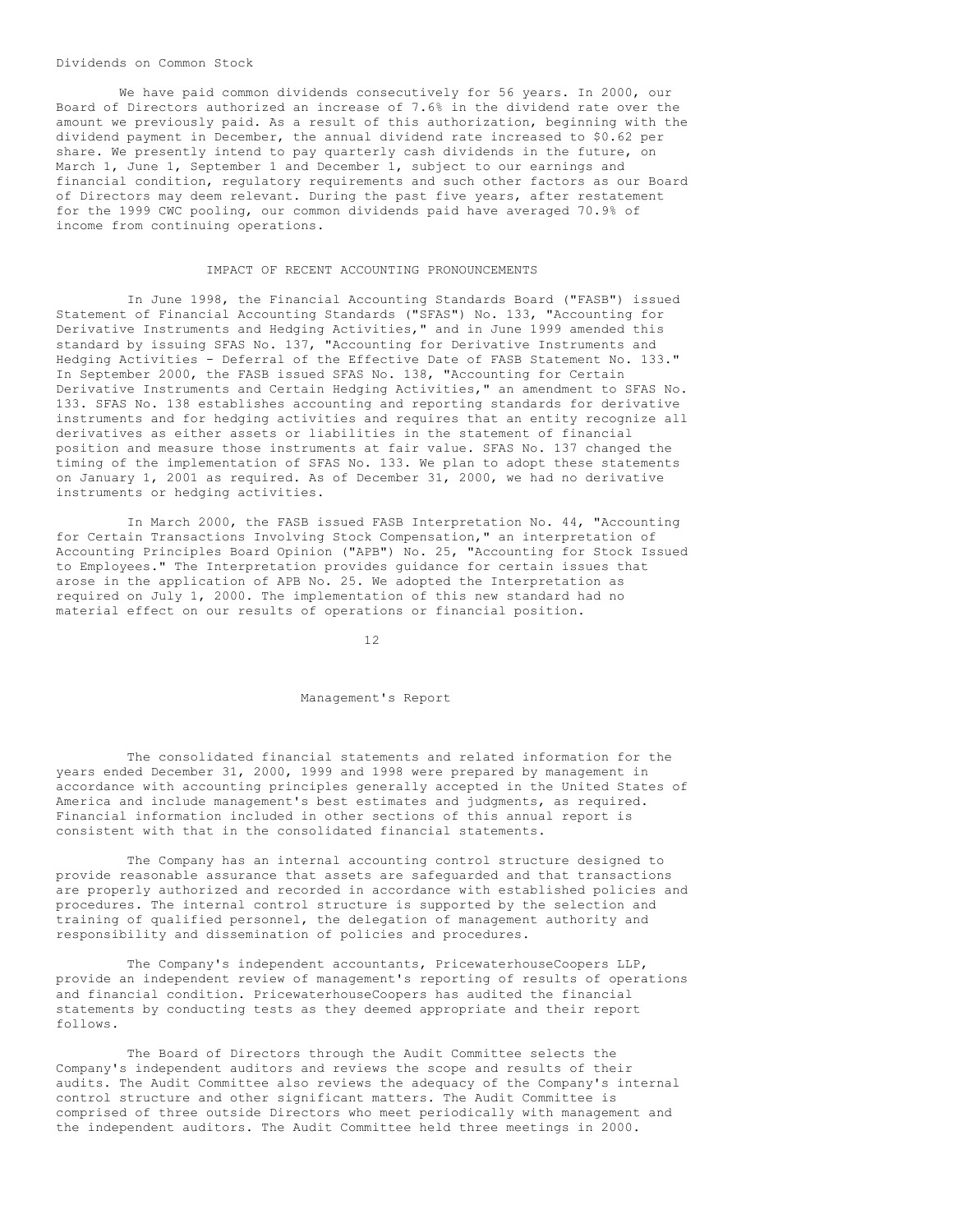### Dividends on Common Stock

We have paid common dividends consecutively for 56 years. In 2000, our Board of Directors authorized an increase of 7.6% in the dividend rate over the amount we previously paid. As a result of this authorization, beginning with the dividend payment in December, the annual dividend rate increased to $0.62 per share. We presently intend to pay quarterly cash dividends in the future, on March 1, June 1, September 1 and December 1, subject to our earnings and financial condition, regulatory requirements and such other factors as our Board of Directors may deem relevant. During the past five years, after restatement for the 1999 CWC pooling, our common dividends paid have averaged 70.9% of income from continuing operations.

## IMPACT OF RECENT ACCOUNTING PRONOUNCEMENTS

In June 1998, the Financial Accounting Standards Board ("FASB") issued Statement of Financial Accounting Standards ("SFAS") No. 133, "Accounting for Derivative Instruments and Hedging Activities," and in June 1999 amended this standard by issuing SFAS No. 137, "Accounting for Derivative Instruments and Hedging Activities - Deferral of the Effective Date of FASB Statement No. 133." In September 2000, the FASB issued SFAS No. 138, "Accounting for Certain Derivative Instruments and Certain Hedging Activities," an amendment to SFAS No. 133. SFAS No. 138 establishes accounting and reporting standards for derivative instruments and for hedging activities and requires that an entity recognize all derivatives as either assets or liabilities in the statement of financial position and measure those instruments at fair value. SFAS No. 137 changed the timing of the implementation of SFAS No. 133. We plan to adopt these statements on January 1, 2001 as required. As of December 31, 2000, we had no derivative instruments or hedging activities.

In March 2000, the FASB issued FASB Interpretation No. 44, "Accounting for Certain Transactions Involving Stock Compensation," an interpretation of Accounting Principles Board Opinion ("APB") No. 25, "Accounting for Stock Issued to Employees." The Interpretation provides guidance for certain issues that arose in the application of APB No. 25. We adopted the Interpretation as required on July 1, 2000. The implementation of this new standard had no material effect on our results of operations or financial position.

## Management's Report

The consolidated financial statements and related information for the years ended December 31, 2000, 1999 and 1998 were prepared by management in accordance with accounting principles generally accepted in the United States of America and include management's best estimates and judgments, as required. Financial information included in other sections of this annual report is consistent with that in the consolidated financial statements.

The Company has an internal accounting control structure designed to provide reasonable assurance that assets are safeguarded and that transactions are properly authorized and recorded in accordance with established policies and procedures. The internal control structure is supported by the selection and training of qualified personnel, the delegation of management authority and responsibility and dissemination of policies and procedures.

The Company's independent accountants, PricewaterhouseCoopers LLP, provide an independent review of management's reporting of results of operations and financial condition. PricewaterhouseCoopers has audited the financial statements by conducting tests as they deemed appropriate and their report follows.

The Board of Directors through the Audit Committee selects the Company's independent auditors and reviews the scope and results of their audits. The Audit Committee also reviews the adequacy of the Company's internal control structure and other significant matters. The Audit Committee is comprised of three outside Directors who meet periodically with management and the independent auditors. The Audit Committee held three meetings in 2000.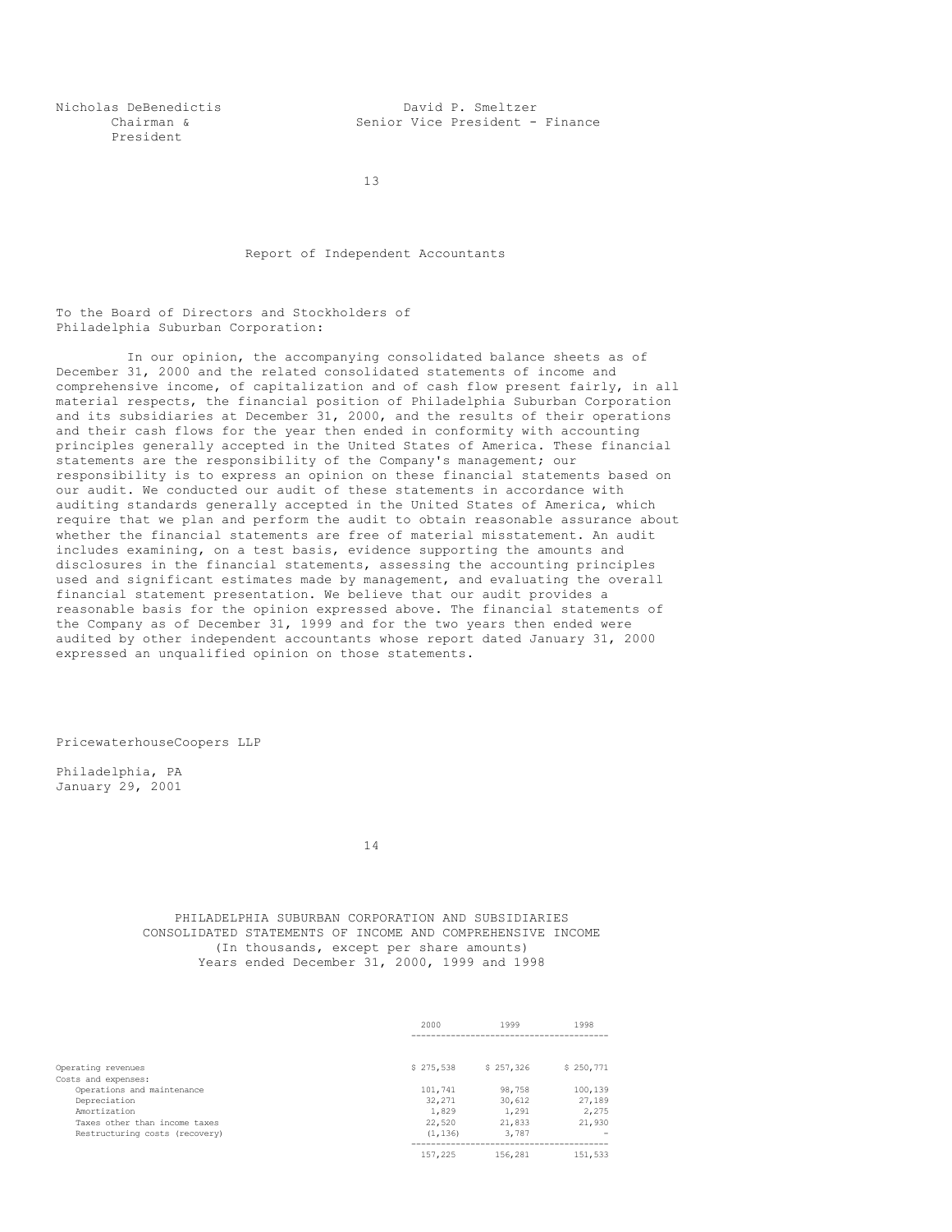Nicholas DeBenedictis
Chairman &
President

David P. Smeltzer
Senior Vice President - Finance

## Report of Independent Accountants

To the Board of Directors and Stockholders of
Philadelphia Suburban Corporation:

In our opinion, the accompanying consolidated balance sheets as of December 31, 2000 and the related consolidated statements of income and comprehensive income, of capitalization and of cash flow present fairly, in all material respects, the financial position of Philadelphia Suburban Corporation and its subsidiaries at December 31, 2000, and the results of their operations and their cash flows for the year then ended in conformity with accounting principles generally accepted in the United States of America. These financial statements are the responsibility of the Company's management; our responsibility is to express an opinion on these financial statements based on our audit. We conducted our audit of these statements in accordance with auditing standards generally accepted in the United States of America, which require that we plan and perform the audit to obtain reasonable assurance about whether the financial statements are free of material misstatement. An audit includes examining, on a test basis, evidence supporting the amounts and disclosures in the financial statements, assessing the accounting principles used and significant estimates made by management, and evaluating the overall financial statement presentation. We believe that our audit provides a reasonable basis for the opinion expressed above. The financial statements of the Company as of December 31, 1999 and for the two years then ended were audited by other independent accountants whose report dated January 31, 2000 expressed an unqualified opinion on those statements.

PricewaterhouseCoopers LLP

Philadelphia, PA
January 29, 2001

## PHILADELPHIA SUBURBAN CORPORATION AND SUBSIDIARIES
## CONSOLIDATED STATEMENTS OF INCOME AND COMPREHENSIVE INCOME
(In thousands, except per share amounts)
Years ended December 31, 2000, 1999 and 1998

| | 2000 | 1999 | 1998 |
|---|---|---|---|
| Operating revenues | $ 275,538 | $ 257,326 | $ 250,771 |
| Costs and expenses: | | | |
| Operations and maintenance | 101,741 | 98,758 | 100,139 |
| Depreciation | 32,271 | 30,612 | 27,189 |
| Amortization | 1,829 | 1,291 | 2,275 |
| Taxes other than income taxes | 22,520 | 21,833 | 21,930 |
| Restructuring costs (recovery) | (1,136) | 3,787 | - |
| | 157,225 | 156,281 | 151,533 |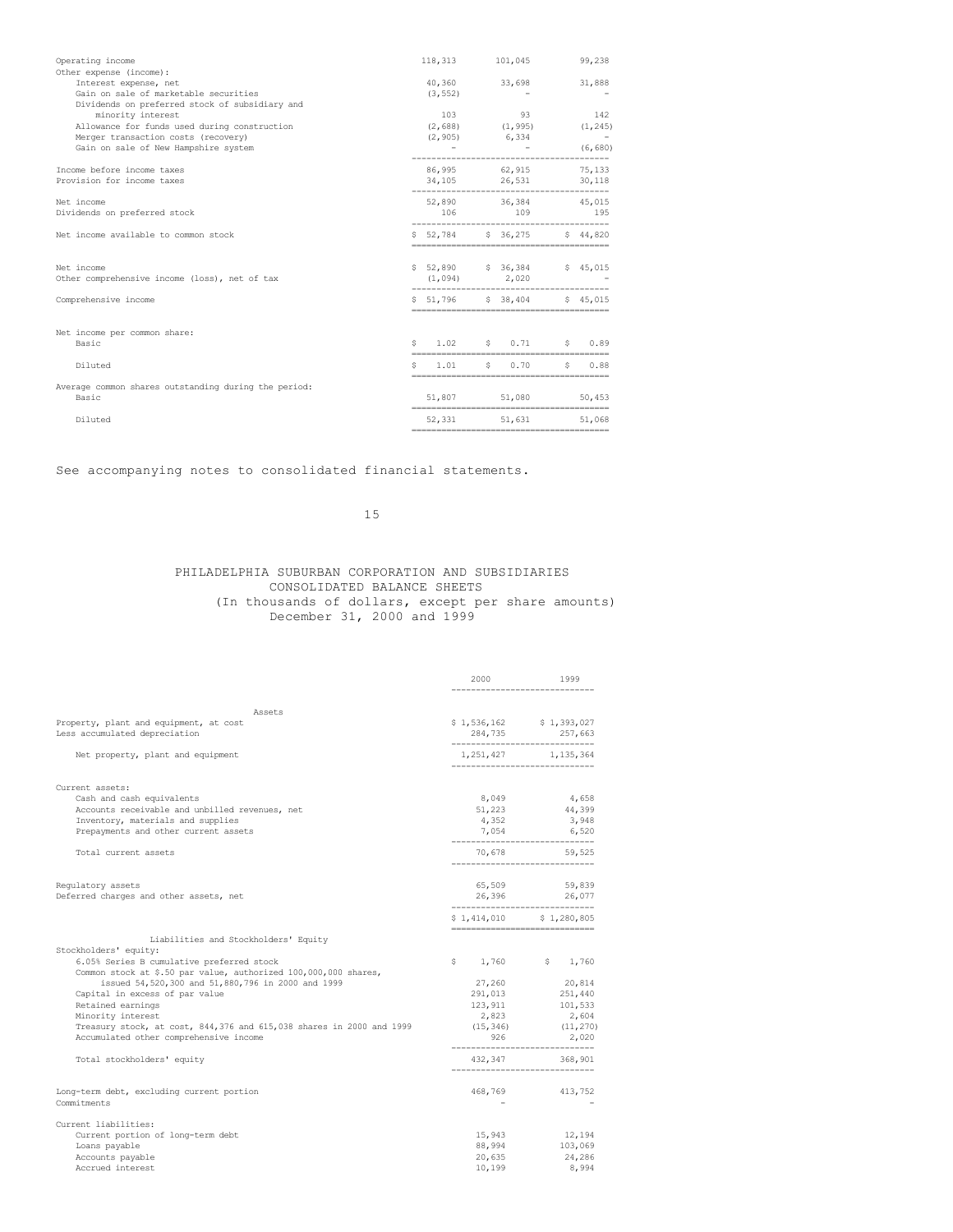| | | | |
|---|---|---|---|
| Operating income | 118,313 | 101,045 | 99,238 |
| Other expense (income): | | | |
| Interest expense, net | 40,360 | 33,698 | 31,888 |
| Gain on sale of marketable securities | (3,552) | - | - |
| Dividends on preferred stock of subsidiary and minority interest | 103 | 93 | 142 |
| Allowance for funds used during construction | (2,688) | (1,995) | (1,245) |
| Merger transaction costs (recovery) | (2,905) | 6,334 | - |
| Gain on sale of New Hampshire system | - | - | (6,680) |
| Income before income taxes | 86,995 | 62,915 | 75,133 |
| Provision for income taxes | 34,105 | 26,531 | 30,118 |
| Net income | 52,890 | 36,384 | 45,015 |
| Dividends on preferred stock | 106 | 109 | 195 |
| Net income available to common stock | $ 52,784 | $ 36,275 | $ 44,820 |
| | | | |
| Net income | $ 52,890 | $ 36,384 | $ 45,015 |
| Other comprehensive income (loss), net of tax | (1,094) | 2,020 | - |
| Comprehensive income | $ 51,796 | $ 38,404 | $ 45,015 |
| | | | |
| Net income per common share: | | | |
| Basic | $ 1.02 | $ 0.71 | $ 0.89 |
| Diluted | $ 1.01 | $ 0.70 | $ 0.88 |
| Average common shares outstanding during the period: | | | |
| Basic | 51,807 | 51,080 | 50,453 |
| Diluted | 52,331 | 51,631 | 51,068 |

See accompanying notes to consolidated financial statements.

# PHILADELPHIA SUBURBAN CORPORATION AND SUBSIDIARIES
## CONSOLIDATED BALANCE SHEETS
### (In thousands of dollars, except per share amounts)
### December 31, 2000 and 1999

| | 2000 | 1999 |
|---|---|---|
| **Assets** | | |
| Property, plant and equipment, at cost | $ 1,536,162 | $ 1,393,027 |
| Less accumulated depreciation | 284,735 | 257,663 |
| Net property, plant and equipment | 1,251,427 | 1,135,364 |
| Current assets: | | |
| Cash and cash equivalents | 8,049 | 4,658 |
| Accounts receivable and unbilled revenues, net | 51,223 | 44,399 |
| Inventory, materials and supplies | 4,352 | 3,948 |
| Prepayments and other current assets | 7,054 | 6,520 |
| Total current assets | 70,678 | 59,525 |
| Regulatory assets | 65,509 | 59,839 |
| Deferred charges and other assets, net | 26,396 | 26,077 |
| | $ 1,414,010 | $ 1,280,805 |
| **Liabilities and Stockholders' Equity** | | |
| Stockholders' equity: | | |
| 6.05% Series B cumulative preferred stock | $ 1,760 | $ 1,760 |
| Common stock at $.50 par value, authorized 100,000,000 shares, issued 54,520,300 and 51,880,796 in 2000 and 1999 | 27,260 | 20,814 |
| Capital in excess of par value | 291,013 | 251,440 |
| Retained earnings | 123,911 | 101,533 |
| Minority interest | 2,823 | 2,604 |
| Treasury stock, at cost, 844,376 and 615,038 shares in 2000 and 1999 | (15,346) | (11,270) |
| Accumulated other comprehensive income | 926 | 2,020 |
| Total stockholders' equity | 432,347 | 368,901 |
| Long-term debt, excluding current portion | 468,769 | 413,752 |
| Commitments | - | - |
| Current liabilities: | | |
| Current portion of long-term debt | 15,943 | 12,194 |
| Loans payable | 88,994 | 103,069 |
| Accounts payable | 20,635 | 24,286 |
| Accrued interest | 10,199 | 8,994 |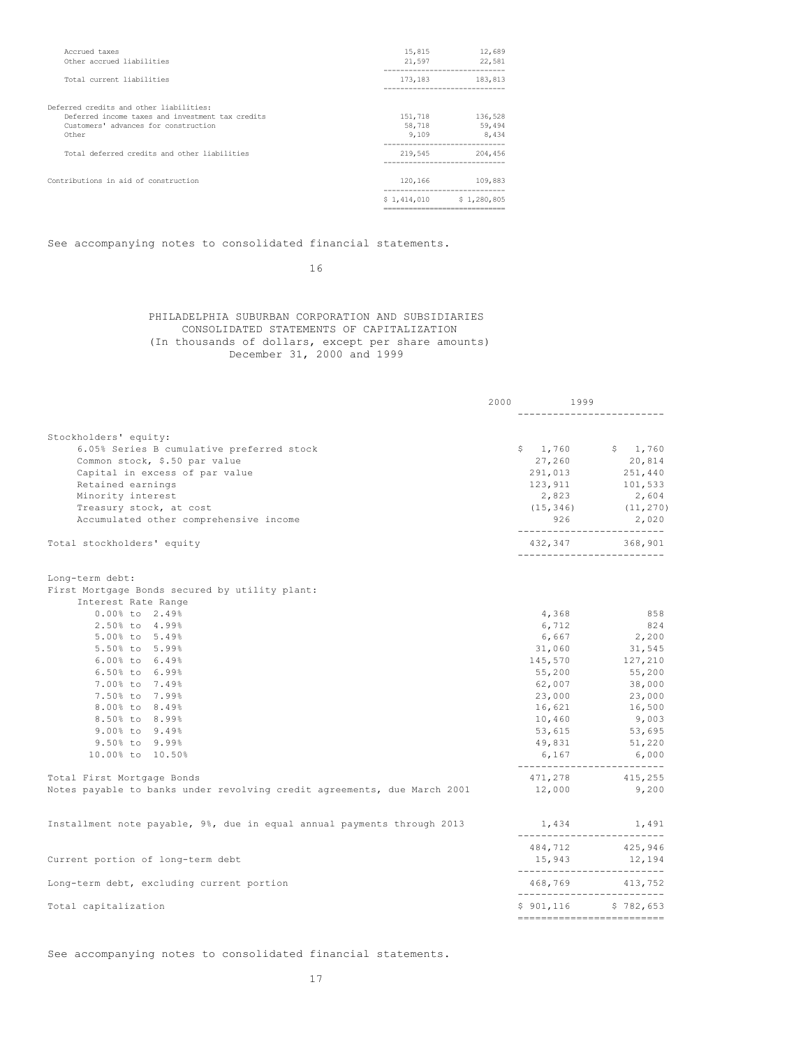| | | |
|---|---|---|
| Accrued taxes | 15,815 | 12,689 |
| Other accrued liabilities | 21,597 | 22,581 |
| Total current liabilities | 173,183 | 183,813 |
| Deferred credits and other liabilities: | | |
| Deferred income taxes and investment tax credits | 151,718 | 136,528 |
| Customers' advances for construction | 58,718 | 59,494 |
| Other | 9,109 | 8,434 |
| Total deferred credits and other liabilities | 219,545 | 204,456 |
| Contributions in aid of construction | 120,166 | 109,883 |
| | $ 1,414,010 | $ 1,280,805 |

See accompanying notes to consolidated financial statements.

PHILADELPHIA SUBURBAN CORPORATION AND SUBSIDIARIES
CONSOLIDATED STATEMENTS OF CAPITALIZATION
(In thousands of dollars, except per share amounts)
December 31, 2000 and 1999

| | 2000 | 1999 |
|---|---|---|
| Stockholders' equity: | | |
| 6.05% Series B cumulative preferred stock | $ 1,760 | $ 1,760 |
| Common stock, $.50 par value | 27,260 | 20,814 |
| Capital in excess of par value | 291,013 | 251,440 |
| Retained earnings | 123,911 | 101,533 |
| Minority interest | 2,823 | 2,604 |
| Treasury stock, at cost | (15,346) | (11,270) |
| Accumulated other comprehensive income | 926 | 2,020 |
| Total stockholders' equity | 432,347 | 368,901 |
| Long-term debt: | | |
| First Mortgage Bonds secured by utility plant: | | |
| Interest Rate Range | | |
| 0.00% to 2.49% | 4,368 | 858 |
| 2.50% to 4.99% | 6,712 | 824 |
| 5.00% to 5.49% | 6,667 | 2,200 |
| 5.50% to 5.99% | 31,060 | 31,545 |
| 6.00% to 6.49% | 145,570 | 127,210 |
| 6.50% to 6.99% | 55,200 | 55,200 |
| 7.00% to 7.49% | 62,007 | 38,000 |
| 7.50% to 7.99% | 23,000 | 23,000 |
| 8.00% to 8.49% | 16,621 | 16,500 |
| 8.50% to 8.99% | 10,460 | 9,003 |
| 9.00% to 9.49% | 53,615 | 53,695 |
| 9.50% to 9.99% | 49,831 | 51,220 |
| 10.00% to 10.50% | 6,167 | 6,000 |
| Total First Mortgage Bonds | 471,278 | 415,255 |
| Notes payable to banks under revolving credit agreements, due March 2001 | 12,000 | 9,200 |
| Installment note payable, 9%, due in equal annual payments through 2013 | 1,434 | 1,491 |
| | 484,712 | 425,946 |
| Current portion of long-term debt | 15,943 | 12,194 |
| Long-term debt, excluding current portion | 468,769 | 413,752 |
| Total capitalization | $ 901,116 | $ 782,653 |

See accompanying notes to consolidated financial statements.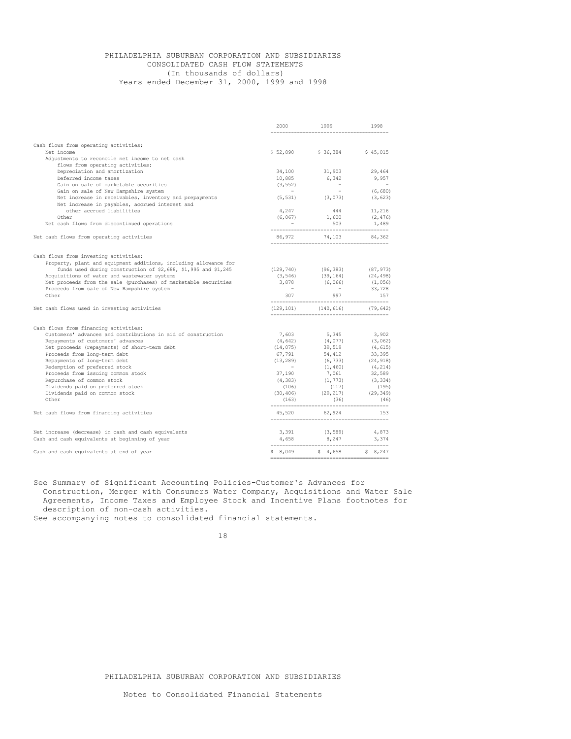# PHILADELPHIA SUBURBAN CORPORATION AND SUBSIDIARIES

## CONSOLIDATED CASH FLOW STATEMENTS

(In thousands of dollars)

Years ended December 31, 2000, 1999 and 1998

| | 2000 | 1999 | 1998 |
|---|---|---|---|
| Cash flows from operating activities: | | | |
| Net income | $ 52,890 | $ 36,384 | $ 45,015 |
| Adjustments to reconcile net income to net cash flows from operating activities: | | | |
| Depreciation and amortization | 34,100 | 31,903 | 29,464 |
| Deferred income taxes | 10,885 | 6,342 | 9,957 |
| Gain on sale of marketable securities | (3,552) | - | - |
| Gain on sale of New Hampshire system | - | - | (6,680) |
| Net increase in receivables, inventory and prepayments | (5,531) | (3,073) | (3,623) |
| Net increase in payables, accrued interest and other accrued liabilities | 4,247 | 444 | 11,216 |
| Other | (6,067) | 1,600 | (2,476) |
| Net cash flows from discontinued operations | - | 503 | 1,489 |
| Net cash flows from operating activities | 86,972 | 74,103 | 84,362 |
| Cash flows from investing activities: | | | |
| Property, plant and equipment additions, including allowance for funds used during construction of $2,688, $1,995 and $1,245 | (129,740) | (96,383) | (87,973) |
| Acquisitions of water and wastewater systems | (3,546) | (39,164) | (24,498) |
| Net proceeds from the sale (purchases) of marketable securities | 3,878 | (6,066) | (1,056) |
| Proceeds from sale of New Hampshire system | - | - | 33,728 |
| Other | 307 | 997 | 157 |
| Net cash flows used in investing activities | (129,101) | (140,616) | (79,642) |
| Cash flows from financing activities: | | | |
| Customers' advances and contributions in aid of construction | 7,603 | 5,345 | 3,902 |
| Repayments of customers' advances | (4,642) | (4,077) | (3,062) |
| Net proceeds (repayments) of short-term debt | (14,075) | 39,519 | (4,615) |
| Proceeds from long-term debt | 67,791 | 54,412 | 33,395 |
| Repayments of long-term debt | (13,289) | (6,733) | (24,918) |
| Redemption of preferred stock | - | (1,460) | (4,214) |
| Proceeds from issuing common stock | 37,190 | 7,061 | 32,589 |
| Repurchase of common stock | (4,383) | (1,773) | (3,334) |
| Dividends paid on preferred stock | (106) | (117) | (195) |
| Dividends paid on common stock | (30,406) | (29,217) | (29,349) |
| Other | (163) | (36) | (46) |
| Net cash flows from financing activities | 45,520 | 62,924 | 153 |
| Net increase (decrease) in cash and cash equivalents | 3,391 | (3,589) | 4,873 |
| Cash and cash equivalents at beginning of year | 4,658 | 8,247 | 3,374 |
| Cash and cash equivalents at end of year | $ 8,049 | $ 4,658 | $ 8,247 |

See Summary of Significant Accounting Policies-Customer's Advances for Construction, Merger with Consumers Water Company, Acquisitions and Water Sale Agreements, Income Taxes and Employee Stock and Incentive Plans footnotes for description of non-cash activities.

See accompanying notes to consolidated financial statements.

PHILADELPHIA SUBURBAN CORPORATION AND SUBSIDIARIES

Notes to Consolidated Financial Statements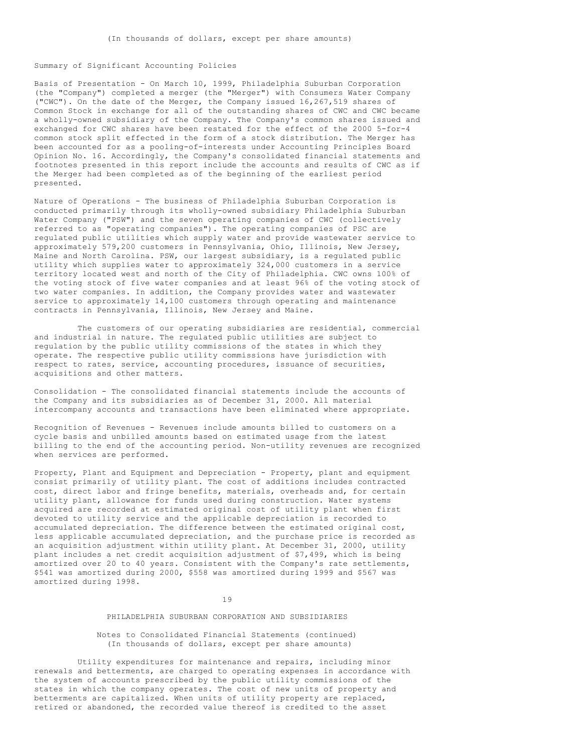## Summary of Significant Accounting Policies

Basis of Presentation - On March 10, 1999, Philadelphia Suburban Corporation (the "Company") completed a merger (the "Merger") with Consumers Water Company ("CWC"). On the date of the Merger, the Company issued 16,267,519 shares of Common Stock in exchange for all of the outstanding shares of CWC and CWC became a wholly-owned subsidiary of the Company. The Company's common shares issued and exchanged for CWC shares have been restated for the effect of the 2000 5-for-4 common stock split effected in the form of a stock distribution. The Merger has been accounted for as a pooling-of-interests under Accounting Principles Board Opinion No. 16. Accordingly, the Company's consolidated financial statements and footnotes presented in this report include the accounts and results of CWC as if the Merger had been completed as of the beginning of the earliest period presented.

Nature of Operations - The business of Philadelphia Suburban Corporation is conducted primarily through its wholly-owned subsidiary Philadelphia Suburban Water Company ("PSW") and the seven operating companies of CWC (collectively referred to as "operating companies"). The operating companies of PSC are regulated public utilities which supply water and provide wastewater service to approximately 579,200 customers in Pennsylvania, Ohio, Illinois, New Jersey, Maine and North Carolina. PSW, our largest subsidiary, is a regulated public utility which supplies water to approximately 324,000 customers in a service territory located west and north of the City of Philadelphia. CWC owns 100% of the voting stock of five water companies and at least 96% of the voting stock of two water companies. In addition, the Company provides water and wastewater service to approximately 14,100 customers through operating and maintenance contracts in Pennsylvania, Illinois, New Jersey and Maine.

The customers of our operating subsidiaries are residential, commercial and industrial in nature. The regulated public utilities are subject to regulation by the public utility commissions of the states in which they operate. The respective public utility commissions have jurisdiction with respect to rates, service, accounting procedures, issuance of securities, acquisitions and other matters.

Consolidation - The consolidated financial statements include the accounts of the Company and its subsidiaries as of December 31, 2000. All material intercompany accounts and transactions have been eliminated where appropriate.

Recognition of Revenues - Revenues include amounts billed to customers on a cycle basis and unbilled amounts based on estimated usage from the latest billing to the end of the accounting period. Non-utility revenues are recognized when services are performed.

Property, Plant and Equipment and Depreciation - Property, plant and equipment consist primarily of utility plant. The cost of additions includes contracted cost, direct labor and fringe benefits, materials, overheads and, for certain utility plant, allowance for funds used during construction. Water systems acquired are recorded at estimated original cost of utility plant when first devoted to utility service and the applicable depreciation is recorded to accumulated depreciation. The difference between the estimated original cost, less applicable accumulated depreciation, and the purchase price is recorded as an acquisition adjustment within utility plant. At December 31, 2000, utility plant includes a net credit acquisition adjustment of $7,499, which is being amortized over 20 to 40 years. Consistent with the Company's rate settlements, $541 was amortized during 2000, $558 was amortized during 1999 and $567 was amortized during 1998.

Utility expenditures for maintenance and repairs, including minor renewals and betterments, are charged to operating expenses in accordance with the system of accounts prescribed by the public utility commissions of the states in which the company operates. The cost of new units of property and betterments are capitalized. When units of utility property are replaced, retired or abandoned, the recorded value thereof is credited to the asset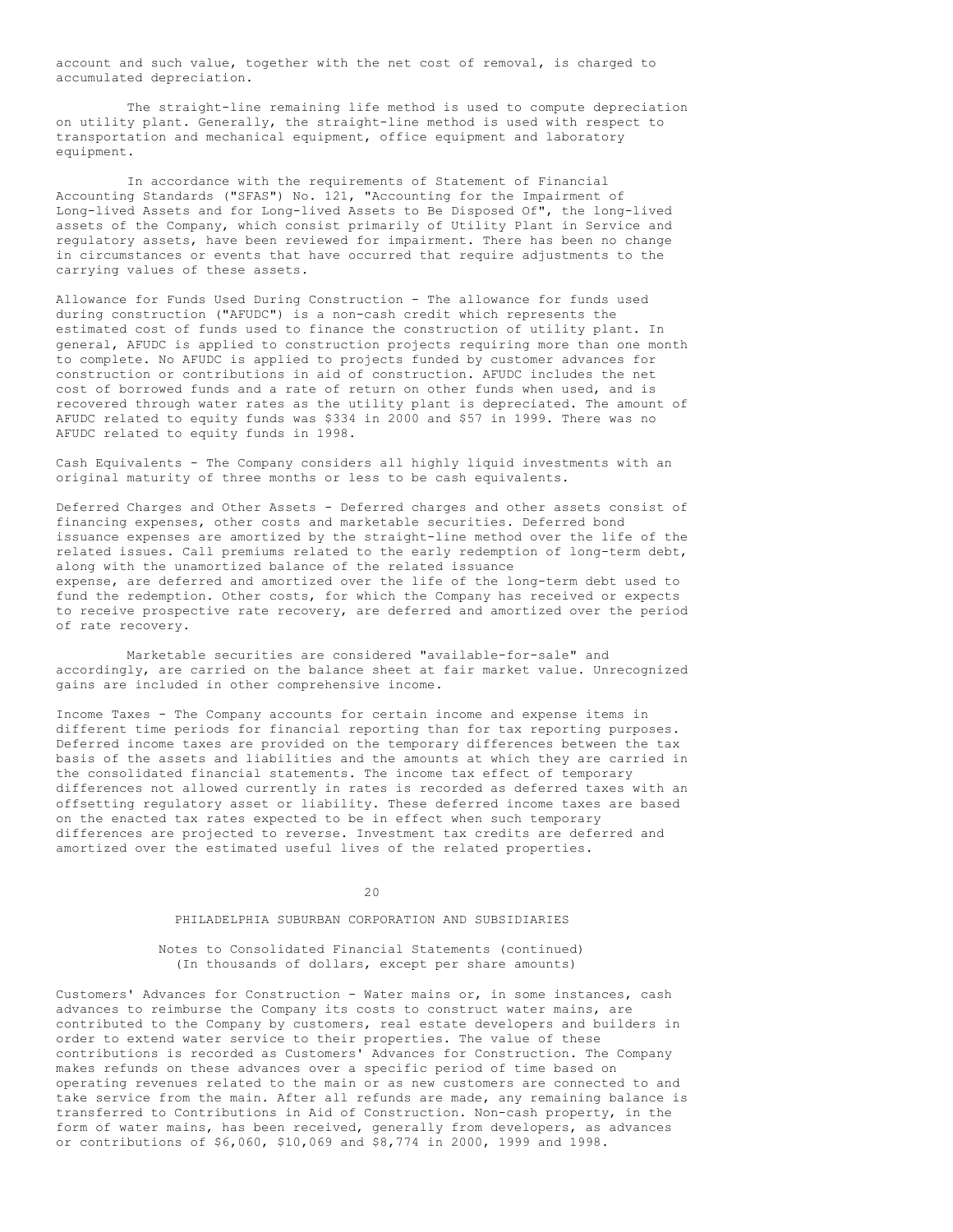account and such value, together with the net cost of removal, is charged to accumulated depreciation.

The straight-line remaining life method is used to compute depreciation on utility plant. Generally, the straight-line method is used with respect to transportation and mechanical equipment, office equipment and laboratory equipment.

In accordance with the requirements of Statement of Financial Accounting Standards ("SFAS") No. 121, "Accounting for the Impairment of Long-lived Assets and for Long-lived Assets to Be Disposed Of", the long-lived assets of the Company, which consist primarily of Utility Plant in Service and regulatory assets, have been reviewed for impairment. There has been no change in circumstances or events that have occurred that require adjustments to the carrying values of these assets.

Allowance for Funds Used During Construction - The allowance for funds used during construction ("AFUDC") is a non-cash credit which represents the estimated cost of funds used to finance the construction of utility plant. In general, AFUDC is applied to construction projects requiring more than one month to complete. No AFUDC is applied to projects funded by customer advances for construction or contributions in aid of construction. AFUDC includes the net cost of borrowed funds and a rate of return on other funds when used, and is recovered through water rates as the utility plant is depreciated. The amount of AFUDC related to equity funds was $334 in 2000 and $57 in 1999. There was no AFUDC related to equity funds in 1998.

Cash Equivalents - The Company considers all highly liquid investments with an original maturity of three months or less to be cash equivalents.

Deferred Charges and Other Assets - Deferred charges and other assets consist of financing expenses, other costs and marketable securities. Deferred bond issuance expenses are amortized by the straight-line method over the life of the related issues. Call premiums related to the early redemption of long-term debt, along with the unamortized balance of the related issuance expense, are deferred and amortized over the life of the long-term debt used to fund the redemption. Other costs, for which the Company has received or expects to receive prospective rate recovery, are deferred and amortized over the period of rate recovery.

Marketable securities are considered "available-for-sale" and accordingly, are carried on the balance sheet at fair market value. Unrecognized gains are included in other comprehensive income.

Income Taxes - The Company accounts for certain income and expense items in different time periods for financial reporting than for tax reporting purposes. Deferred income taxes are provided on the temporary differences between the tax basis of the assets and liabilities and the amounts at which they are carried in the consolidated financial statements. The income tax effect of temporary differences not allowed currently in rates is recorded as deferred taxes with an offsetting regulatory asset or liability. These deferred income taxes are based on the enacted tax rates expected to be in effect when such temporary differences are projected to reverse. Investment tax credits are deferred and amortized over the estimated useful lives of the related properties.

PHILADELPHIA SUBURBAN CORPORATION AND SUBSIDIARIES

Notes to Consolidated Financial Statements (continued)
(In thousands of dollars, except per share amounts)

Customers' Advances for Construction - Water mains or, in some instances, cash advances to reimburse the Company its costs to construct water mains, are contributed to the Company by customers, real estate developers and builders in order to extend water service to their properties. The value of these contributions is recorded as Customers' Advances for Construction. The Company makes refunds on these advances over a specific period of time based on operating revenues related to the main or as new customers are connected to and take service from the main. After all refunds are made, any remaining balance is transferred to Contributions in Aid of Construction. Non-cash property, in the form of water mains, has been received, generally from developers, as advances or contributions of $6,060, $10,069 and $8,774 in 2000, 1999 and 1998.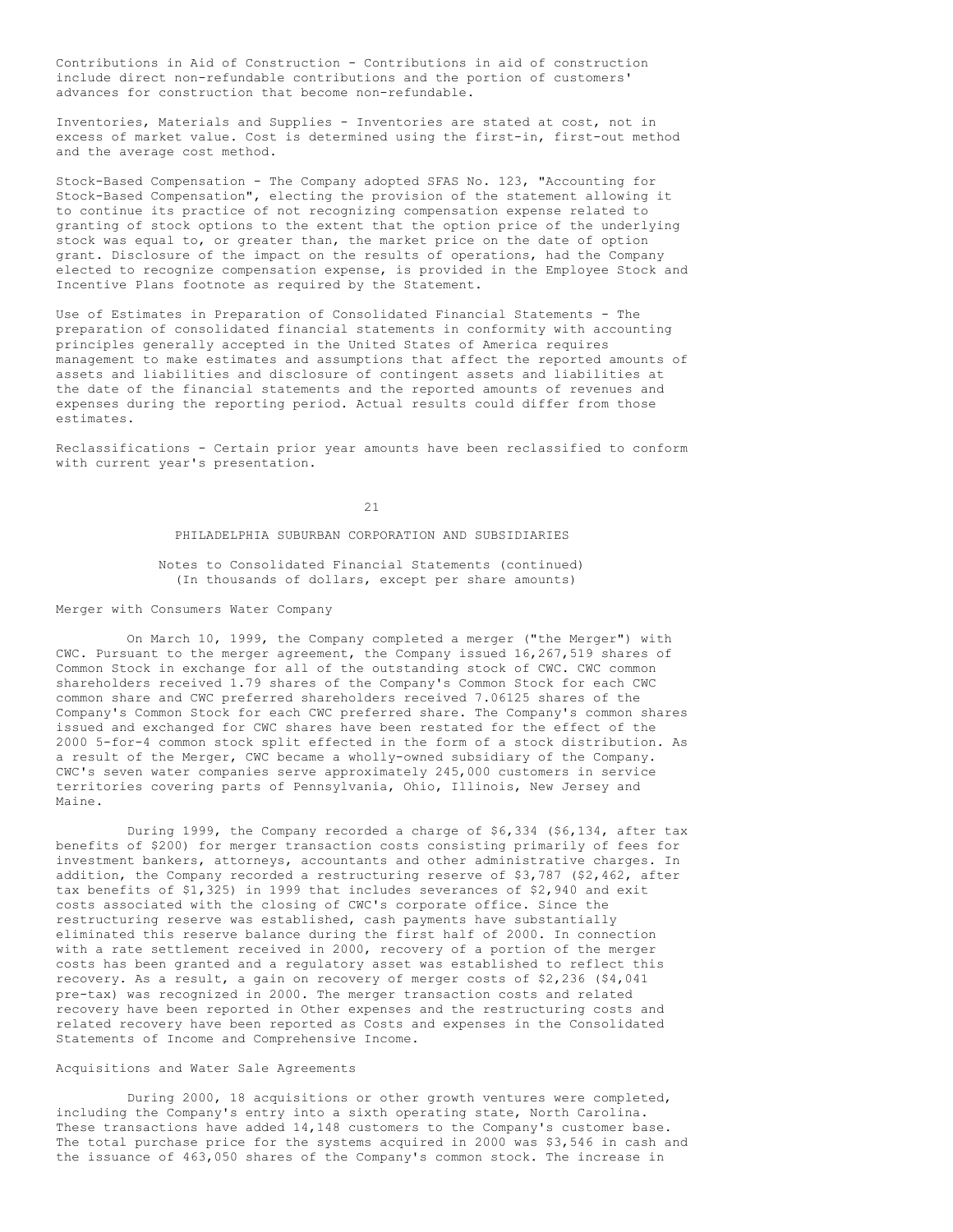Contributions in Aid of Construction - Contributions in aid of construction include direct non-refundable contributions and the portion of customers' advances for construction that become non-refundable.

Inventories, Materials and Supplies - Inventories are stated at cost, not in excess of market value. Cost is determined using the first-in, first-out method and the average cost method.

Stock-Based Compensation - The Company adopted SFAS No. 123, "Accounting for Stock-Based Compensation", electing the provision of the statement allowing it to continue its practice of not recognizing compensation expense related to granting of stock options to the extent that the option price of the underlying stock was equal to, or greater than, the market price on the date of option grant. Disclosure of the impact on the results of operations, had the Company elected to recognize compensation expense, is provided in the Employee Stock and Incentive Plans footnote as required by the Statement.

Use of Estimates in Preparation of Consolidated Financial Statements - The preparation of consolidated financial statements in conformity with accounting principles generally accepted in the United States of America requires management to make estimates and assumptions that affect the reported amounts of assets and liabilities and disclosure of contingent assets and liabilities at the date of the financial statements and the reported amounts of revenues and expenses during the reporting period. Actual results could differ from those estimates.

Reclassifications - Certain prior year amounts have been reclassified to conform with current year's presentation.

PHILADELPHIA SUBURBAN CORPORATION AND SUBSIDIARIES

Notes to Consolidated Financial Statements (continued)
(In thousands of dollars, except per share amounts)

## Merger with Consumers Water Company

On March 10, 1999, the Company completed a merger ("the Merger") with CWC. Pursuant to the merger agreement, the Company issued 16,267,519 shares of Common Stock in exchange for all of the outstanding stock of CWC. CWC common shareholders received 1.79 shares of the Company's Common Stock for each CWC common share and CWC preferred shareholders received 7.06125 shares of the Company's Common Stock for each CWC preferred share. The Company's common shares issued and exchanged for CWC shares have been restated for the effect of the 2000 5-for-4 common stock split effected in the form of a stock distribution. As a result of the Merger, CWC became a wholly-owned subsidiary of the Company. CWC's seven water companies serve approximately 245,000 customers in service territories covering parts of Pennsylvania, Ohio, Illinois, New Jersey and Maine.

During 1999, the Company recorded a charge of $6,334 ($6,134, after tax benefits of $200) for merger transaction costs consisting primarily of fees for investment bankers, attorneys, accountants and other administrative charges. In addition, the Company recorded a restructuring reserve of $3,787 ($2,462, after tax benefits of $1,325) in 1999 that includes severances of $2,940 and exit costs associated with the closing of CWC's corporate office. Since the restructuring reserve was established, cash payments have substantially eliminated this reserve balance during the first half of 2000. In connection with a rate settlement received in 2000, recovery of a portion of the merger costs has been granted and a regulatory asset was established to reflect this recovery. As a result, a gain on recovery of merger costs of $2,236 ($4,041 pre-tax) was recognized in 2000. The merger transaction costs and related recovery have been reported in Other expenses and the restructuring costs and related recovery have been reported as Costs and expenses in the Consolidated Statements of Income and Comprehensive Income.

## Acquisitions and Water Sale Agreements

During 2000, 18 acquisitions or other growth ventures were completed, including the Company's entry into a sixth operating state, North Carolina. These transactions have added 14,148 customers to the Company's customer base. The total purchase price for the systems acquired in 2000 was $3,546 in cash and the issuance of 463,050 shares of the Company's common stock. The increase in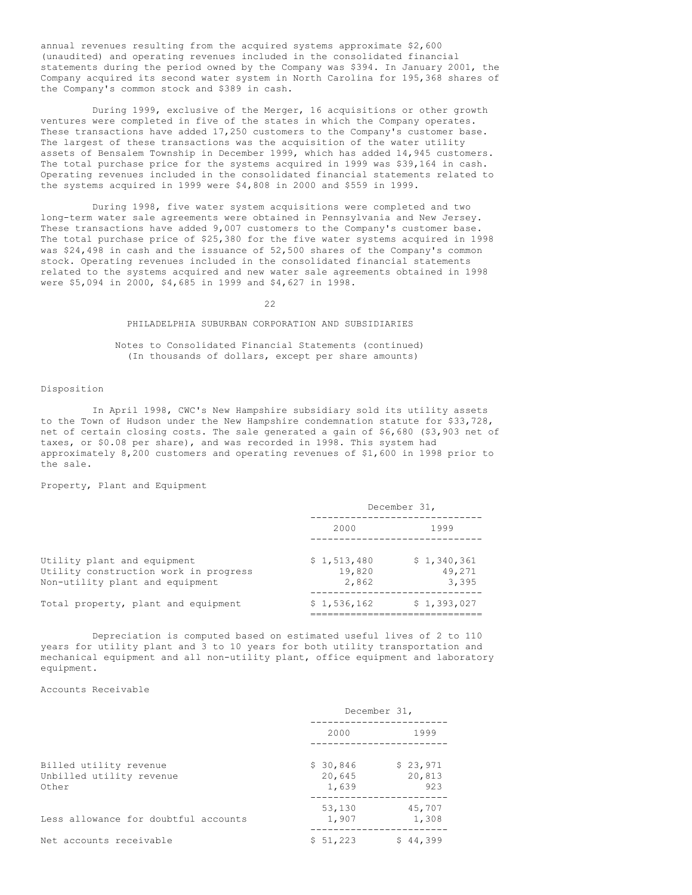annual revenues resulting from the acquired systems approximate $2,600 (unaudited) and operating revenues included in the consolidated financial statements during the period owned by the Company was $394. In January 2001, the Company acquired its second water system in North Carolina for 195,368 shares of the Company's common stock and $389 in cash.

During 1999, exclusive of the Merger, 16 acquisitions or other growth ventures were completed in five of the states in which the Company operates. These transactions have added 17,250 customers to the Company's customer base. The largest of these transactions was the acquisition of the water utility assets of Bensalem Township in December 1999, which has added 14,945 customers. The total purchase price for the systems acquired in 1999 was $39,164 in cash. Operating revenues included in the consolidated financial statements related to the systems acquired in 1999 were $4,808 in 2000 and $559 in 1999.

During 1998, five water system acquisitions were completed and two long-term water sale agreements were obtained in Pennsylvania and New Jersey. These transactions have added 9,007 customers to the Company's customer base. The total purchase price of $25,380 for the five water systems acquired in 1998 was $24,498 in cash and the issuance of 52,500 shares of the Company's common stock. Operating revenues included in the consolidated financial statements related to the systems acquired and new water sale agreements obtained in 1998 were $5,094 in 2000, $4,685 in 1999 and $4,627 in 1998.

PHILADELPHIA SUBURBAN CORPORATION AND SUBSIDIARIES

Notes to Consolidated Financial Statements (continued)
(In thousands of dollars, except per share amounts)

### Disposition

In April 1998, CWC's New Hampshire subsidiary sold its utility assets to the Town of Hudson under the New Hampshire condemnation statute for $33,728, net of certain closing costs. The sale generated a gain of $6,680 ($3,903 net of taxes, or $0.08 per share), and was recorded in 1998. This system had approximately 8,200 customers and operating revenues of $1,600 in 1998 prior to the sale.

### Property, Plant and Equipment

| | December 31, 2000 | December 31, 1999 |
|---|---|---|
| Utility plant and equipment | $ 1,513,480 | $ 1,340,361 |
| Utility construction work in progress | 19,820 | 49,271 |
| Non-utility plant and equipment | 2,862 | 3,395 |
| Total property, plant and equipment | $ 1,536,162 | $ 1,393,027 |

Depreciation is computed based on estimated useful lives of 2 to 110 years for utility plant and 3 to 10 years for both utility transportation and mechanical equipment and all non-utility plant, office equipment and laboratory equipment.

### Accounts Receivable

| | December 31, 2000 | December 31, 1999 |
|---|---|---|
| Billed utility revenue | $ 30,846 | $ 23,971 |
| Unbilled utility revenue | 20,645 | 20,813 |
| Other | 1,639 | 923 |
| | 53,130 | 45,707 |
| Less allowance for doubtful accounts | 1,907 | 1,308 |
| Net accounts receivable | $ 51,223 | $ 44,399 |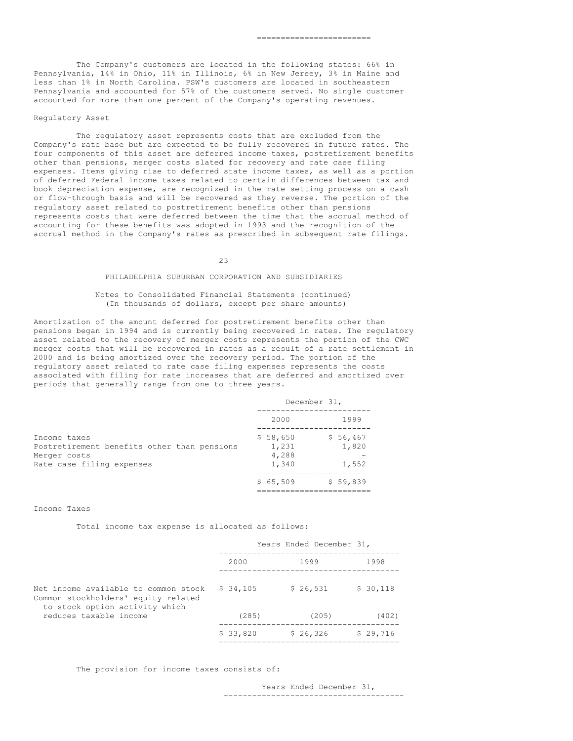The Company's customers are located in the following states: 66% in Pennsylvania, 14% in Ohio, 11% in Illinois, 6% in New Jersey, 3% in Maine and less than 1% in North Carolina. PSW's customers are located in southeastern Pennsylvania and accounted for 57% of the customers served. No single customer accounted for more than one percent of the Company's operating revenues.

Regulatory Asset

The regulatory asset represents costs that are excluded from the Company's rate base but are expected to be fully recovered in future rates. The four components of this asset are deferred income taxes, postretirement benefits other than pensions, merger costs slated for recovery and rate case filing expenses. Items giving rise to deferred state income taxes, as well as a portion of deferred Federal income taxes related to certain differences between tax and book depreciation expense, are recognized in the rate setting process on a cash or flow-through basis and will be recovered as they reverse. The portion of the regulatory asset related to postretirement benefits other than pensions represents costs that were deferred between the time that the accrual method of accounting for these benefits was adopted in 1993 and the recognition of the accrual method in the Company's rates as prescribed in subsequent rate filings.

PHILADELPHIA SUBURBAN CORPORATION AND SUBSIDIARIES

Notes to Consolidated Financial Statements (continued)
(In thousands of dollars, except per share amounts)

Amortization of the amount deferred for postretirement benefits other than pensions began in 1994 and is currently being recovered in rates. The regulatory asset related to the recovery of merger costs represents the portion of the CWC merger costs that will be recovered in rates as a result of a rate settlement in 2000 and is being amortized over the recovery period. The portion of the regulatory asset related to rate case filing expenses represents the costs associated with filing for rate increases that are deferred and amortized over periods that generally range from one to three years.

| | December 31, | |
|---|---|---|
| | 2000 | 1999 |
| Income taxes | $ 58,650 | $ 56,467 |
| Postretirement benefits other than pensions | 1,231 | 1,820 |
| Merger costs | 4,288 | - |
| Rate case filing expenses | 1,340 | 1,552 |
| | $ 65,509 | $ 59,839 |

Income Taxes

Total income tax expense is allocated as follows:

| | Years Ended December 31, | | |
|---|---|---|---|
| | 2000 | 1999 | 1998 |
| Net income available to common stock | $ 34,105 | $ 26,531 | $ 30,118 |
| Common stockholders' equity related to stock option activity which reduces taxable income | (285) | (205) | (402) |
| | $ 33,820 | $ 26,326 | $ 29,716 |

The provision for income taxes consists of:

Years Ended December 31,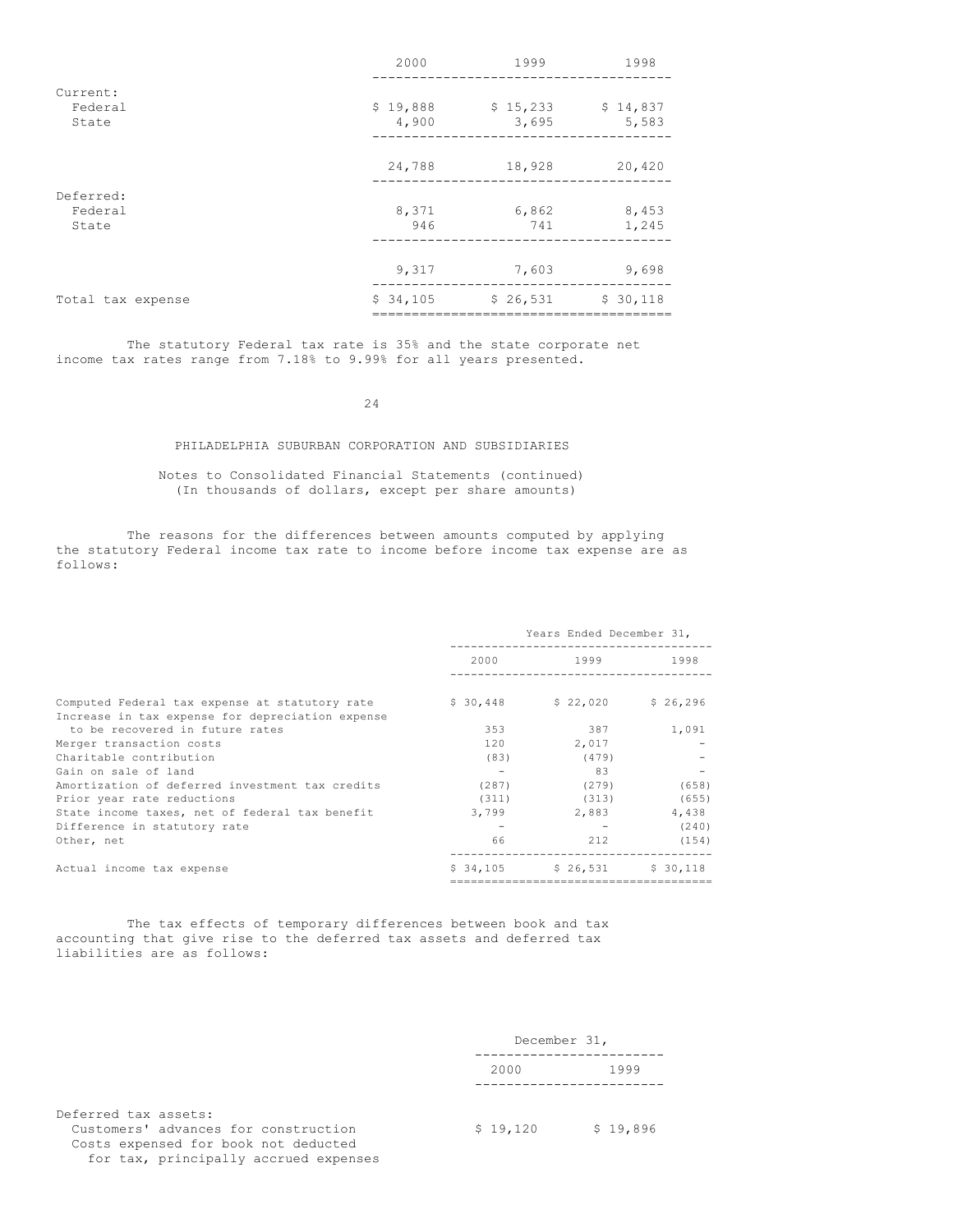| | 2000 | 1999 | 1998 |
|---|---|---|---|
| Current: | | | |
| Federal | $ 19,888 | $ 15,233 | $ 14,837 |
| State | 4,900 | 3,695 | 5,583 |
| | 24,788 | 18,928 | 20,420 |
| Deferred: | | | |
| Federal | 8,371 | 6,862 | 8,453 |
| State | 946 | 741 | 1,245 |
| | 9,317 | 7,603 | 9,698 |
| Total tax expense | $ 34,105 | $ 26,531 | $ 30,118 |

The statutory Federal tax rate is 35% and the state corporate net income tax rates range from 7.18% to 9.99% for all years presented.

PHILADELPHIA SUBURBAN CORPORATION AND SUBSIDIARIES

Notes to Consolidated Financial Statements (continued)
(In thousands of dollars, except per share amounts)

The reasons for the differences between amounts computed by applying the statutory Federal income tax rate to income before income tax expense are as follows:

| | Years Ended December 31, | | |
|---|---|---|---|
| | 2000 | 1999 | 1998 |
| Computed Federal tax expense at statutory rate | $ 30,448 | $ 22,020 | $ 26,296 |
| Increase in tax expense for depreciation expense to be recovered in future rates | 353 | 387 | 1,091 |
| Merger transaction costs | 120 | 2,017 | - |
| Charitable contribution | (83) | (479) | - |
| Gain on sale of land | - | 83 | - |
| Amortization of deferred investment tax credits | (287) | (279) | (658) |
| Prior year rate reductions | (311) | (313) | (655) |
| State income taxes, net of federal tax benefit | 3,799 | 2,883 | 4,438 |
| Difference in statutory rate | - | - | (240) |
| Other, net | 66 | 212 | (154) |
| Actual income tax expense | $ 34,105 | $ 26,531 | $ 30,118 |

The tax effects of temporary differences between book and tax accounting that give rise to the deferred tax assets and deferred tax liabilities are as follows:

| | December 31, | |
|---|---|---|
| | 2000 | 1999 |
| Deferred tax assets: | | |
| Customers' advances for construction | $ 19,120 | $ 19,896 |
| Costs expensed for book not deducted for tax, principally accrued expenses | | |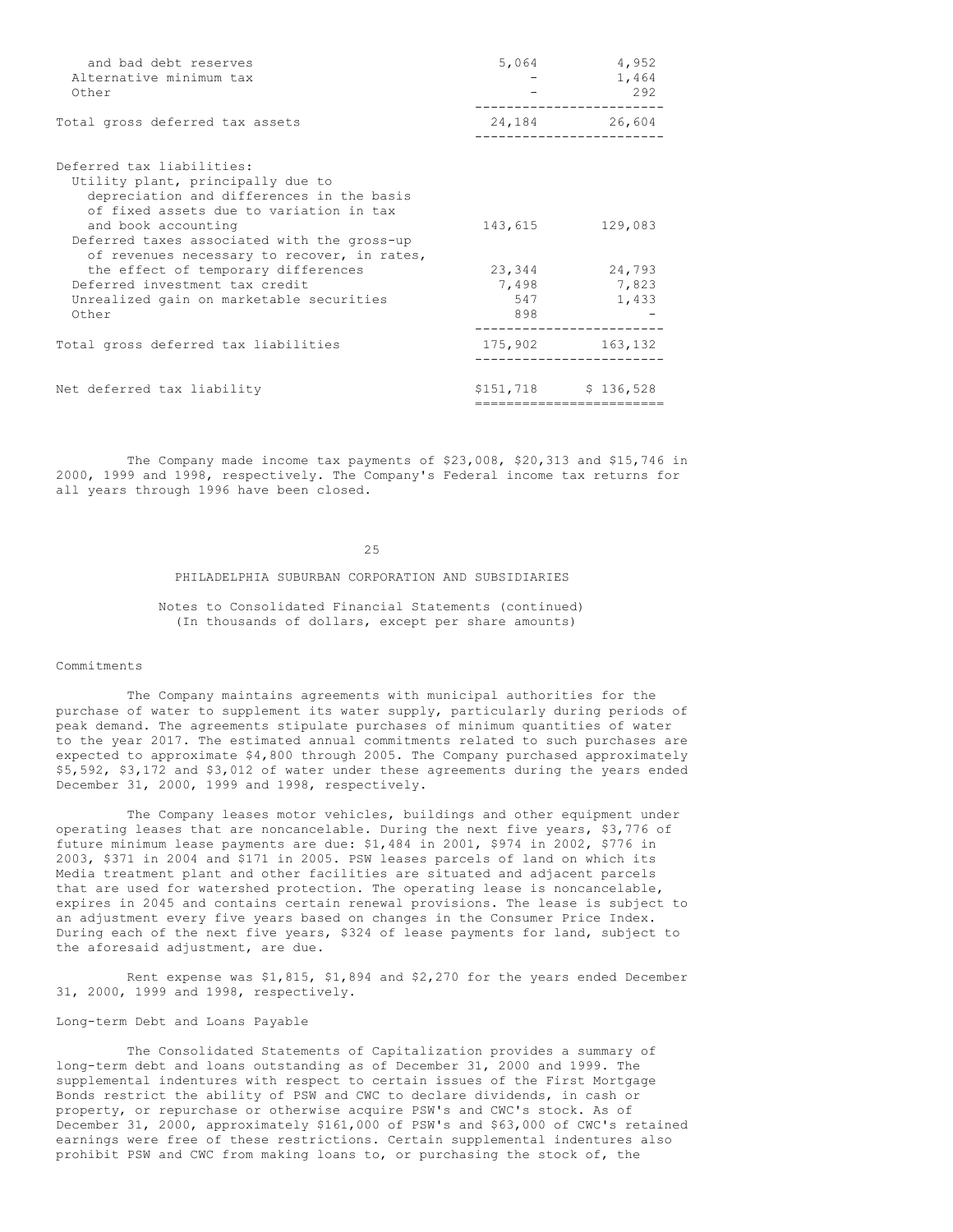| | | |
|---|---|---|
| and bad debt reserves | 5,064 | 4,952 |
| Alternative minimum tax | - | 1,464 |
| Other | - | 292 |
| Total gross deferred tax assets | 24,184 | 26,604 |
| Deferred tax liabilities: | | |
| Utility plant, principally due to depreciation and differences in the basis of fixed assets due to variation in tax and book accounting | 143,615 | 129,083 |
| Deferred taxes associated with the gross-up of revenues necessary to recover, in rates, the effect of temporary differences | 23,344 | 24,793 |
| Deferred investment tax credit | 7,498 | 7,823 |
| Unrealized gain on marketable securities | 547 | 1,433 |
| Other | 898 | - |
| Total gross deferred tax liabilities | 175,902 | 163,132 |
| Net deferred tax liability | $151,718 | $ 136,528 |

The Company made income tax payments of $23,008, $20,313 and $15,746 in 2000, 1999 and 1998, respectively. The Company's Federal income tax returns for all years through 1996 have been closed.

PHILADELPHIA SUBURBAN CORPORATION AND SUBSIDIARIES

Notes to Consolidated Financial Statements (continued)
(In thousands of dollars, except per share amounts)

Commitments

The Company maintains agreements with municipal authorities for the purchase of water to supplement its water supply, particularly during periods of peak demand. The agreements stipulate purchases of minimum quantities of water to the year 2017. The estimated annual commitments related to such purchases are expected to approximate $4,800 through 2005. The Company purchased approximately $5,592, $3,172 and $3,012 of water under these agreements during the years ended December 31, 2000, 1999 and 1998, respectively.

The Company leases motor vehicles, buildings and other equipment under operating leases that are noncancelable. During the next five years, $3,776 of future minimum lease payments are due: $1,484 in 2001, $974 in 2002, $776 in 2003, $371 in 2004 and $171 in 2005. PSW leases parcels of land on which its Media treatment plant and other facilities are situated and adjacent parcels that are used for watershed protection. The operating lease is noncancelable, expires in 2045 and contains certain renewal provisions. The lease is subject to an adjustment every five years based on changes in the Consumer Price Index. During each of the next five years, $324 of lease payments for land, subject to the aforesaid adjustment, are due.

Rent expense was $1,815, $1,894 and $2,270 for the years ended December 31, 2000, 1999 and 1998, respectively.

Long-term Debt and Loans Payable

The Consolidated Statements of Capitalization provides a summary of long-term debt and loans outstanding as of December 31, 2000 and 1999. The supplemental indentures with respect to certain issues of the First Mortgage Bonds restrict the ability of PSW and CWC to declare dividends, in cash or property, or repurchase or otherwise acquire PSW's and CWC's stock. As of December 31, 2000, approximately $161,000 of PSW's and $63,000 of CWC's retained earnings were free of these restrictions. Certain supplemental indentures also prohibit PSW and CWC from making loans to, or purchasing the stock of, the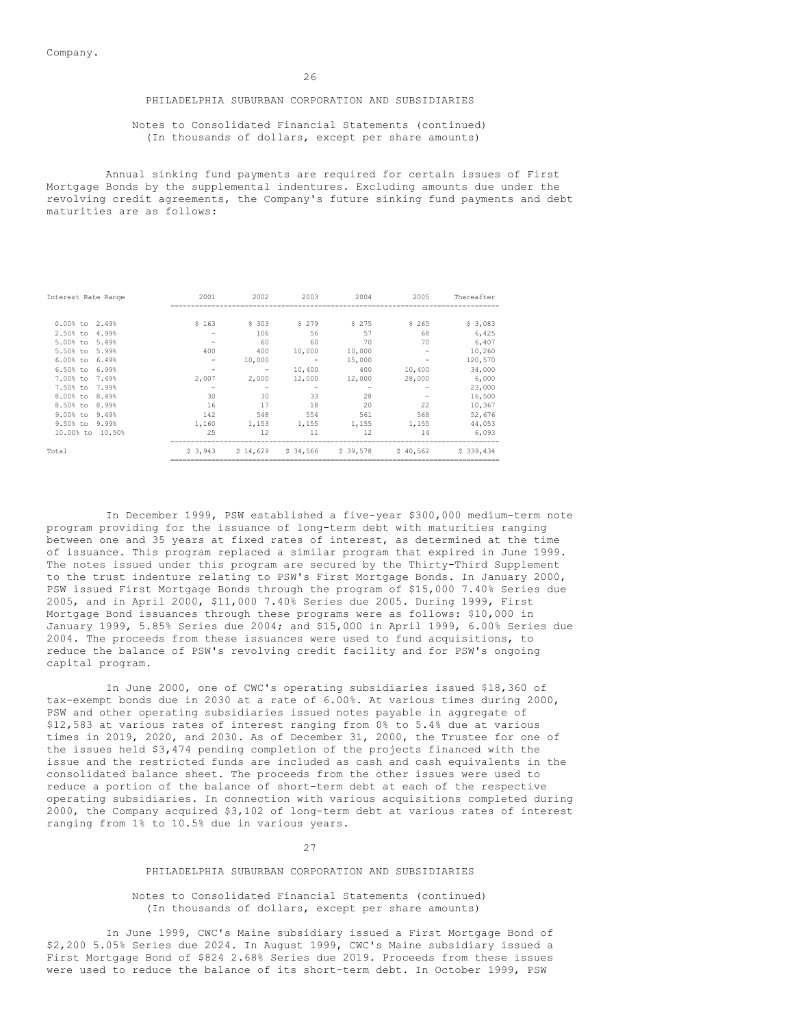Company.

PHILADELPHIA SUBURBAN CORPORATION AND SUBSIDIARIES

Notes to Consolidated Financial Statements (continued)
(In thousands of dollars, except per share amounts)

Annual sinking fund payments are required for certain issues of First Mortgage Bonds by the supplemental indentures. Excluding amounts due under the revolving credit agreements, the Company's future sinking fund payments and debt maturities are as follows:

| Interest Rate Range | 2001 | 2002 | 2003 | 2004 | 2005 | Thereafter |
|---|---|---|---|---|---|---|
| 0.00% to 2.49% | $ 163 | $ 303 | $ 279 | $ 275 | $ 265 | $ 3,083 |
| 2.50% to 4.99% | - | 106 | 56 | 57 | 68 | 6,425 |
| 5.00% to 5.49% | - | 60 | 60 | 70 | 70 | 6,407 |
| 5.50% to 5.99% | 400 | 400 | 10,000 | 10,000 | - | 10,260 |
| 6.00% to 6.49% | - | 10,000 | - | 15,000 | - | 120,570 |
| 6.50% to 6.99% | - | - | 10,400 | 400 | 10,400 | 34,000 |
| 7.00% to 7.49% | 2,007 | 2,000 | 12,000 | 12,000 | 28,000 | 6,000 |
| 7.50% to 7.99% | - | - | - | - | - | 23,000 |
| 8.00% to 8.49% | 30 | 30 | 33 | 28 | - | 16,500 |
| 8.50% to 8.99% | 16 | 17 | 18 | 20 | 22 | 10,367 |
| 9.00% to 9.49% | 142 | 548 | 554 | 561 | 568 | 52,676 |
| 9.50% to 9.99% | 1,160 | 1,153 | 1,155 | 1,155 | 1,155 | 44,053 |
| 10.00% to 10.50% | 25 | 12 | 11 | 12 | 14 | 6,093 |
| Total | $ 3,943 | $ 14,629 | $ 34,566 | $ 39,578 | $ 40,562 | $ 339,434 |

In December 1999, PSW established a five-year $300,000 medium-term note program providing for the issuance of long-term debt with maturities ranging between one and 35 years at fixed rates of interest, as determined at the time of issuance. This program replaced a similar program that expired in June 1999. The notes issued under this program are secured by the Thirty-Third Supplement to the trust indenture relating to PSW's First Mortgage Bonds. In January 2000, PSW issued First Mortgage Bonds through the program of $15,000 7.40% Series due 2005, and in April 2000, $11,000 7.40% Series due 2005. During 1999, First Mortgage Bond issuances through these programs were as follows: $10,000 in January 1999, 5.85% Series due 2004; and $15,000 in April 1999, 6.00% Series due 2004. The proceeds from these issuances were used to fund acquisitions, to reduce the balance of PSW's revolving credit facility and for PSW's ongoing capital program.

In June 2000, one of CWC's operating subsidiaries issued $18,360 of tax-exempt bonds due in 2030 at a rate of 6.00%. At various times during 2000, PSW and other operating subsidiaries issued notes payable in aggregate of $12,583 at various rates of interest ranging from 0% to 5.4% due at various times in 2019, 2020, and 2030. As of December 31, 2000, the Trustee for one of the issues held $3,474 pending completion of the projects financed with the issue and the restricted funds are included as cash and cash equivalents in the consolidated balance sheet. The proceeds from the other issues were used to reduce a portion of the balance of short-term debt at each of the respective operating subsidiaries. In connection with various acquisitions completed during 2000, the Company acquired $3,102 of long-term debt at various rates of interest ranging from 1% to 10.5% due in various years.

PHILADELPHIA SUBURBAN CORPORATION AND SUBSIDIARIES

Notes to Consolidated Financial Statements (continued)
(In thousands of dollars, except per share amounts)

In June 1999, CWC's Maine subsidiary issued a First Mortgage Bond of $2,200 5.05% Series due 2024. In August 1999, CWC's Maine subsidiary issued a First Mortgage Bond of $824 2.68% Series due 2019. Proceeds from these issues were used to reduce the balance of its short-term debt. In October 1999, PSW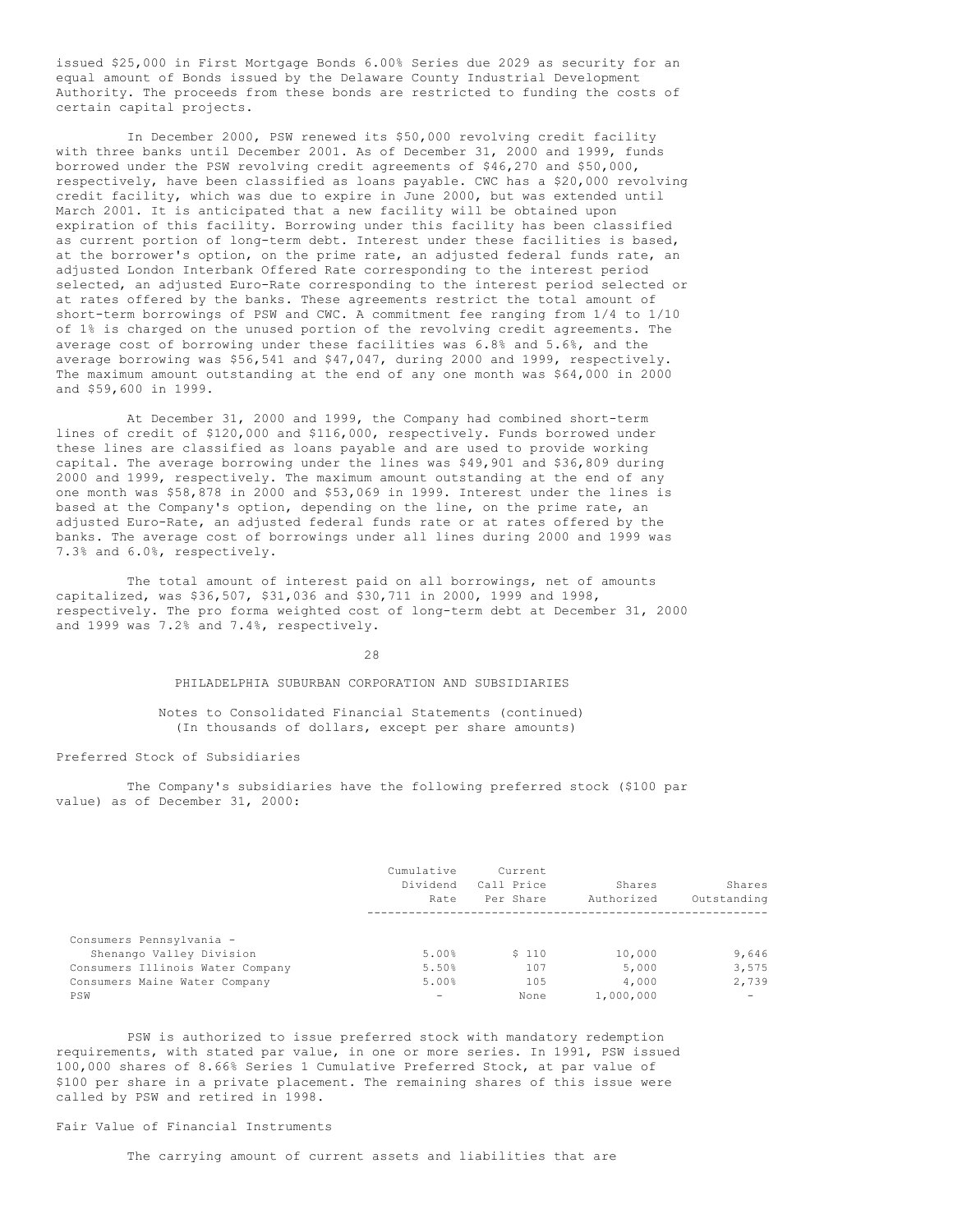issued $25,000 in First Mortgage Bonds 6.00% Series due 2029 as security for an equal amount of Bonds issued by the Delaware County Industrial Development Authority. The proceeds from these bonds are restricted to funding the costs of certain capital projects.

In December 2000, PSW renewed its $50,000 revolving credit facility with three banks until December 2001. As of December 31, 2000 and 1999, funds borrowed under the PSW revolving credit agreements of $46,270 and $50,000, respectively, have been classified as loans payable. CWC has a $20,000 revolving credit facility, which was due to expire in June 2000, but was extended until March 2001. It is anticipated that a new facility will be obtained upon expiration of this facility. Borrowing under this facility has been classified as current portion of long-term debt. Interest under these facilities is based, at the borrower's option, on the prime rate, an adjusted federal funds rate, an adjusted London Interbank Offered Rate corresponding to the interest period selected, an adjusted Euro-Rate corresponding to the interest period selected or at rates offered by the banks. These agreements restrict the total amount of short-term borrowings of PSW and CWC. A commitment fee ranging from 1/4 to 1/10 of 1% is charged on the unused portion of the revolving credit agreements. The average cost of borrowing under these facilities was 6.8% and 5.6%, and the average borrowing was $56,541 and $47,047, during 2000 and 1999, respectively. The maximum amount outstanding at the end of any one month was $64,000 in 2000 and $59,600 in 1999.

At December 31, 2000 and 1999, the Company had combined short-term lines of credit of $120,000 and $116,000, respectively. Funds borrowed under these lines are classified as loans payable and are used to provide working capital. The average borrowing under the lines was $49,901 and $36,809 during 2000 and 1999, respectively. The maximum amount outstanding at the end of any one month was $58,878 in 2000 and $53,069 in 1999. Interest under the lines is based at the Company's option, depending on the line, on the prime rate, an adjusted Euro-Rate, an adjusted federal funds rate or at rates offered by the banks. The average cost of borrowings under all lines during 2000 and 1999 was 7.3% and 6.0%, respectively.

The total amount of interest paid on all borrowings, net of amounts capitalized, was $36,507, $31,036 and $30,711 in 2000, 1999 and 1998, respectively. The pro forma weighted cost of long-term debt at December 31, 2000 and 1999 was 7.2% and 7.4%, respectively.

PHILADELPHIA SUBURBAN CORPORATION AND SUBSIDIARIES

Notes to Consolidated Financial Statements (continued)
(In thousands of dollars, except per share amounts)

### Preferred Stock of Subsidiaries

The Company's subsidiaries have the following preferred stock ($100 par value) as of December 31, 2000:

| | Cumulative Dividend Rate | Current Call Price Per Share | Shares Authorized | Shares Outstanding |
|---|---|---|---|---|
| Consumers Pennsylvania - Shenango Valley Division | 5.00% | $ 110 | 10,000 | 9,646 |
| Consumers Illinois Water Company | 5.50% | 107 | 5,000 | 3,575 |
| Consumers Maine Water Company | 5.00% | 105 | 4,000 | 2,739 |
| PSW | - | None | 1,000,000 | - |

PSW is authorized to issue preferred stock with mandatory redemption requirements, with stated par value, in one or more series. In 1991, PSW issued 100,000 shares of 8.66% Series 1 Cumulative Preferred Stock, at par value of $100 per share in a private placement. The remaining shares of this issue were called by PSW and retired in 1998.

### Fair Value of Financial Instruments

The carrying amount of current assets and liabilities that are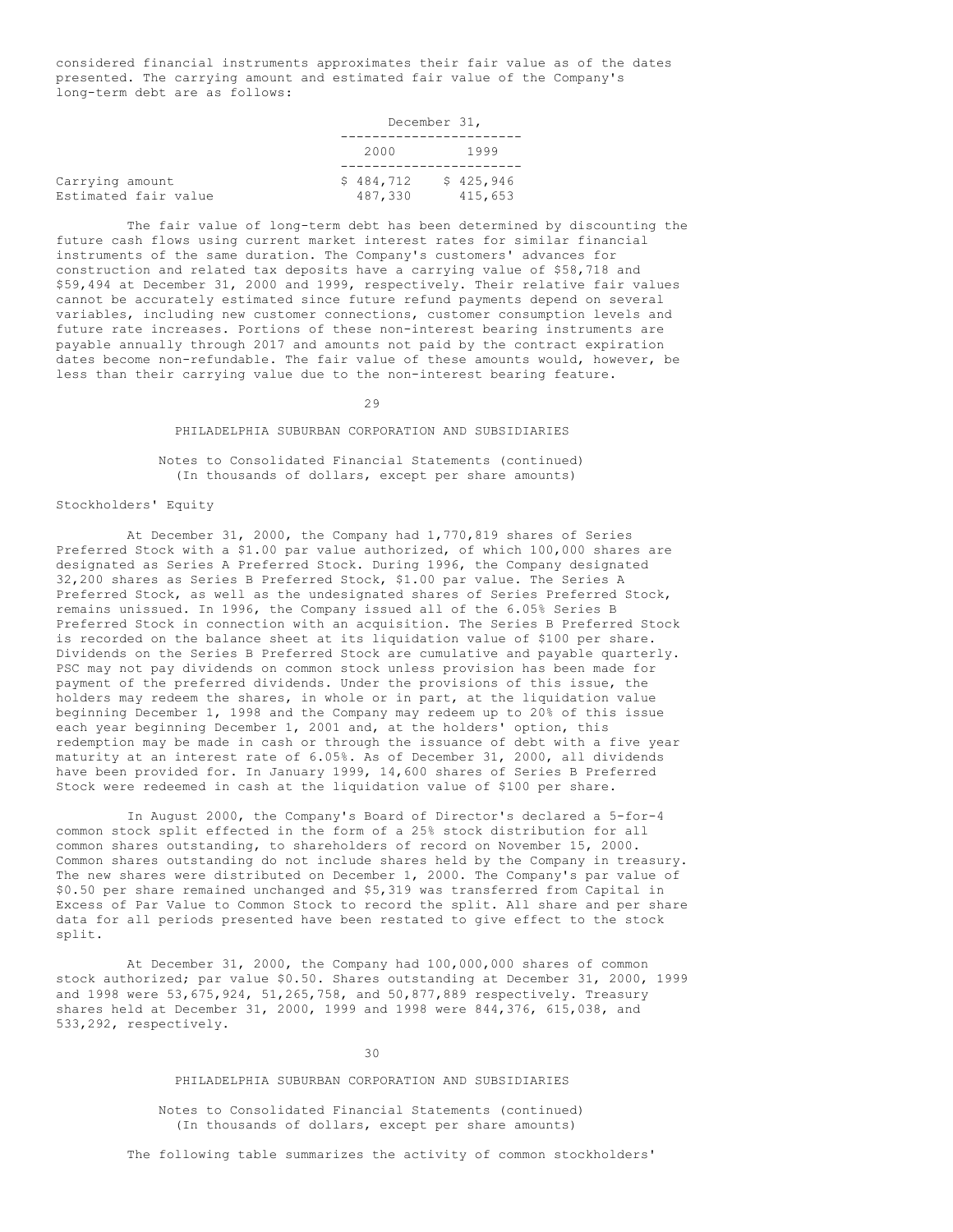considered financial instruments approximates their fair value as of the dates presented. The carrying amount and estimated fair value of the Company's long-term debt are as follows:

| | December 31, | |
|---|---|---|
| | 2000 | 1999 |
| Carrying amount | $ 484,712 | $ 425,946 |
| Estimated fair value | 487,330 | 415,653 |

The fair value of long-term debt has been determined by discounting the future cash flows using current market interest rates for similar financial instruments of the same duration. The Company's customers' advances for construction and related tax deposits have a carrying value of $58,718 and $59,494 at December 31, 2000 and 1999, respectively. Their relative fair values cannot be accurately estimated since future refund payments depend on several variables, including new customer connections, customer consumption levels and future rate increases. Portions of these non-interest bearing instruments are payable annually through 2017 and amounts not paid by the contract expiration dates become non-refundable. The fair value of these amounts would, however, be less than their carrying value due to the non-interest bearing feature.

PHILADELPHIA SUBURBAN CORPORATION AND SUBSIDIARIES

Notes to Consolidated Financial Statements (continued)
(In thousands of dollars, except per share amounts)

Stockholders' Equity

At December 31, 2000, the Company had 1,770,819 shares of Series Preferred Stock with a $1.00 par value authorized, of which 100,000 shares are designated as Series A Preferred Stock. During 1996, the Company designated 32,200 shares as Series B Preferred Stock, $1.00 par value. The Series A Preferred Stock, as well as the undesignated shares of Series Preferred Stock, remains unissued. In 1996, the Company issued all of the 6.05% Series B Preferred Stock in connection with an acquisition. The Series B Preferred Stock is recorded on the balance sheet at its liquidation value of $100 per share. Dividends on the Series B Preferred Stock are cumulative and payable quarterly. PSC may not pay dividends on common stock unless provision has been made for payment of the preferred dividends. Under the provisions of this issue, the holders may redeem the shares, in whole or in part, at the liquidation value beginning December 1, 1998 and the Company may redeem up to 20% of this issue each year beginning December 1, 2001 and, at the holders' option, this redemption may be made in cash or through the issuance of debt with a five year maturity at an interest rate of 6.05%. As of December 31, 2000, all dividends have been provided for. In January 1999, 14,600 shares of Series B Preferred Stock were redeemed in cash at the liquidation value of $100 per share.

In August 2000, the Company's Board of Director's declared a 5-for-4 common stock split effected in the form of a 25% stock distribution for all common shares outstanding, to shareholders of record on November 15, 2000. Common shares outstanding do not include shares held by the Company in treasury. The new shares were distributed on December 1, 2000. The Company's par value of $0.50 per share remained unchanged and $5,319 was transferred from Capital in Excess of Par Value to Common Stock to record the split. All share and per share data for all periods presented have been restated to give effect to the stock split.

At December 31, 2000, the Company had 100,000,000 shares of common stock authorized; par value $0.50. Shares outstanding at December 31, 2000, 1999 and 1998 were 53,675,924, 51,265,758, and 50,877,889 respectively. Treasury shares held at December 31, 2000, 1999 and 1998 were 844,376, 615,038, and 533,292, respectively.

PHILADELPHIA SUBURBAN CORPORATION AND SUBSIDIARIES

Notes to Consolidated Financial Statements (continued)
(In thousands of dollars, except per share amounts)

The following table summarizes the activity of common stockholders'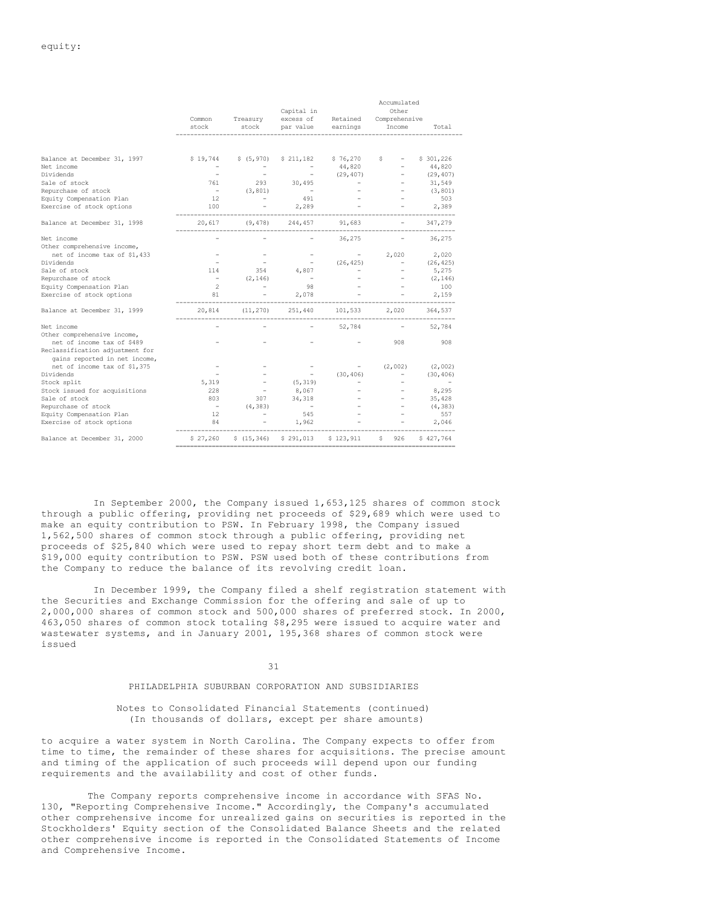equity:

| | Common stock | Treasury stock | Capital in excess of par value | Retained earnings | Accumulated Other Comprehensive Income | Total |
|---|---|---|---|---|---|---|
| Balance at December 31, 1997 | $ 19,744 | $ (5,970) | $ 211,182 | $ 76,270 | $ - | $ 301,226 |
| Net income | - | - | - | 44,820 | - | 44,820 |
| Dividends | - | - | - | (29,407) | - | (29,407) |
| Sale of stock | 761 | 293 | 30,495 | - | - | 31,549 |
| Repurchase of stock | - | (3,801) | - | - | - | (3,801) |
| Equity Compensation Plan | 12 | - | 491 | - | - | 503 |
| Exercise of stock options | 100 | - | 2,289 | - | - | 2,389 |
| Balance at December 31, 1998 | 20,617 | (9,478) | 244,457 | 91,683 | - | 347,279 |
| Net income | - | - | - | 36,275 | - | 36,275 |
| Other comprehensive income, net of income tax of $1,433 | - | - | - | - | 2,020 | 2,020 |
| Dividends | - | - | - | (26,425) | - | (26,425) |
| Sale of stock | 114 | 354 | 4,807 | - | - | 5,275 |
| Repurchase of stock | - | (2,146) | - | - | - | (2,146) |
| Equity Compensation Plan | 2 | - | 98 | - | - | 100 |
| Exercise of stock options | 81 | - | 2,078 | - | - | 2,159 |
| Balance at December 31, 1999 | 20,814 | (11,270) | 251,440 | 101,533 | 2,020 | 364,537 |
| Net income | - | - | - | 52,784 | - | 52,784 |
| Other comprehensive income, net of income tax of $489 | - | - | - | - | 908 | 908 |
| Reclassification adjustment for gains reported in net income, net of income tax of $1,375 | - | - | - | - | (2,002) | (2,002) |
| Dividends | - | - | - | (30,406) | - | (30,406) |
| Stock split | 5,319 | - | (5,319) | - | - | - |
| Stock issued for acquisitions | 228 | - | 8,067 | - | - | 8,295 |
| Sale of stock | 803 | 307 | 34,318 | - | - | 35,428 |
| Repurchase of stock | - | (4,383) | - | - | - | (4,383) |
| Equity Compensation Plan | 12 | - | 545 | - | - | 557 |
| Exercise of stock options | 84 | - | 1,962 | - | - | 2,046 |
| Balance at December 31, 2000 | $ 27,260 | $ (15,346) | $ 291,013 | $ 123,911 | $ 926 | $ 427,764 |

In September 2000, the Company issued 1,653,125 shares of common stock through a public offering, providing net proceeds of $29,689 which were used to make an equity contribution to PSW. In February 1998, the Company issued 1,562,500 shares of common stock through a public offering, providing net proceeds of $25,840 which were used to repay short term debt and to make a $19,000 equity contribution to PSW. PSW used both of these contributions from the Company to reduce the balance of its revolving credit loan.

In December 1999, the Company filed a shelf registration statement with the Securities and Exchange Commission for the offering and sale of up to 2,000,000 shares of common stock and 500,000 shares of preferred stock. In 2000, 463,050 shares of common stock totaling $8,295 were issued to acquire water and wastewater systems, and in January 2001, 195,368 shares of common stock were issued

PHILADELPHIA SUBURBAN CORPORATION AND SUBSIDIARIES

Notes to Consolidated Financial Statements (continued)
(In thousands of dollars, except per share amounts)

to acquire a water system in North Carolina. The Company expects to offer from time to time, the remainder of these shares for acquisitions. The precise amount and timing of the application of such proceeds will depend upon our funding requirements and the availability and cost of other funds.

The Company reports comprehensive income in accordance with SFAS No. 130, "Reporting Comprehensive Income." Accordingly, the Company's accumulated other comprehensive income for unrealized gains on securities is reported in the Stockholders' Equity section of the Consolidated Balance Sheets and the related other comprehensive income is reported in the Consolidated Statements of Income and Comprehensive Income.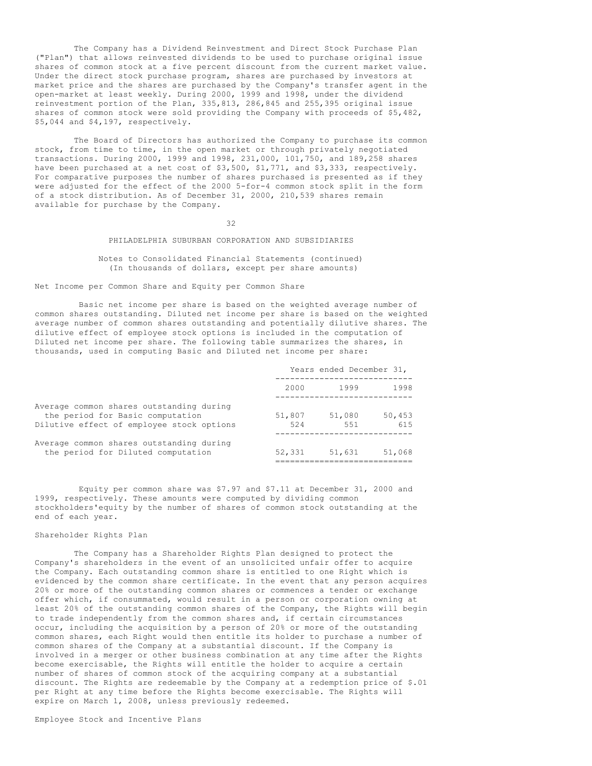The Company has a Dividend Reinvestment and Direct Stock Purchase Plan ("Plan") that allows reinvested dividends to be used to purchase original issue shares of common stock at a five percent discount from the current market value. Under the direct stock purchase program, shares are purchased by investors at market price and the shares are purchased by the Company's transfer agent in the open-market at least weekly. During 2000, 1999 and 1998, under the dividend reinvestment portion of the Plan, 335,813, 286,845 and 255,395 original issue shares of common stock were sold providing the Company with proceeds of $5,482, $5,044 and $4,197, respectively.

The Board of Directors has authorized the Company to purchase its common stock, from time to time, in the open market or through privately negotiated transactions. During 2000, 1999 and 1998, 231,000, 101,750, and 189,258 shares have been purchased at a net cost of $3,500, $1,771, and $3,333, respectively. For comparative purposes the number of shares purchased is presented as if they were adjusted for the effect of the 2000 5-for-4 common stock split in the form of a stock distribution. As of December 31, 2000, 210,539 shares remain available for purchase by the Company.

PHILADELPHIA SUBURBAN CORPORATION AND SUBSIDIARIES

Notes to Consolidated Financial Statements (continued)
(In thousands of dollars, except per share amounts)

## Net Income per Common Share and Equity per Common Share

Basic net income per share is based on the weighted average number of common shares outstanding. Diluted net income per share is based on the weighted average number of common shares outstanding and potentially dilutive shares. The dilutive effect of employee stock options is included in the computation of Diluted net income per share. The following table summarizes the shares, in thousands, used in computing Basic and Diluted net income per share:

| | Years ended December 31, | | |
|---|---|---|---|
| | 2000 | 1999 | 1998 |
| Average common shares outstanding during the period for Basic computation | 51,807 | 51,080 | 50,453 |
| Dilutive effect of employee stock options | 524 | 551 | 615 |
| Average common shares outstanding during the period for Diluted computation | 52,331 | 51,631 | 51,068 |

Equity per common share was $7.97 and $7.11 at December 31, 2000 and 1999, respectively. These amounts were computed by dividing common stockholders'equity by the number of shares of common stock outstanding at the end of each year.

## Shareholder Rights Plan

The Company has a Shareholder Rights Plan designed to protect the Company's shareholders in the event of an unsolicited unfair offer to acquire the Company. Each outstanding common share is entitled to one Right which is evidenced by the common share certificate. In the event that any person acquires 20% or more of the outstanding common shares or commences a tender or exchange offer which, if consummated, would result in a person or corporation owning at least 20% of the outstanding common shares of the Company, the Rights will begin to trade independently from the common shares and, if certain circumstances occur, including the acquisition by a person of 20% or more of the outstanding common shares, each Right would then entitle its holder to purchase a number of common shares of the Company at a substantial discount. If the Company is involved in a merger or other business combination at any time after the Rights become exercisable, the Rights will entitle the holder to acquire a certain number of shares of common stock of the acquiring company at a substantial discount. The Rights are redeemable by the Company at a redemption price of $.01 per Right at any time before the Rights become exercisable. The Rights will expire on March 1, 2008, unless previously redeemed.

## Employee Stock and Incentive Plans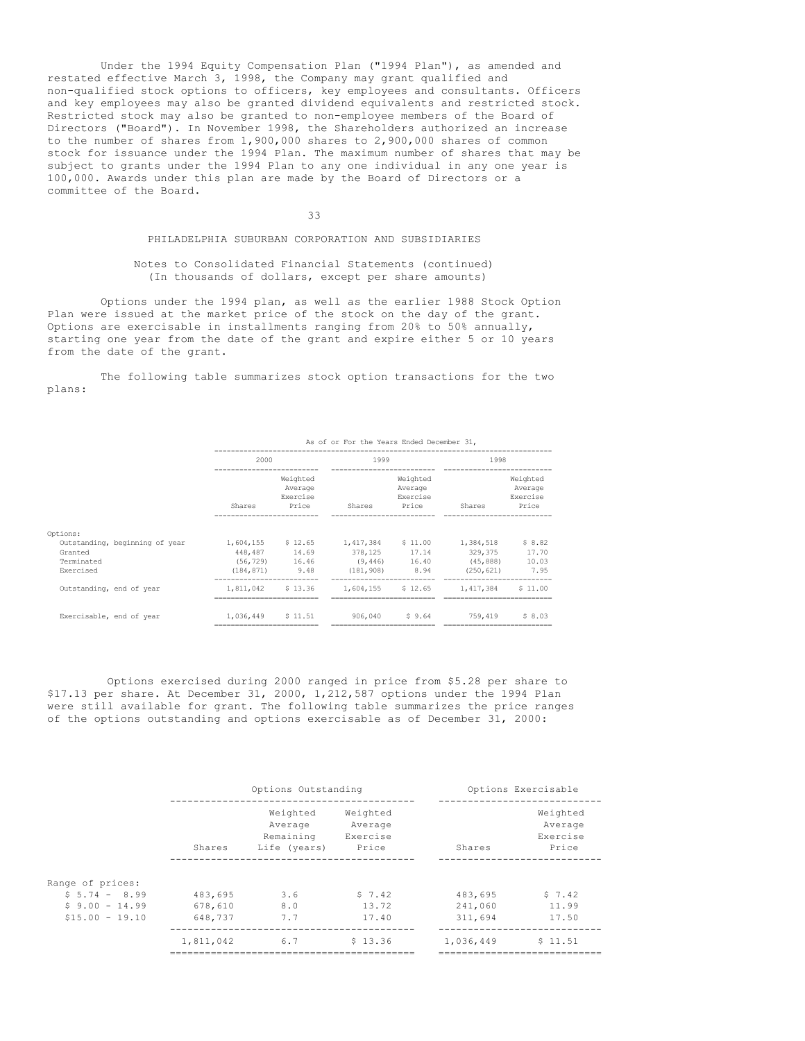Under the 1994 Equity Compensation Plan ("1994 Plan"), as amended and restated effective March 3, 1998, the Company may grant qualified and non-qualified stock options to officers, key employees and consultants. Officers and key employees may also be granted dividend equivalents and restricted stock. Restricted stock may also be granted to non-employee members of the Board of Directors ("Board"). In November 1998, the Shareholders authorized an increase to the number of shares from 1,900,000 shares to 2,900,000 shares of common stock for issuance under the 1994 Plan. The maximum number of shares that may be subject to grants under the 1994 Plan to any one individual in any one year is 100,000. Awards under this plan are made by the Board of Directors or a committee of the Board.

PHILADELPHIA SUBURBAN CORPORATION AND SUBSIDIARIES

Notes to Consolidated Financial Statements (continued)
(In thousands of dollars, except per share amounts)

Options under the 1994 plan, as well as the earlier 1988 Stock Option Plan were issued at the market price of the stock on the day of the grant. Options are exercisable in installments ranging from 20% to 50% annually, starting one year from the date of the grant and expire either 5 or 10 years from the date of the grant.

The following table summarizes stock option transactions for the two plans:

| | As of or For the Years Ended December 31, | | | | | |
|---|---|---|---|---|---|---|
| | 2000 | | 1999 | | 1998 | |
| | Shares | Weighted Average Exercise Price | Shares | Weighted Average Exercise Price | Shares | Weighted Average Exercise Price |
| Options: | | | | | | |
| Outstanding, beginning of year | 1,604,155 | $ 12.65 | 1,417,384 | $ 11.00 | 1,384,518 | $ 8.82 |
| Granted | 448,487 | 14.69 | 378,125 | 17.14 | 329,375 | 17.70 |
| Terminated | (56,729) | 16.46 | (9,446) | 16.40 | (45,888) | 10.03 |
| Exercised | (184,871) | 9.48 | (181,908) | 8.94 | (250,621) | 7.95 |
| Outstanding, end of year | 1,811,042 | $ 13.36 | 1,604,155 | $ 12.65 | 1,417,384 | $ 11.00 |
| Exercisable, end of year | 1,036,449 | $ 11.51 | 906,040 | $ 9.64 | 759,419 | $ 8.03 |

Options exercised during 2000 ranged in price from $5.28 per share to $17.13 per share. At December 31, 2000, 1,212,587 options under the 1994 Plan were still available for grant. The following table summarizes the price ranges of the options outstanding and options exercisable as of December 31, 2000:

| | Options Outstanding | | | Options Exercisable | |
|---|---|---|---|---|---|
| | Shares | Weighted Average Remaining Life (years) | Weighted Average Exercise Price | Shares | Weighted Average Exercise Price |
| Range of prices: | | | | | |
| $ 5.74 - 8.99 | 483,695 | 3.6 | $ 7.42 | 483,695 | $ 7.42 |
| $ 9.00 - 14.99 | 678,610 | 8.0 | 13.72 | 241,060 | 11.99 |
| $15.00 - 19.10 | 648,737 | 7.7 | 17.40 | 311,694 | 17.50 |
| | 1,811,042 | 6.7 | $ 13.36 | 1,036,449 | $ 11.51 |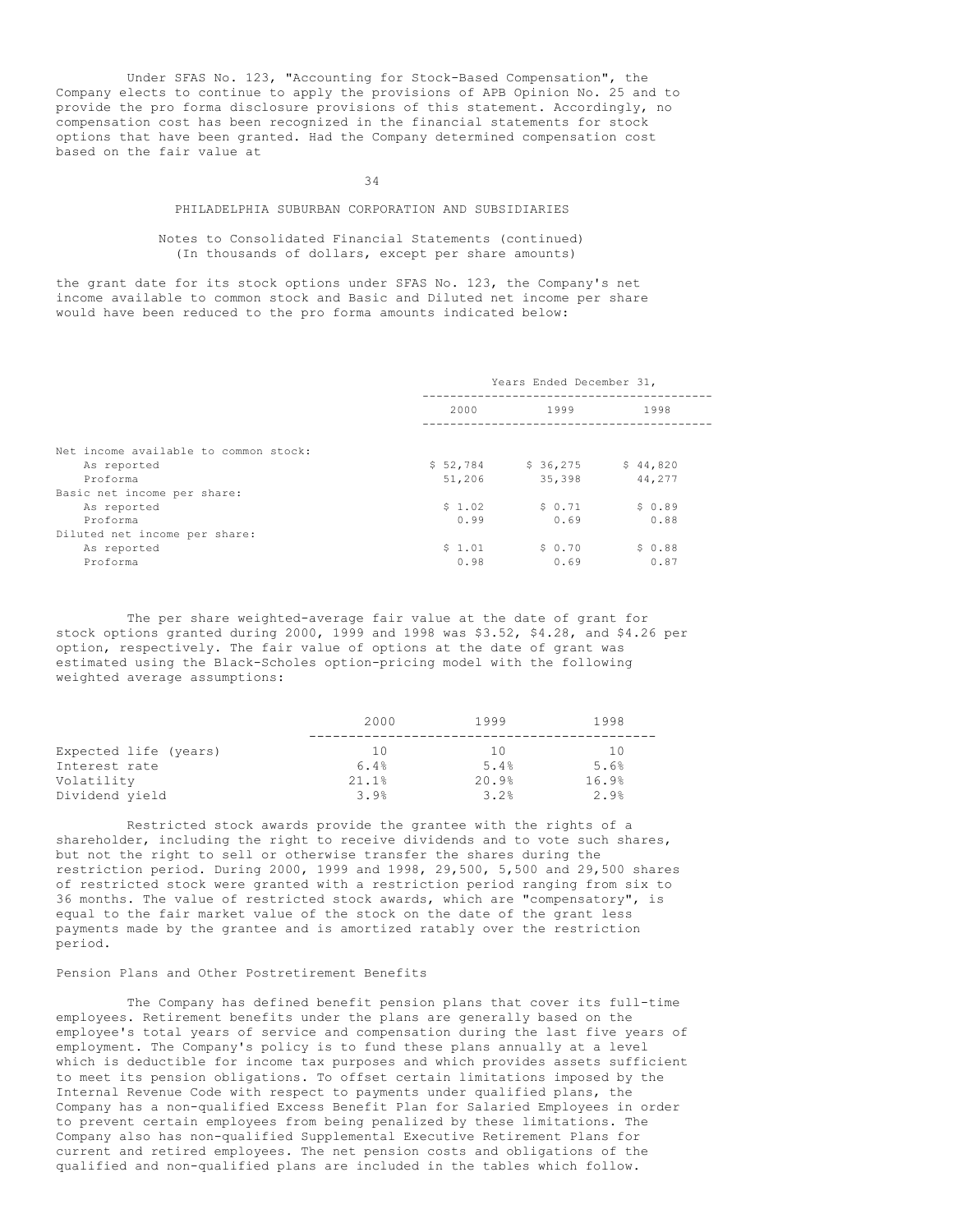Under SFAS No. 123, "Accounting for Stock-Based Compensation", the Company elects to continue to apply the provisions of APB Opinion No. 25 and to provide the pro forma disclosure provisions of this statement. Accordingly, no compensation cost has been recognized in the financial statements for stock options that have been granted. Had the Company determined compensation cost based on the fair value at

PHILADELPHIA SUBURBAN CORPORATION AND SUBSIDIARIES

Notes to Consolidated Financial Statements (continued)
(In thousands of dollars, except per share amounts)

the grant date for its stock options under SFAS No. 123, the Company's net income available to common stock and Basic and Diluted net income per share would have been reduced to the pro forma amounts indicated below:

| | Years Ended December 31, | | |
|---|---|---|---|
| | 2000 | 1999 | 1998 |
| Net income available to common stock: | | | |
| As reported | $ 52,784 | $ 36,275 | $ 44,820 |
| Proforma | 51,206 | 35,398 | 44,277 |
| Basic net income per share: | | | |
| As reported | $ 1.02 | $ 0.71 | $ 0.89 |
| Proforma | 0.99 | 0.69 | 0.88 |
| Diluted net income per share: | | | |
| As reported | $ 1.01 | $ 0.70 | $ 0.88 |
| Proforma | 0.98 | 0.69 | 0.87 |

The per share weighted-average fair value at the date of grant for stock options granted during 2000, 1999 and 1998 was $3.52, $4.28, and $4.26 per option, respectively. The fair value of options at the date of grant was estimated using the Black-Scholes option-pricing model with the following weighted average assumptions:

| | 2000 | 1999 | 1998 |
|---|---|---|---|
| Expected life (years) | 10 | 10 | 10 |
| Interest rate | 6.4% | 5.4% | 5.6% |
| Volatility | 21.1% | 20.9% | 16.9% |
| Dividend yield | 3.9% | 3.2% | 2.9% |

Restricted stock awards provide the grantee with the rights of a shareholder, including the right to receive dividends and to vote such shares, but not the right to sell or otherwise transfer the shares during the restriction period. During 2000, 1999 and 1998, 29,500, 5,500 and 29,500 shares of restricted stock were granted with a restriction period ranging from six to 36 months. The value of restricted stock awards, which are "compensatory", is equal to the fair market value of the stock on the date of the grant less payments made by the grantee and is amortized ratably over the restriction period.

Pension Plans and Other Postretirement Benefits

The Company has defined benefit pension plans that cover its full-time employees. Retirement benefits under the plans are generally based on the employee's total years of service and compensation during the last five years of employment. The Company's policy is to fund these plans annually at a level which is deductible for income tax purposes and which provides assets sufficient to meet its pension obligations. To offset certain limitations imposed by the Internal Revenue Code with respect to payments under qualified plans, the Company has a non-qualified Excess Benefit Plan for Salaried Employees in order to prevent certain employees from being penalized by these limitations. The Company also has non-qualified Supplemental Executive Retirement Plans for current and retired employees. The net pension costs and obligations of the qualified and non-qualified plans are included in the tables which follow.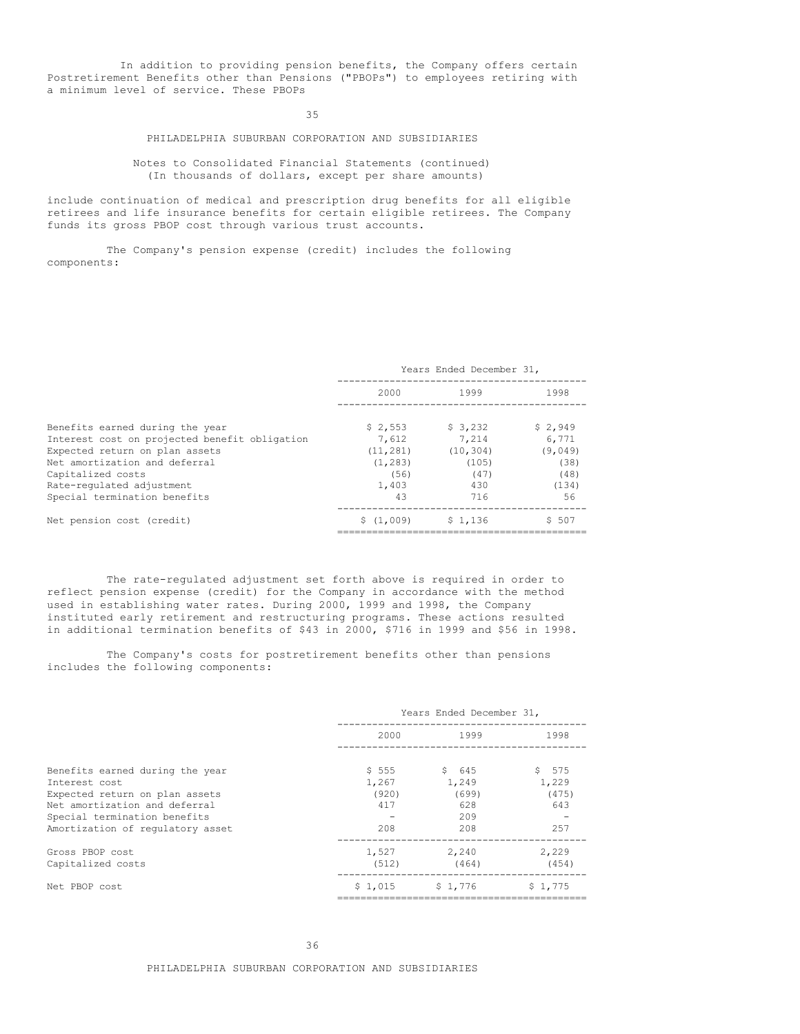In addition to providing pension benefits, the Company offers certain Postretirement Benefits other than Pensions ("PBOPs") to employees retiring with a minimum level of service. These PBOPs

PHILADELPHIA SUBURBAN CORPORATION AND SUBSIDIARIES

Notes to Consolidated Financial Statements (continued)
(In thousands of dollars, except per share amounts)

include continuation of medical and prescription drug benefits for all eligible retirees and life insurance benefits for certain eligible retirees. The Company funds its gross PBOP cost through various trust accounts.

The Company's pension expense (credit) includes the following components:

| | Years Ended December 31, | | |
|---|---|---|---|
| | 2000 | 1999 | 1998 |
| Benefits earned during the year | $ 2,553 | $ 3,232 | $ 2,949 |
| Interest cost on projected benefit obligation | 7,612 | 7,214 | 6,771 |
| Expected return on plan assets | (11,281) | (10,304) | (9,049) |
| Net amortization and deferral | (1,283) | (105) | (38) |
| Capitalized costs | (56) | (47) | (48) |
| Rate-regulated adjustment | 1,403 | 430 | (134) |
| Special termination benefits | 43 | 716 | 56 |
| Net pension cost (credit) | $ (1,009) | $ 1,136 | $ 507 |

The rate-regulated adjustment set forth above is required in order to reflect pension expense (credit) for the Company in accordance with the method used in establishing water rates. During 2000, 1999 and 1998, the Company instituted early retirement and restructuring programs. These actions resulted in additional termination benefits of $43 in 2000, $716 in 1999 and $56 in 1998.

The Company's costs for postretirement benefits other than pensions includes the following components:

| | Years Ended December 31, | | |
|---|---|---|---|
| | 2000 | 1999 | 1998 |
| Benefits earned during the year | $ 555 | $ 645 | $ 575 |
| Interest cost | 1,267 | 1,249 | 1,229 |
| Expected return on plan assets | (920) | (699) | (475) |
| Net amortization and deferral | 417 | 628 | 643 |
| Special termination benefits | - | 209 | - |
| Amortization of regulatory asset | 208 | 208 | 257 |
| Gross PBOP cost | 1,527 | 2,240 | 2,229 |
| Capitalized costs | (512) | (464) | (454) |
| Net PBOP cost | $ 1,015 | $ 1,776 | $ 1,775 |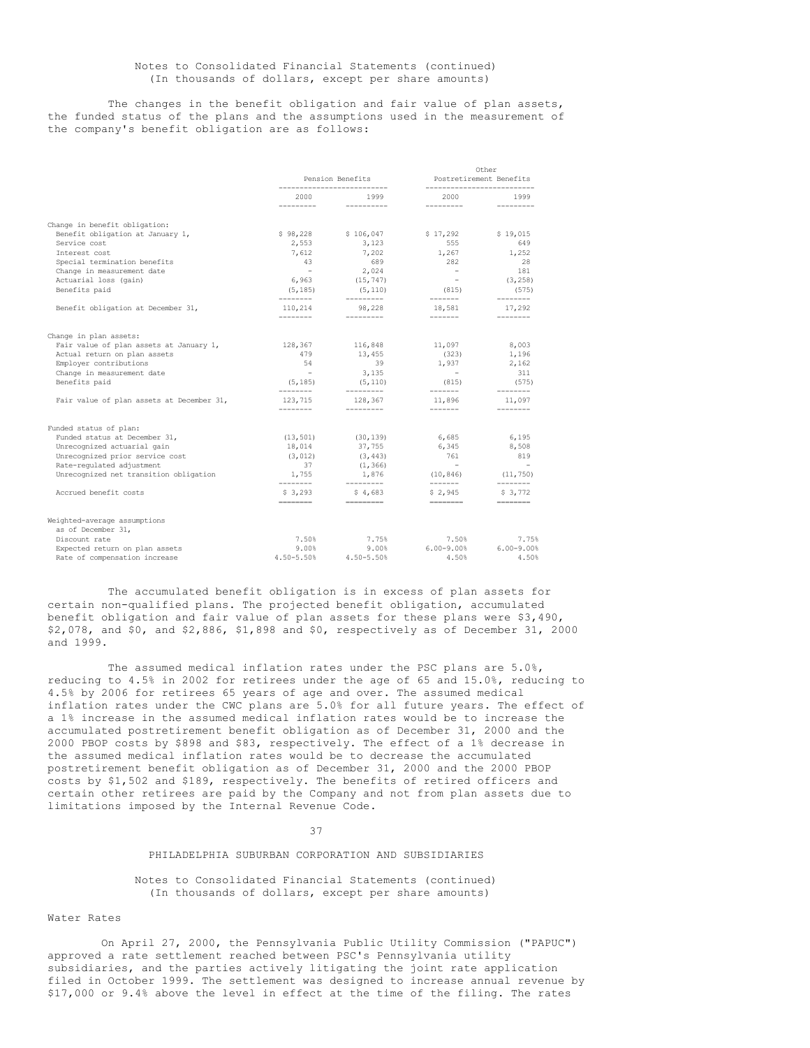Notes to Consolidated Financial Statements (continued)
(In thousands of dollars, except per share amounts)

The changes in the benefit obligation and fair value of plan assets, the funded status of the plans and the assumptions used in the measurement of the company's benefit obligation are as follows:

| | Pension Benefits | | Other Postretirement Benefits | |
|---|---|---|---|---|
| | 2000 | 1999 | 2000 | 1999 |
| **Change in benefit obligation:** | | | | |
| Benefit obligation at January 1, | $ 98,228 | $ 106,047 | $ 17,292 | $ 19,015 |
| Service cost | 2,553 | 3,123 | 555 | 649 |
| Interest cost | 7,612 | 7,202 | 1,267 | 1,252 |
| Special termination benefits | 43 | 689 | 282 | 28 |
| Change in measurement date | - | 2,024 | - | 181 |
| Actuarial loss (gain) | 6,963 | (15,747) | - | (3,258) |
| Benefits paid | (5,185) | (5,110) | (815) | (575) |
| Benefit obligation at December 31, | 110,214 | 98,228 | 18,581 | 17,292 |
| **Change in plan assets:** | | | | |
| Fair value of plan assets at January 1, | 128,367 | 116,848 | 11,097 | 8,003 |
| Actual return on plan assets | 479 | 13,455 | (323) | 1,196 |
| Employer contributions | 54 | 39 | 1,937 | 2,162 |
| Change in measurement date | - | 3,135 | - | 311 |
| Benefits paid | (5,185) | (5,110) | (815) | (575) |
| Fair value of plan assets at December 31, | 123,715 | 128,367 | 11,896 | 11,097 |
| **Funded status of plan:** | | | | |
| Funded status at December 31, | (13,501) | (30,139) | 6,685 | 6,195 |
| Unrecognized actuarial gain | 18,014 | 37,755 | 6,345 | 8,508 |
| Unrecognized prior service cost | (3,012) | (3,443) | 761 | 819 |
| Rate-regulated adjustment | 37 | (1,366) | - | - |
| Unrecognized net transition obligation | 1,755 | 1,876 | (10,846) | (11,750) |
| Accrued benefit costs | $ 3,293 | $ 4,683 | $ 2,945 | $ 3,772 |
| **Weighted-average assumptions as of December 31,** | | | | |
| Discount rate | 7.50% | 7.75% | 7.50% | 7.75% |
| Expected return on plan assets | 9.00% | 9.00% | 6.00-9.00% | 6.00-9.00% |
| Rate of compensation increase | 4.50-5.50% | 4.50-5.50% | 4.50% | 4.50% |

The accumulated benefit obligation is in excess of plan assets for certain non-qualified plans. The projected benefit obligation, accumulated benefit obligation and fair value of plan assets for these plans were $3,490, $2,078, and $0, and $2,886, $1,898 and $0, respectively as of December 31, 2000 and 1999.

The assumed medical inflation rates under the PSC plans are 5.0%, reducing to 4.5% in 2002 for retirees under the age of 65 and 15.0%, reducing to 4.5% by 2006 for retirees 65 years of age and over. The assumed medical inflation rates under the CWC plans are 5.0% for all future years. The effect of a 1% increase in the assumed medical inflation rates would be to increase the accumulated postretirement benefit obligation as of December 31, 2000 and the 2000 PBOP costs by $898 and $83, respectively. The effect of a 1% decrease in the assumed medical inflation rates would be to decrease the accumulated postretirement benefit obligation as of December 31, 2000 and the 2000 PBOP costs by $1,502 and $189, respectively. The benefits of retired officers and certain other retirees are paid by the Company and not from plan assets due to limitations imposed by the Internal Revenue Code.

PHILADELPHIA SUBURBAN CORPORATION AND SUBSIDIARIES

Notes to Consolidated Financial Statements (continued)
(In thousands of dollars, except per share amounts)

## Water Rates

On April 27, 2000, the Pennsylvania Public Utility Commission ("PAPUC") approved a rate settlement reached between PSC's Pennsylvania utility subsidiaries, and the parties actively litigating the joint rate application filed in October 1999. The settlement was designed to increase annual revenue by $17,000 or 9.4% above the level in effect at the time of the filing. The rates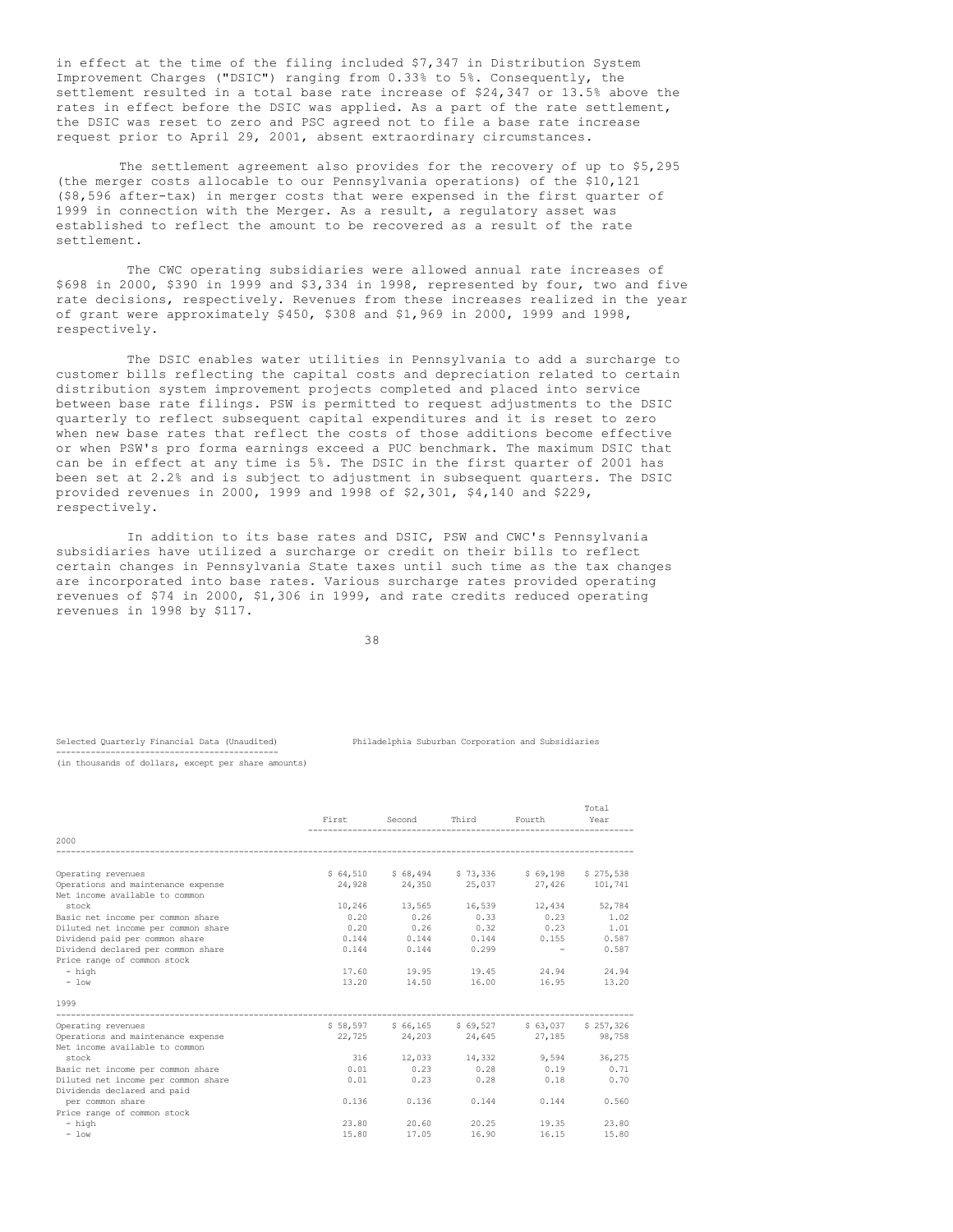in effect at the time of the filing included $7,347 in Distribution System Improvement Charges ("DSIC") ranging from 0.33% to 5%. Consequently, the settlement resulted in a total base rate increase of $24,347 or 13.5% above the rates in effect before the DSIC was applied. As a part of the rate settlement, the DSIC was reset to zero and PSC agreed not to file a base rate increase request prior to April 29, 2001, absent extraordinary circumstances.

The settlement agreement also provides for the recovery of up to $5,295 (the merger costs allocable to our Pennsylvania operations) of the $10,121 ($8,596 after-tax) in merger costs that were expensed in the first quarter of 1999 in connection with the Merger. As a result, a regulatory asset was established to reflect the amount to be recovered as a result of the rate settlement.

The CWC operating subsidiaries were allowed annual rate increases of $698 in 2000, $390 in 1999 and $3,334 in 1998, represented by four, two and five rate decisions, respectively. Revenues from these increases realized in the year of grant were approximately $450, $308 and $1,969 in 2000, 1999 and 1998, respectively.

The DSIC enables water utilities in Pennsylvania to add a surcharge to customer bills reflecting the capital costs and depreciation related to certain distribution system improvement projects completed and placed into service between base rate filings. PSW is permitted to request adjustments to the DSIC quarterly to reflect subsequent capital expenditures and it is reset to zero when new base rates that reflect the costs of those additions become effective or when PSW's pro forma earnings exceed a PUC benchmark. The maximum DSIC that can be in effect at any time is 5%. The DSIC in the first quarter of 2001 has been set at 2.2% and is subject to adjustment in subsequent quarters. The DSIC provided revenues in 2000, 1999 and 1998 of $2,301, $4,140 and $229, respectively.

In addition to its base rates and DSIC, PSW and CWC's Pennsylvania subsidiaries have utilized a surcharge or credit on their bills to reflect certain changes in Pennsylvania State taxes until such time as the tax changes are incorporated into base rates. Various surcharge rates provided operating revenues of $74 in 2000, $1,306 in 1999, and rate credits reduced operating revenues in 1998 by $117.

Selected Quarterly Financial Data (Unaudited) — Philadelphia Suburban Corporation and Subsidiaries

(in thousands of dollars, except per share amounts)

| | First | Second | Third | Fourth | Total Year |
|---|---|---|---|---|---|
| **2000** | | | | | |
| Operating revenues | $ 64,510 | $ 68,494 | $ 73,336 | $ 69,198 | $ 275,538 |
| Operations and maintenance expense | 24,928 | 24,350 | 25,037 | 27,426 | 101,741 |
| Net income available to common stock | 10,246 | 13,565 | 16,539 | 12,434 | 52,784 |
| Basic net income per common share | 0.20 | 0.26 | 0.33 | 0.23 | 1.02 |
| Diluted net income per common share | 0.20 | 0.26 | 0.32 | 0.23 | 1.01 |
| Dividend paid per common share | 0.144 | 0.144 | 0.144 | 0.155 | 0.587 |
| Dividend declared per common share | 0.144 | 0.144 | 0.299 | - | 0.587 |
| Price range of common stock | | | | | |
| - high | 17.60 | 19.95 | 19.45 | 24.94 | 24.94 |
| - low | 13.20 | 14.50 | 16.00 | 16.95 | 13.20 |
| **1999** | | | | | |
| Operating revenues | $ 58,597 | $ 66,165 | $ 69,527 | $ 63,037 | $ 257,326 |
| Operations and maintenance expense | 22,725 | 24,203 | 24,645 | 27,185 | 98,758 |
| Net income available to common stock | 316 | 12,033 | 14,332 | 9,594 | 36,275 |
| Basic net income per common share | 0.01 | 0.23 | 0.28 | 0.19 | 0.71 |
| Diluted net income per common share | 0.01 | 0.23 | 0.28 | 0.18 | 0.70 |
| Dividends declared and paid per common share | 0.136 | 0.136 | 0.144 | 0.144 | 0.560 |
| Price range of common stock | | | | | |
| - high | 23.80 | 20.60 | 20.25 | 19.35 | 23.80 |
| - low | 15.80 | 17.05 | 16.90 | 16.15 | 15.80 |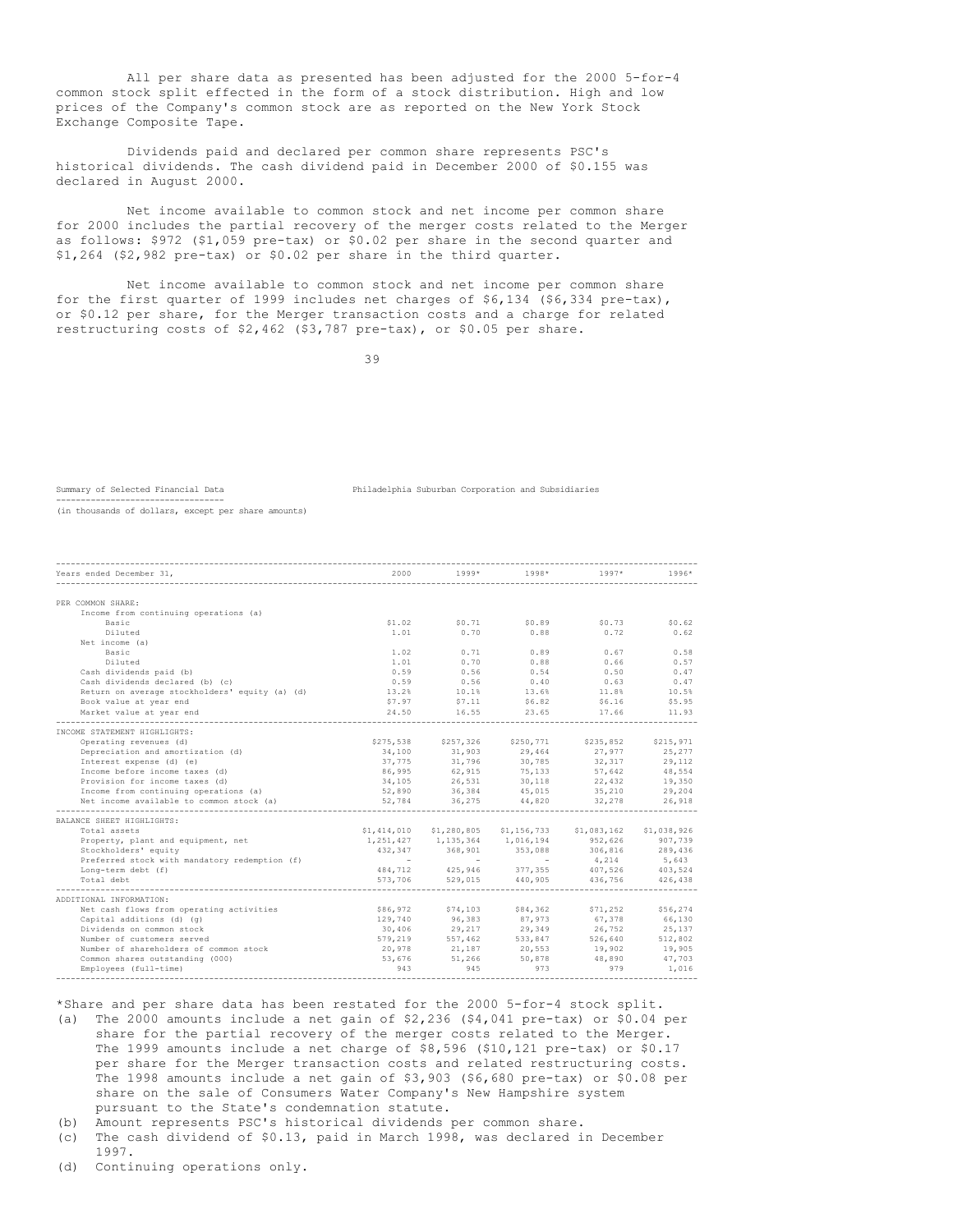All per share data as presented has been adjusted for the 2000 5-for-4 common stock split effected in the form of a stock distribution. High and low prices of the Company's common stock are as reported on the New York Stock Exchange Composite Tape.

Dividends paid and declared per common share represents PSC's historical dividends. The cash dividend paid in December 2000 of $0.155 was declared in August 2000.

Net income available to common stock and net income per common share for 2000 includes the partial recovery of the merger costs related to the Merger as follows: $972 ($1,059 pre-tax) or $0.02 per share in the second quarter and $1,264 ($2,982 pre-tax) or $0.02 per share in the third quarter.

Net income available to common stock and net income per common share for the first quarter of 1999 includes net charges of $6,134 ($6,334 pre-tax), or $0.12 per share, for the Merger transaction costs and a charge for related restructuring costs of $2,462 ($3,787 pre-tax), or $0.05 per share.

Summary of Selected Financial Data — Philadelphia Suburban Corporation and Subsidiaries

(in thousands of dollars, except per share amounts)

| Years ended December 31, | 2000 | 1999* | 1998* | 1997* | 1996* |
|---|---|---|---|---|---|
| PER COMMON SHARE: | | | | | |
| Income from continuing operations (a) | | | | | |
| Basic | $1.02 | $0.71 | $0.89 | $0.73 | $0.62 |
| Diluted | 1.01 | 0.70 | 0.88 | 0.72 | 0.62 |
| Net income (a) | | | | | |
| Basic | 1.02 | 0.71 | 0.89 | 0.67 | 0.58 |
| Diluted | 1.01 | 0.70 | 0.88 | 0.66 | 0.57 |
| Cash dividends paid (b) | 0.59 | 0.56 | 0.54 | 0.50 | 0.47 |
| Cash dividends declared (b) (c) | 0.59 | 0.56 | 0.40 | 0.63 | 0.47 |
| Return on average stockholders' equity (a) (d) | 13.2% | 10.1% | 13.6% | 11.8% | 10.5% |
| Book value at year end | $7.97 | $7.11 | $6.82 | $6.16 | $5.95 |
| Market value at year end | 24.50 | 16.55 | 23.65 | 17.66 | 11.93 |
| INCOME STATEMENT HIGHLIGHTS: | | | | | |
| Operating revenues (d) | $275,538 | $257,326 | $250,771 | $235,852 | $215,971 |
| Depreciation and amortization (d) | 34,100 | 31,903 | 29,464 | 27,977 | 25,277 |
| Interest expense (d) (e) | 37,775 | 31,796 | 30,785 | 32,317 | 29,112 |
| Income before income taxes (d) | 86,995 | 62,915 | 75,133 | 57,642 | 48,554 |
| Provision for income taxes (d) | 34,105 | 26,531 | 30,118 | 22,432 | 19,350 |
| Income from continuing operations (a) | 52,890 | 36,384 | 45,015 | 35,210 | 29,204 |
| Net income available to common stock (a) | 52,784 | 36,275 | 44,820 | 32,278 | 26,918 |
| BALANCE SHEET HIGHLIGHTS: | | | | | |
| Total assets | $1,414,010 | $1,280,805 | $1,156,733 | $1,083,162 | $1,038,926 |
| Property, plant and equipment, net | 1,251,427 | 1,135,364 | 1,016,194 | 952,626 | 907,739 |
| Stockholders' equity | 432,347 | 368,901 | 353,088 | 306,816 | 289,436 |
| Preferred stock with mandatory redemption (f) | - | - | - | 4,214 | 5,643 |
| Long-term debt (f) | 484,712 | 425,946 | 377,355 | 407,526 | 403,524 |
| Total debt | 573,706 | 529,015 | 440,905 | 436,756 | 426,438 |
| ADDITIONAL INFORMATION: | | | | | |
| Net cash flows from operating activities | $86,972 | $74,103 | $84,362 | $71,252 | $56,274 |
| Capital additions (d) (g) | 129,740 | 96,383 | 87,973 | 67,378 | 66,130 |
| Dividends on common stock | 30,406 | 29,217 | 29,349 | 26,752 | 25,137 |
| Number of customers served | 579,219 | 557,462 | 533,847 | 526,640 | 512,802 |
| Number of shareholders of common stock | 20,978 | 21,187 | 20,553 | 19,902 | 19,905 |
| Common shares outstanding (000) | 53,676 | 51,266 | 50,878 | 48,890 | 47,703 |
| Employees (full-time) | 943 | 945 | 973 | 979 | 1,016 |

*Share and per share data has been restated for the 2000 5-for-4 stock split.

(a) The 2000 amounts include a net gain of $2,236 ($4,041 pre-tax) or $0.04 per share for the partial recovery of the merger costs related to the Merger. The 1999 amounts include a net charge of $8,596 ($10,121 pre-tax) or $0.17 per share for the Merger transaction costs and related restructuring costs. The 1998 amounts include a net gain of $3,903 ($6,680 pre-tax) or $0.08 per share on the sale of Consumers Water Company's New Hampshire system pursuant to the State's condemnation statute.

(b) Amount represents PSC's historical dividends per common share.

(c) The cash dividend of $0.13, paid in March 1998, was declared in December 1997.

(d) Continuing operations only.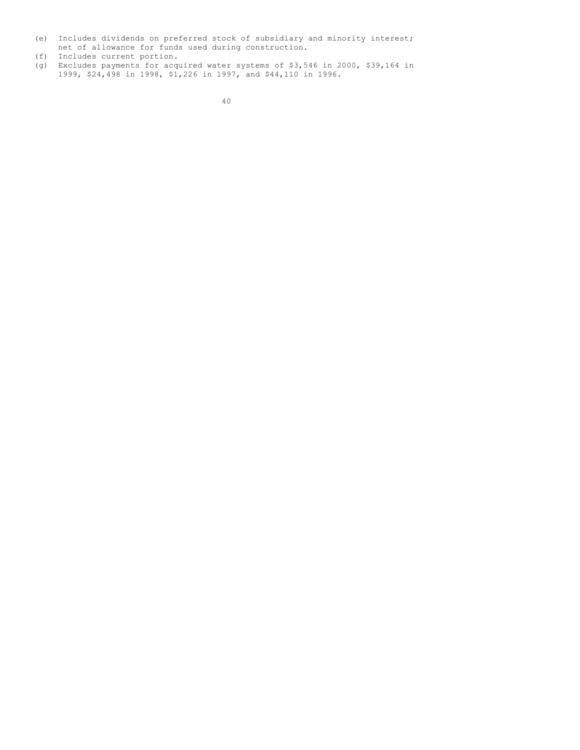(e) Includes dividends on preferred stock of subsidiary and minority interest; net of allowance for funds used during construction.
(f) Includes current portion.
(g) Excludes payments for acquired water systems of $3,546 in 2000, $39,164 in 1999, $24,498 in 1998, $1,226 in 1997, and $44,110 in 1996.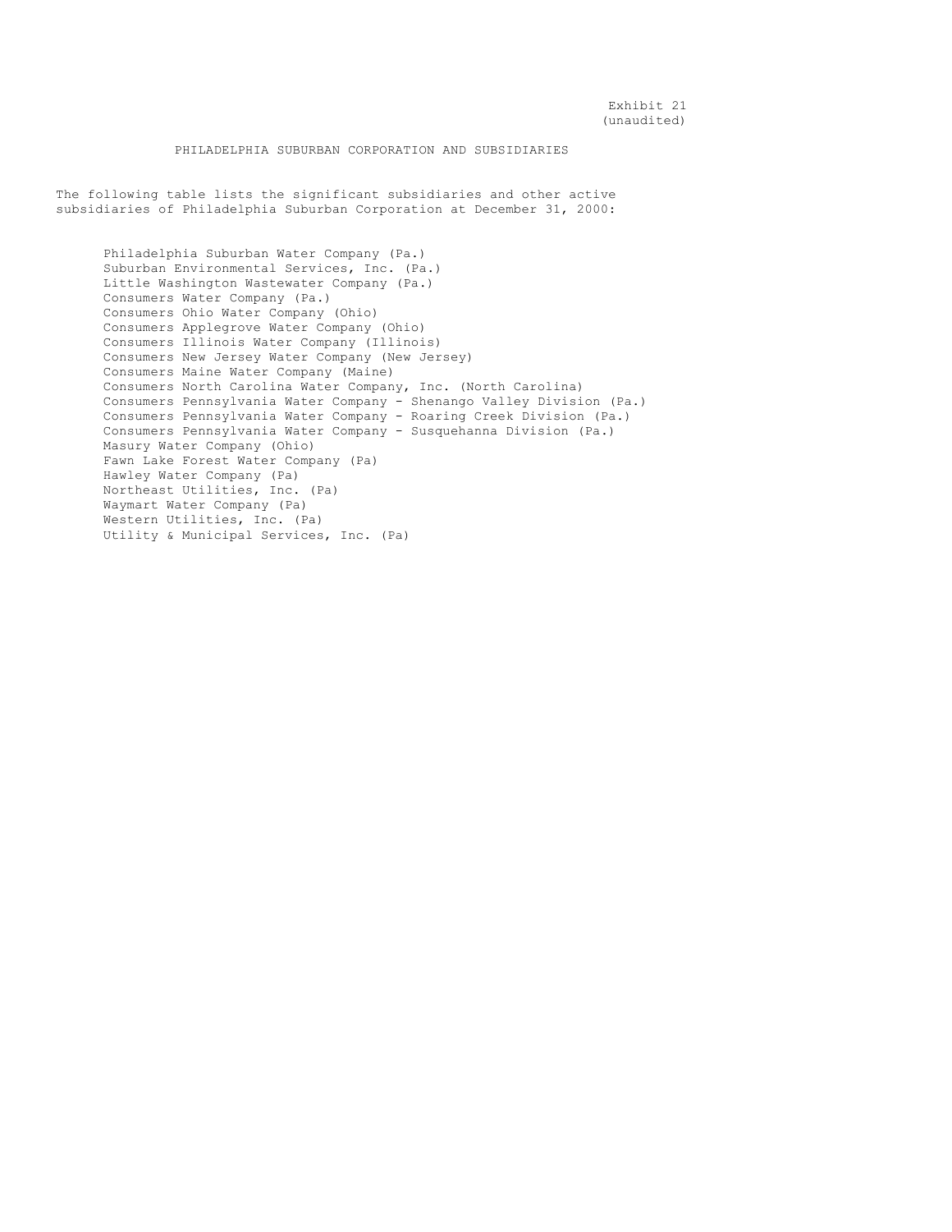Exhibit 21
(unaudited)

PHILADELPHIA SUBURBAN CORPORATION AND SUBSIDIARIES

The following table lists the significant subsidiaries and other active subsidiaries of Philadelphia Suburban Corporation at December 31, 2000:

- Philadelphia Suburban Water Company (Pa.)
- Suburban Environmental Services, Inc. (Pa.)
- Little Washington Wastewater Company (Pa.)
- Consumers Water Company (Pa.)
- Consumers Ohio Water Company (Ohio)
- Consumers Applegrove Water Company (Ohio)
- Consumers Illinois Water Company (Illinois)
- Consumers New Jersey Water Company (New Jersey)
- Consumers Maine Water Company (Maine)
- Consumers North Carolina Water Company, Inc. (North Carolina)
- Consumers Pennsylvania Water Company - Shenango Valley Division (Pa.)
- Consumers Pennsylvania Water Company - Roaring Creek Division (Pa.)
- Consumers Pennsylvania Water Company - Susquehanna Division (Pa.)
- Masury Water Company (Ohio)
- Fawn Lake Forest Water Company (Pa)
- Hawley Water Company (Pa)
- Northeast Utilities, Inc. (Pa)
- Waymart Water Company (Pa)
- Western Utilities, Inc. (Pa)
- Utility & Municipal Services, Inc. (Pa)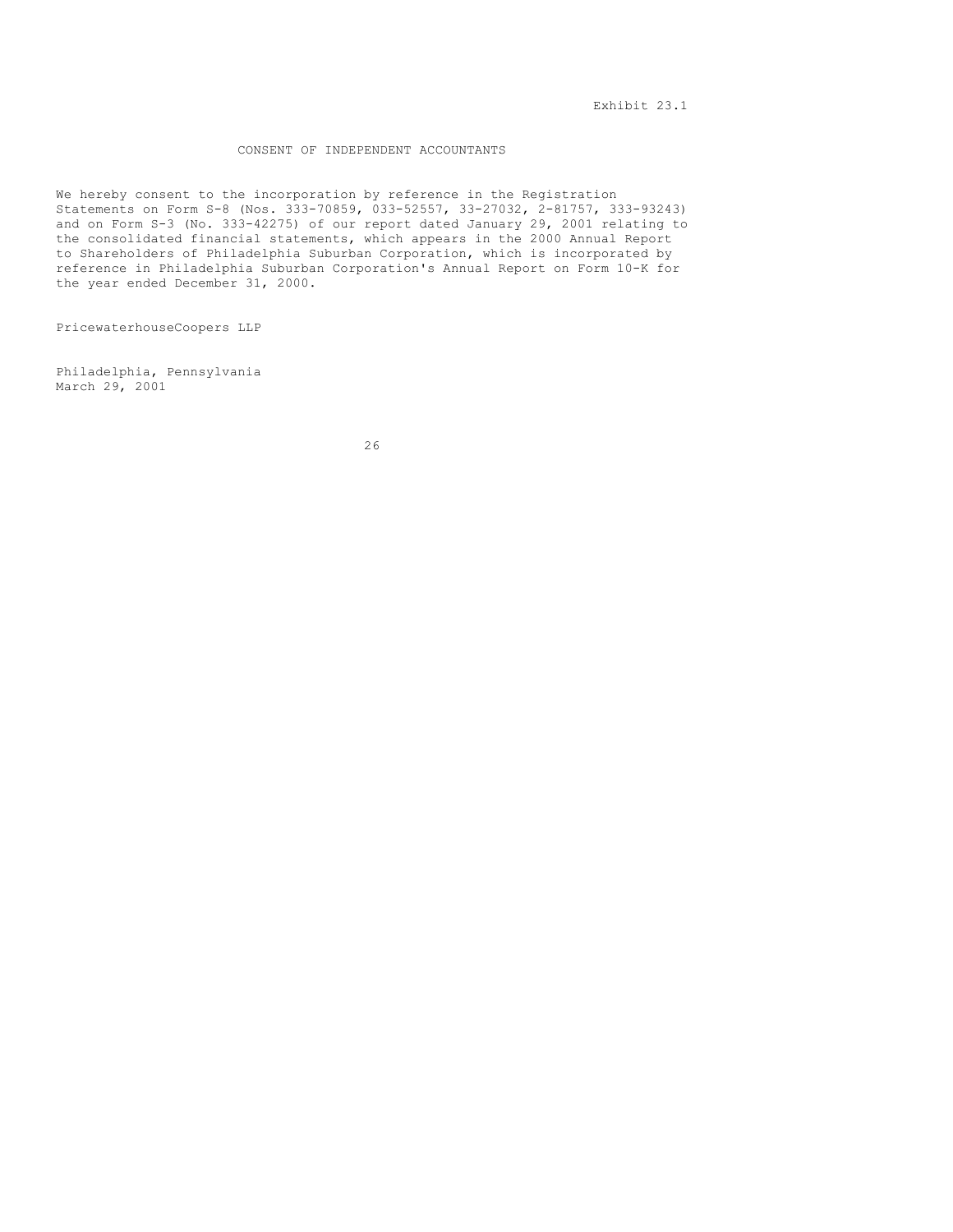Exhibit 23.1

# CONSENT OF INDEPENDENT ACCOUNTANTS

We hereby consent to the incorporation by reference in the Registration Statements on Form S-8 (Nos. 333-70859, 033-52557, 33-27032, 2-81757, 333-93243) and on Form S-3 (No. 333-42275) of our report dated January 29, 2001 relating to the consolidated financial statements, which appears in the 2000 Annual Report to Shareholders of Philadelphia Suburban Corporation, which is incorporated by reference in Philadelphia Suburban Corporation's Annual Report on Form 10-K for the year ended December 31, 2000.

PricewaterhouseCoopers LLP

Philadelphia, Pennsylvania
March 29, 2001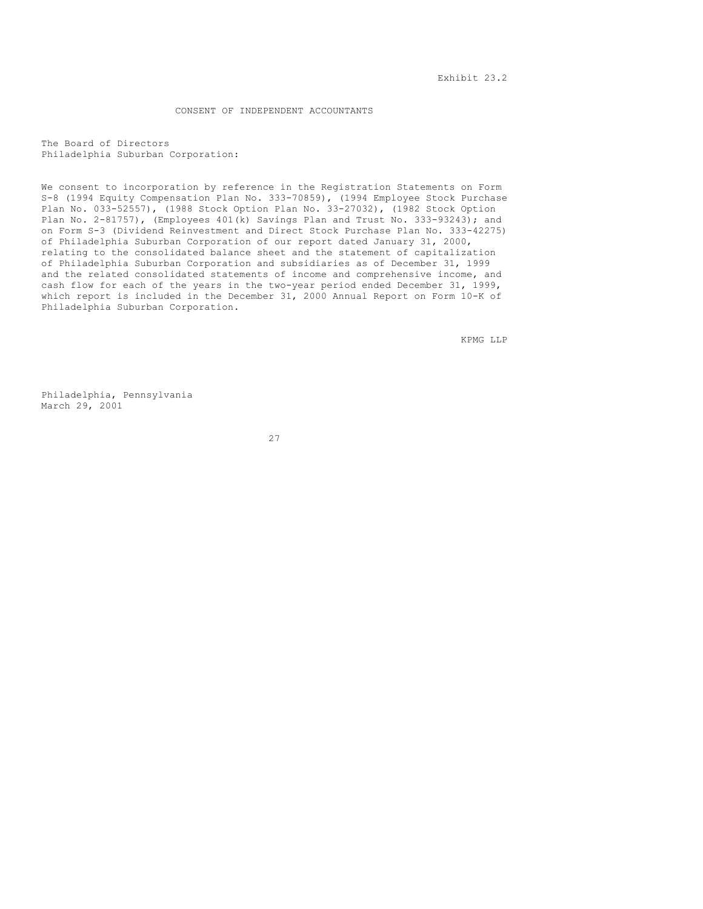Exhibit 23.2

CONSENT OF INDEPENDENT ACCOUNTANTS

The Board of Directors
Philadelphia Suburban Corporation:

We consent to incorporation by reference in the Registration Statements on Form S-8 (1994 Equity Compensation Plan No. 333-70859), (1994 Employee Stock Purchase Plan No. 033-52557), (1988 Stock Option Plan No. 33-27032), (1982 Stock Option Plan No. 2-81757), (Employees 401(k) Savings Plan and Trust No. 333-93243); and on Form S-3 (Dividend Reinvestment and Direct Stock Purchase Plan No. 333-42275) of Philadelphia Suburban Corporation of our report dated January 31, 2000, relating to the consolidated balance sheet and the statement of capitalization of Philadelphia Suburban Corporation and subsidiaries as of December 31, 1999 and the related consolidated statements of income and comprehensive income, and cash flow for each of the years in the two-year period ended December 31, 1999, which report is included in the December 31, 2000 Annual Report on Form 10-K of Philadelphia Suburban Corporation.

KPMG LLP

Philadelphia, Pennsylvania
March 29, 2001